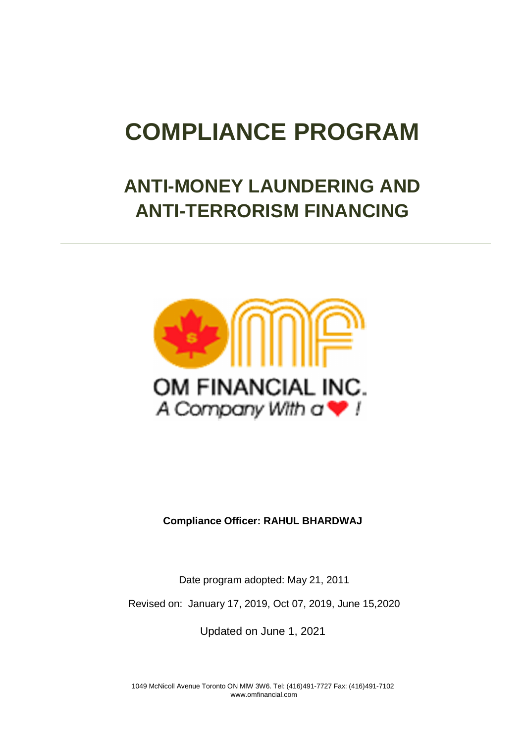# COMPLIANCE PROGRAM

## ANTI-MONEY LAUNDERING AND ANTI-TERRORISM FINANCING

OM FINANCIAL INC.

*A Company With a ❤ !*

**Compliance Officer: RAHUL BHARDWAJ**

Date program adopted: May 21, 2011

Revised on: January 17, 2019, Oct 07, 2019, June 15,2020

Updated on June 1, 2021

1049 McNicoll Avenue Toronto ON MlW 3W6. Tel: (416)491-7727 Fax: (416)491-7102
www.omfinancial.com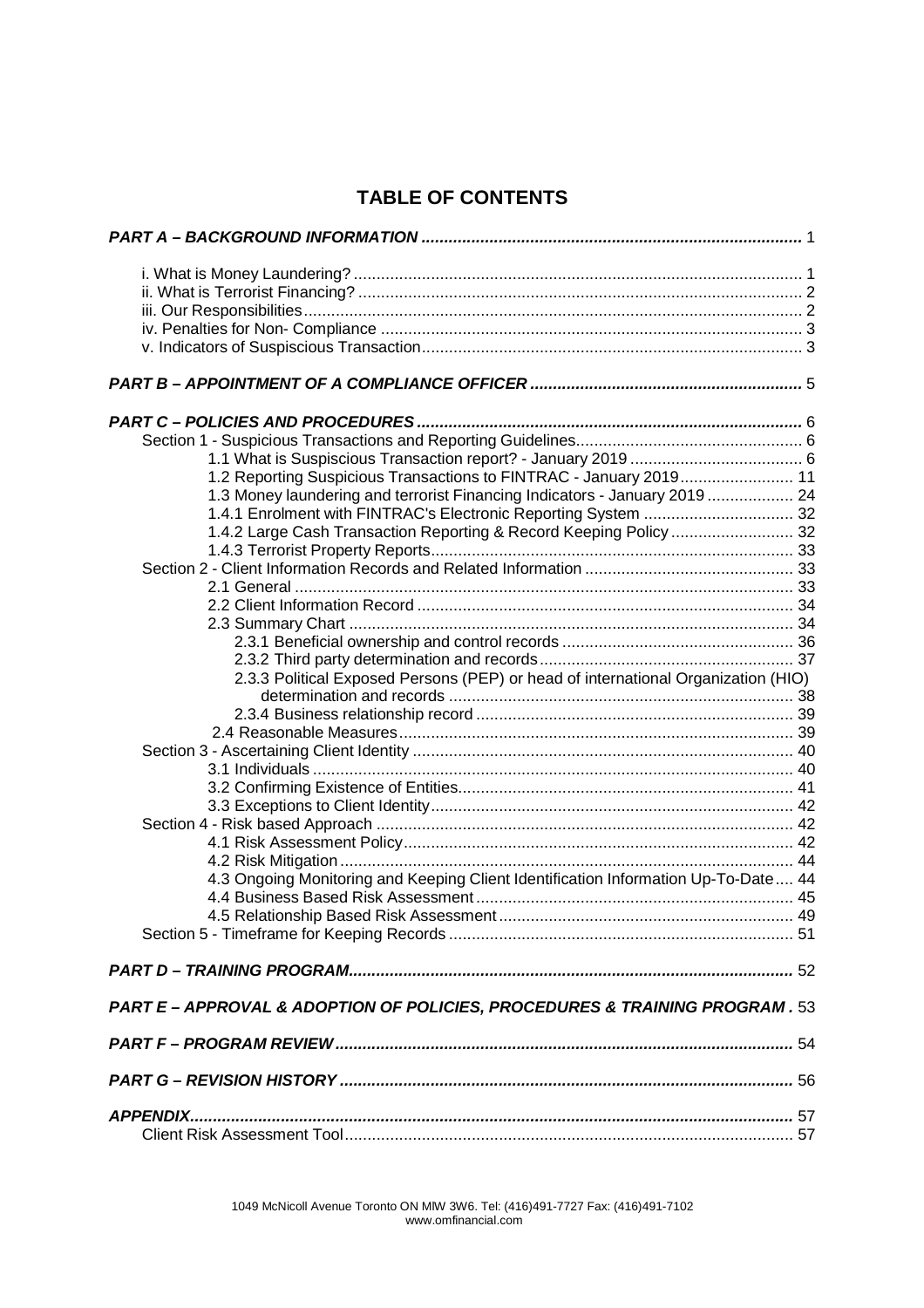# TABLE OF CONTENTS

| | |
|---|---|
| ***PART A – BACKGROUND INFORMATION*** | 1 |
| i. What is Money Laundering? | 1 |
| ii. What is Terrorist Financing? | 2 |
| iii. Our Responsibilities | 2 |
| iv. Penalties for Non- Compliance | 3 |
| v. Indicators of Suspicious Transaction | 3 |
| ***PART B – APPOINTMENT OF A COMPLIANCE OFFICER*** | 5 |
| ***PART C – POLICIES AND PROCEDURES*** | 6 |
| Section 1 - Suspicious Transactions and Reporting Guidelines | 6 |
| 1.1 What is Suspicious Transaction report? - January 2019 | 6 |
| 1.2 Reporting Suspicious Transactions to FINTRAC - January 2019 | 11 |
| 1.3 Money laundering and terrorist Financing Indicators - January 2019 | 24 |
| 1.4.1 Enrolment with FINTRAC's Electronic Reporting System | 32 |
| 1.4.2 Large Cash Transaction Reporting & Record Keeping Policy | 32 |
| 1.4.3 Terrorist Property Reports | 33 |
| Section 2 - Client Information Records and Related Information | 33 |
| 2.1 General | 33 |
| 2.2 Client Information Record | 34 |
| 2.3 Summary Chart | 34 |
| 2.3.1 Beneficial ownership and control records | 36 |
| 2.3.2 Third party determination and records | 37 |
| 2.3.3 Political Exposed Persons (PEP) or head of international Organization (HIO) determination and records | 38 |
| 2.3.4 Business relationship record | 39 |
| 2.4 Reasonable Measures | 39 |
| Section 3 - Ascertaining Client Identity | 40 |
| 3.1 Individuals | 40 |
| 3.2 Confirming Existence of Entities | 41 |
| 3.3 Exceptions to Client Identity | 42 |
| Section 4 - Risk based Approach | 42 |
| 4.1 Risk Assessment Policy | 42 |
| 4.2 Risk Mitigation | 44 |
| 4.3 Ongoing Monitoring and Keeping Client Identification Information Up-To-Date | 44 |
| 4.4 Business Based Risk Assessment | 45 |
| 4.5 Relationship Based Risk Assessment | 49 |
| Section 5 - Timeframe for Keeping Records | 51 |
| ***PART D – TRAINING PROGRAM*** | 52 |
| ***PART E – APPROVAL & ADOPTION OF POLICIES, PROCEDURES & TRAINING PROGRAM*** | 53 |
| ***PART F – PROGRAM REVIEW*** | 54 |
| ***PART G – REVISION HISTORY*** | 56 |
| ***APPENDIX*** | 57 |
| Client Risk Assessment Tool | 57 |

1049 McNicoll Avenue Toronto ON MIW 3W6. Tel: (416)491-7727 Fax: (416)491-7102
www.omfinancial.com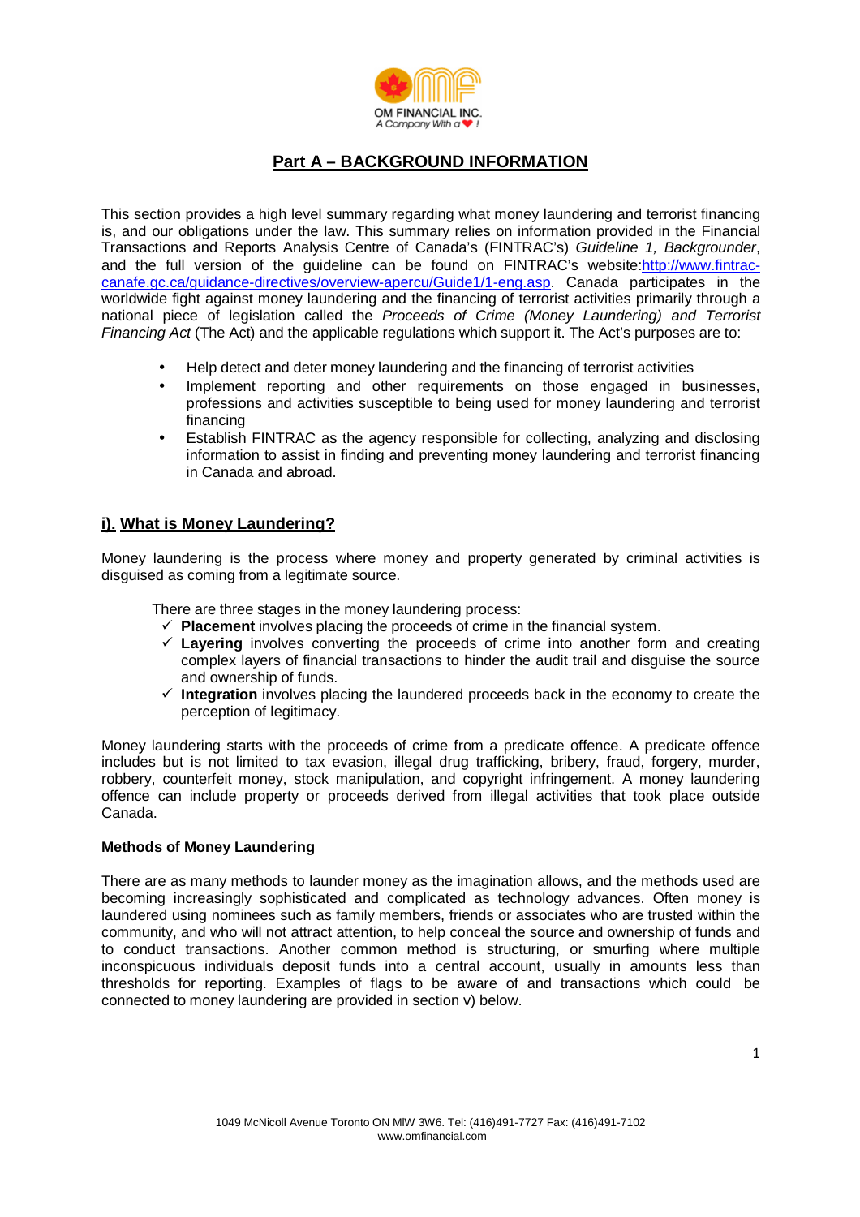## Part A – BACKGROUND INFORMATION

This section provides a high level summary regarding what money laundering and terrorist financing is, and our obligations under the law. This summary relies on information provided in the Financial Transactions and Reports Analysis Centre of Canada's (FINTRAC's) *Guideline 1, Backgrounder*, and the full version of the guideline can be found on FINTRAC's website:[http://www.fintrac-canafe.gc.ca/guidance-directives/overview-apercu/Guide1/1-eng.asp](http://www.fintrac-canafe.gc.ca/guidance-directives/overview-apercu/Guide1/1-eng.asp). Canada participates in the worldwide fight against money laundering and the financing of terrorist activities primarily through a national piece of legislation called the *Proceeds of Crime (Money Laundering) and Terrorist Financing Act* (The Act) and the applicable regulations which support it. The Act's purposes are to:

- Help detect and deter money laundering and the financing of terrorist activities
- Implement reporting and other requirements on those engaged in businesses, professions and activities susceptible to being used for money laundering and terrorist financing
- Establish FINTRAC as the agency responsible for collecting, analyzing and disclosing information to assist in finding and preventing money laundering and terrorist financing in Canada and abroad.

### i). What is Money Laundering?

Money laundering is the process where money and property generated by criminal activities is disguised as coming from a legitimate source.

There are three stages in the money laundering process:

- ✓ **Placement** involves placing the proceeds of crime in the financial system.
- ✓ **Layering** involves converting the proceeds of crime into another form and creating complex layers of financial transactions to hinder the audit trail and disguise the source and ownership of funds.
- ✓ **Integration** involves placing the laundered proceeds back in the economy to create the perception of legitimacy.

Money laundering starts with the proceeds of crime from a predicate offence. A predicate offence includes but is not limited to tax evasion, illegal drug trafficking, bribery, fraud, forgery, murder, robbery, counterfeit money, stock manipulation, and copyright infringement. A money laundering offence can include property or proceeds derived from illegal activities that took place outside Canada.

**Methods of Money Laundering**

There are as many methods to launder money as the imagination allows, and the methods used are becoming increasingly sophisticated and complicated as technology advances. Often money is laundered using nominees such as family members, friends or associates who are trusted within the community, and who will not attract attention, to help conceal the source and ownership of funds and to conduct transactions. Another common method is structuring, or smurfing where multiple inconspicuous individuals deposit funds into a central account, usually in amounts less than thresholds for reporting. Examples of flags to be aware of and transactions which could be connected to money laundering are provided in section v) below.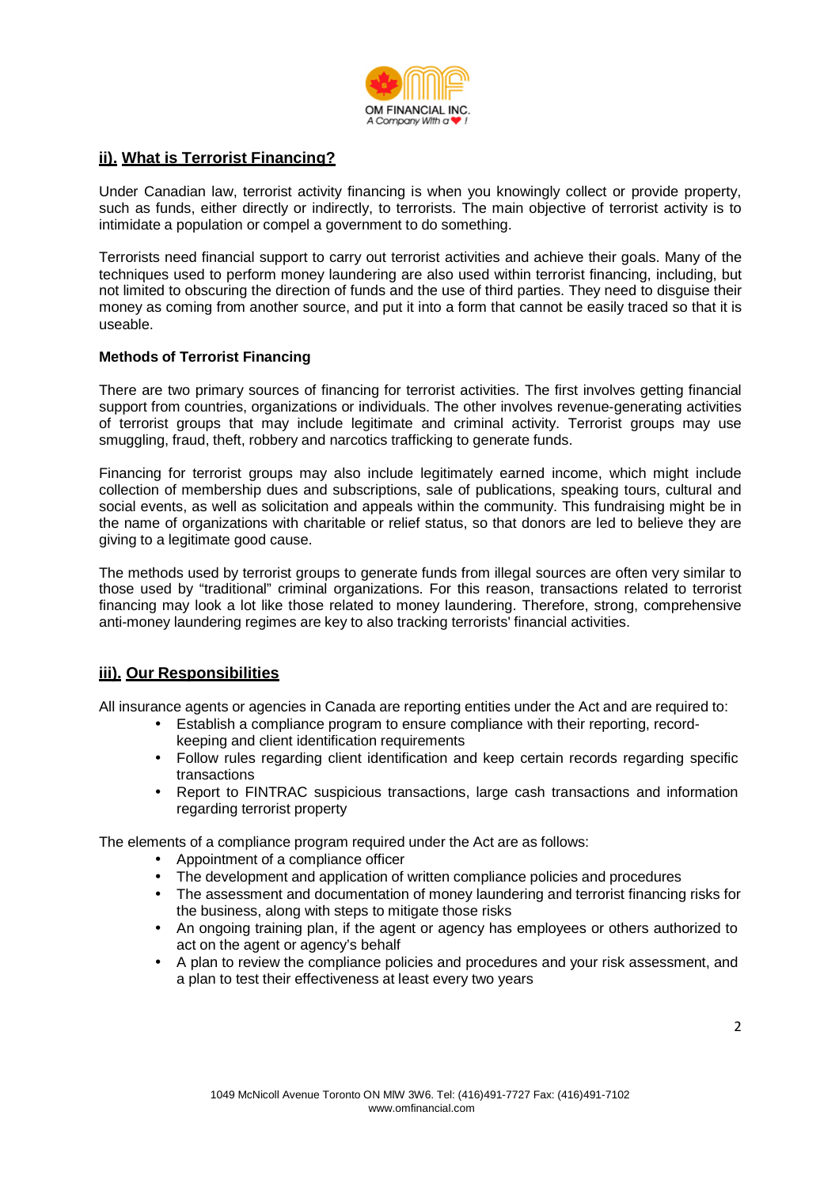## ii). What is Terrorist Financing?

Under Canadian law, terrorist activity financing is when you knowingly collect or provide property, such as funds, either directly or indirectly, to terrorists. The main objective of terrorist activity is to intimidate a population or compel a government to do something.

Terrorists need financial support to carry out terrorist activities and achieve their goals. Many of the techniques used to perform money laundering are also used within terrorist financing, including, but not limited to obscuring the direction of funds and the use of third parties. They need to disguise their money as coming from another source, and put it into a form that cannot be easily traced so that it is useable.

**Methods of Terrorist Financing**

There are two primary sources of financing for terrorist activities. The first involves getting financial support from countries, organizations or individuals. The other involves revenue-generating activities of terrorist groups that may include legitimate and criminal activity. Terrorist groups may use smuggling, fraud, theft, robbery and narcotics trafficking to generate funds.

Financing for terrorist groups may also include legitimately earned income, which might include collection of membership dues and subscriptions, sale of publications, speaking tours, cultural and social events, as well as solicitation and appeals within the community. This fundraising might be in the name of organizations with charitable or relief status, so that donors are led to believe they are giving to a legitimate good cause.

The methods used by terrorist groups to generate funds from illegal sources are often very similar to those used by "traditional" criminal organizations. For this reason, transactions related to terrorist financing may look a lot like those related to money laundering. Therefore, strong, comprehensive anti-money laundering regimes are key to also tracking terrorists' financial activities.

## iii). Our Responsibilities

All insurance agents or agencies in Canada are reporting entities under the Act and are required to:

- Establish a compliance program to ensure compliance with their reporting, record-keeping and client identification requirements
- Follow rules regarding client identification and keep certain records regarding specific transactions
- Report to FINTRAC suspicious transactions, large cash transactions and information regarding terrorist property

The elements of a compliance program required under the Act are as follows:

- Appointment of a compliance officer
- The development and application of written compliance policies and procedures
- The assessment and documentation of money laundering and terrorist financing risks for the business, along with steps to mitigate those risks
- An ongoing training plan, if the agent or agency has employees or others authorized to act on the agent or agency's behalf
- A plan to review the compliance policies and procedures and your risk assessment, and a plan to test their effectiveness at least every two years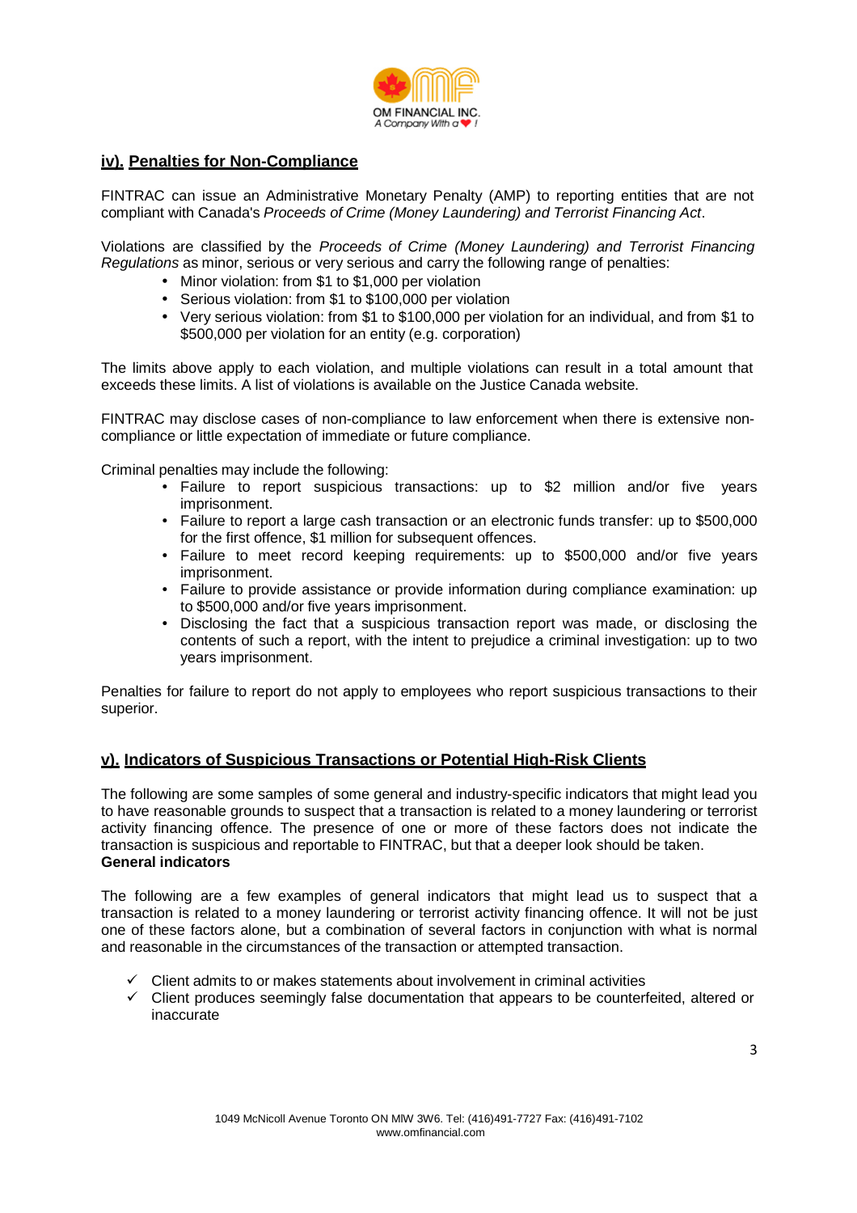## iv). Penalties for Non-Compliance

FINTRAC can issue an Administrative Monetary Penalty (AMP) to reporting entities that are not compliant with Canada's *Proceeds of Crime (Money Laundering) and Terrorist Financing Act*.

Violations are classified by the *Proceeds of Crime (Money Laundering) and Terrorist Financing Regulations* as minor, serious or very serious and carry the following range of penalties:

- Minor violation: from $1 to $1,000 per violation
- Serious violation: from $1 to $100,000 per violation
- Very serious violation: from $1 to $100,000 per violation for an individual, and from $1 to $500,000 per violation for an entity (e.g. corporation)

The limits above apply to each violation, and multiple violations can result in a total amount that exceeds these limits. A list of violations is available on the Justice Canada website.

FINTRAC may disclose cases of non-compliance to law enforcement when there is extensive non-compliance or little expectation of immediate or future compliance.

Criminal penalties may include the following:

- Failure to report suspicious transactions: up to $2 million and/or five years imprisonment.
- Failure to report a large cash transaction or an electronic funds transfer: up to $500,000 for the first offence, $1 million for subsequent offences.
- Failure to meet record keeping requirements: up to $500,000 and/or five years imprisonment.
- Failure to provide assistance or provide information during compliance examination: up to $500,000 and/or five years imprisonment.
- Disclosing the fact that a suspicious transaction report was made, or disclosing the contents of such a report, with the intent to prejudice a criminal investigation: up to two years imprisonment.

Penalties for failure to report do not apply to employees who report suspicious transactions to their superior.

## v). Indicators of Suspicious Transactions or Potential High-Risk Clients

The following are some samples of some general and industry-specific indicators that might lead you to have reasonable grounds to suspect that a transaction is related to a money laundering or terrorist activity financing offence. The presence of one or more of these factors does not indicate the transaction is suspicious and reportable to FINTRAC, but that a deeper look should be taken.

**General indicators**

The following are a few examples of general indicators that might lead us to suspect that a transaction is related to a money laundering or terrorist activity financing offence. It will not be just one of these factors alone, but a combination of several factors in conjunction with what is normal and reasonable in the circumstances of the transaction or attempted transaction.

- ✓ Client admits to or makes statements about involvement in criminal activities
- ✓ Client produces seemingly false documentation that appears to be counterfeited, altered or inaccurate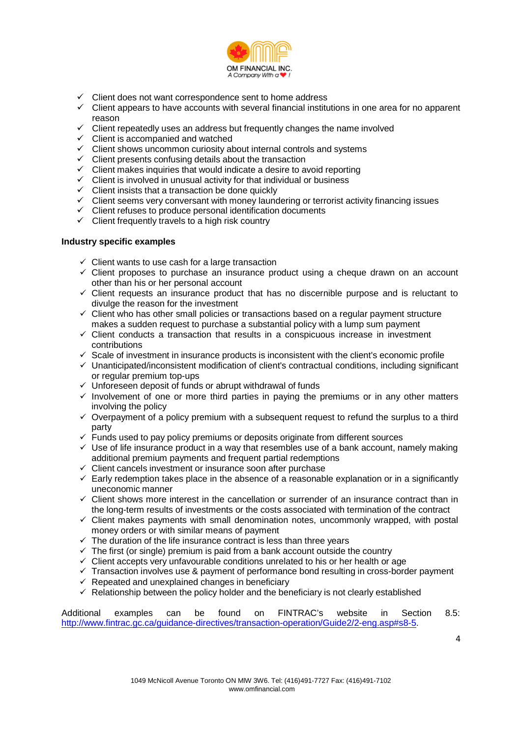- Client does not want correspondence sent to home address
- Client appears to have accounts with several financial institutions in one area for no apparent reason
- Client repeatedly uses an address but frequently changes the name involved
- Client is accompanied and watched
- Client shows uncommon curiosity about internal controls and systems
- Client presents confusing details about the transaction
- Client makes inquiries that would indicate a desire to avoid reporting
- Client is involved in unusual activity for that individual or business
- Client insists that a transaction be done quickly
- Client seems very conversant with money laundering or terrorist activity financing issues
- Client refuses to produce personal identification documents
- Client frequently travels to a high risk country

**Industry specific examples**

- Client wants to use cash for a large transaction
- Client proposes to purchase an insurance product using a cheque drawn on an account other than his or her personal account
- Client requests an insurance product that has no discernible purpose and is reluctant to divulge the reason for the investment
- Client who has other small policies or transactions based on a regular payment structure makes a sudden request to purchase a substantial policy with a lump sum payment
- Client conducts a transaction that results in a conspicuous increase in investment contributions
- Scale of investment in insurance products is inconsistent with the client's economic profile
- Unanticipated/inconsistent modification of client's contractual conditions, including significant or regular premium top-ups
- Unforeseen deposit of funds or abrupt withdrawal of funds
- Involvement of one or more third parties in paying the premiums or in any other matters involving the policy
- Overpayment of a policy premium with a subsequent request to refund the surplus to a third party
- Funds used to pay policy premiums or deposits originate from different sources
- Use of life insurance product in a way that resembles use of a bank account, namely making additional premium payments and frequent partial redemptions
- Client cancels investment or insurance soon after purchase
- Early redemption takes place in the absence of a reasonable explanation or in a significantly uneconomic manner
- Client shows more interest in the cancellation or surrender of an insurance contract than in the long-term results of investments or the costs associated with termination of the contract
- Client makes payments with small denomination notes, uncommonly wrapped, with postal money orders or with similar means of payment
- The duration of the life insurance contract is less than three years
- The first (or single) premium is paid from a bank account outside the country
- Client accepts very unfavourable conditions unrelated to his or her health or age
- Transaction involves use & payment of performance bond resulting in cross-border payment
- Repeated and unexplained changes in beneficiary
- Relationship between the policy holder and the beneficiary is not clearly established

Additional examples can be found on FINTRAC's website in Section 8.5: http://www.fintrac.gc.ca/guidance-directives/transaction-operation/Guide2/2-eng.asp#s8-5.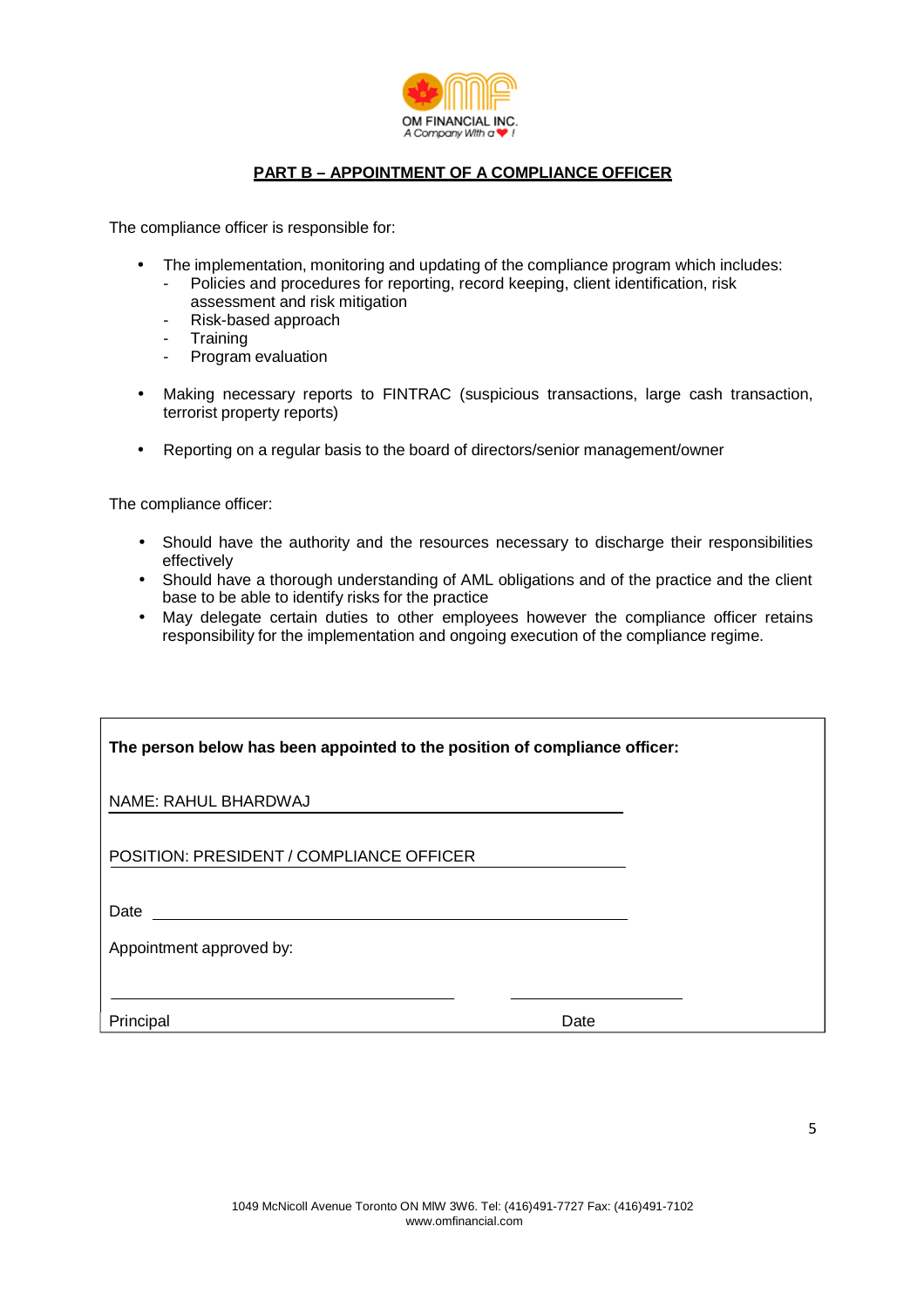## PART B – APPOINTMENT OF A COMPLIANCE OFFICER

The compliance officer is responsible for:

- The implementation, monitoring and updating of the compliance program which includes:
  - Policies and procedures for reporting, record keeping, client identification, risk assessment and risk mitigation
  - Risk-based approach
  - Training
  - Program evaluation

- Making necessary reports to FINTRAC (suspicious transactions, large cash transaction, terrorist property reports)

- Reporting on a regular basis to the board of directors/senior management/owner

The compliance officer:

- Should have the authority and the resources necessary to discharge their responsibilities effectively
- Should have a thorough understanding of AML obligations and of the practice and the client base to be able to identify risks for the practice
- May delegate certain duties to other employees however the compliance officer retains responsibility for the implementation and ongoing execution of the compliance regime.

**The person below has been appointed to the position of compliance officer:**

NAME: RAHUL BHARDWAJ

POSITION: PRESIDENT / COMPLIANCE OFFICER

Date ______________________________

Appointment approved by:

______________________________ ______________

Principal Date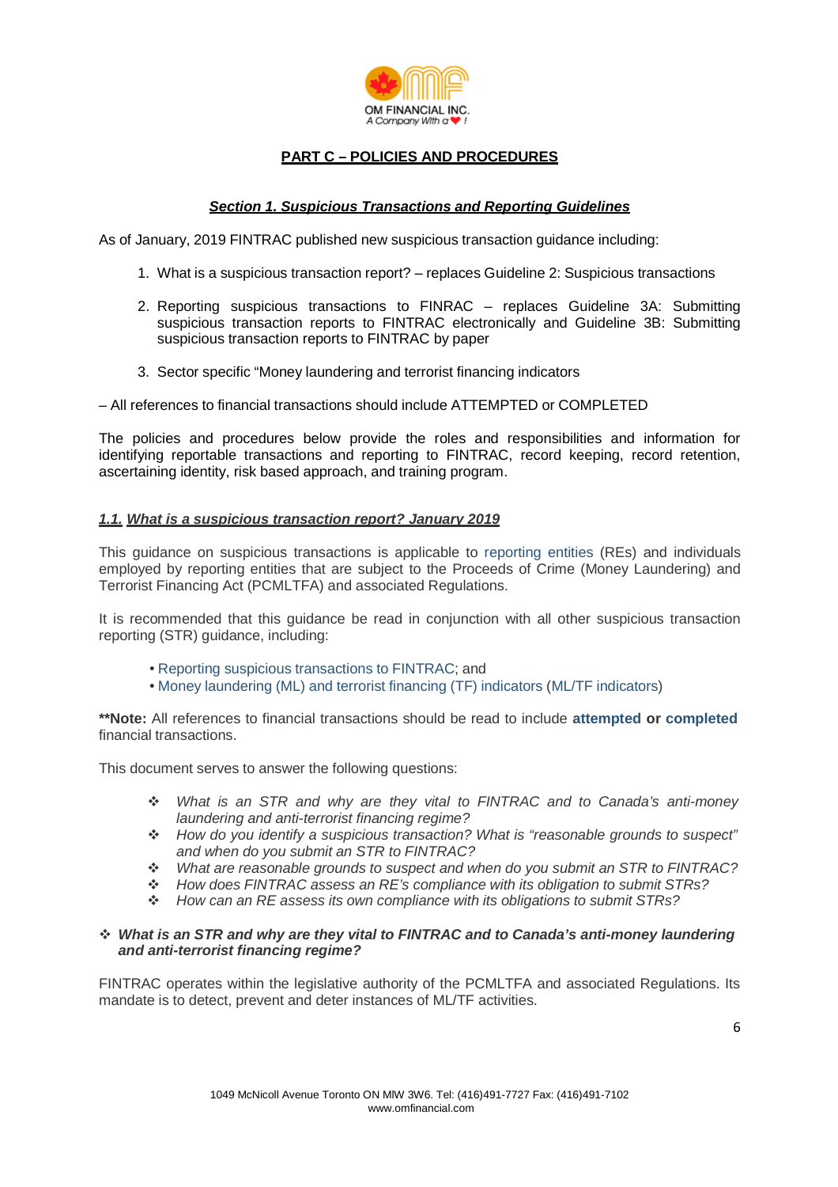## PART C – POLICIES AND PROCEDURES

### *Section 1. Suspicious Transactions and Reporting Guidelines*

As of January, 2019 FINTRAC published new suspicious transaction guidance including:

1. What is a suspicious transaction report? – replaces Guideline 2: Suspicious transactions
2. Reporting suspicious transactions to FINRAC – replaces Guideline 3A: Submitting suspicious transaction reports to FINTRAC electronically and Guideline 3B: Submitting suspicious transaction reports to FINTRAC by paper
3. Sector specific "Money laundering and terrorist financing indicators

– All references to financial transactions should include ATTEMPTED or COMPLETED

The policies and procedures below provide the roles and responsibilities and information for identifying reportable transactions and reporting to FINTRAC, record keeping, record retention, ascertaining identity, risk based approach, and training program.

#### *1.1. What is a suspicious transaction report? January 2019*

This guidance on suspicious transactions is applicable to reporting entities (REs) and individuals employed by reporting entities that are subject to the Proceeds of Crime (Money Laundering) and Terrorist Financing Act (PCMLTFA) and associated Regulations.

It is recommended that this guidance be read in conjunction with all other suspicious transaction reporting (STR) guidance, including:

- Reporting suspicious transactions to FINTRAC; and
- Money laundering (ML) and terrorist financing (TF) indicators (ML/TF indicators)

****Note:** All references to financial transactions should be read to include **attempted or completed** financial transactions.

This document serves to answer the following questions:

- *What is an STR and why are they vital to FINTRAC and to Canada's anti-money laundering and anti-terrorist financing regime?*
- *How do you identify a suspicious transaction? What is "reasonable grounds to suspect" and when do you submit an STR to FINTRAC?*
- *What are reasonable grounds to suspect and when do you submit an STR to FINTRAC?*
- *How does FINTRAC assess an RE's compliance with its obligation to submit STRs?*
- *How can an RE assess its own compliance with its obligations to submit STRs?*

- ***What is an STR and why are they vital to FINTRAC and to Canada's anti-money laundering and anti-terrorist financing regime?***

FINTRAC operates within the legislative authority of the PCMLTFA and associated Regulations. Its mandate is to detect, prevent and deter instances of ML/TF activities.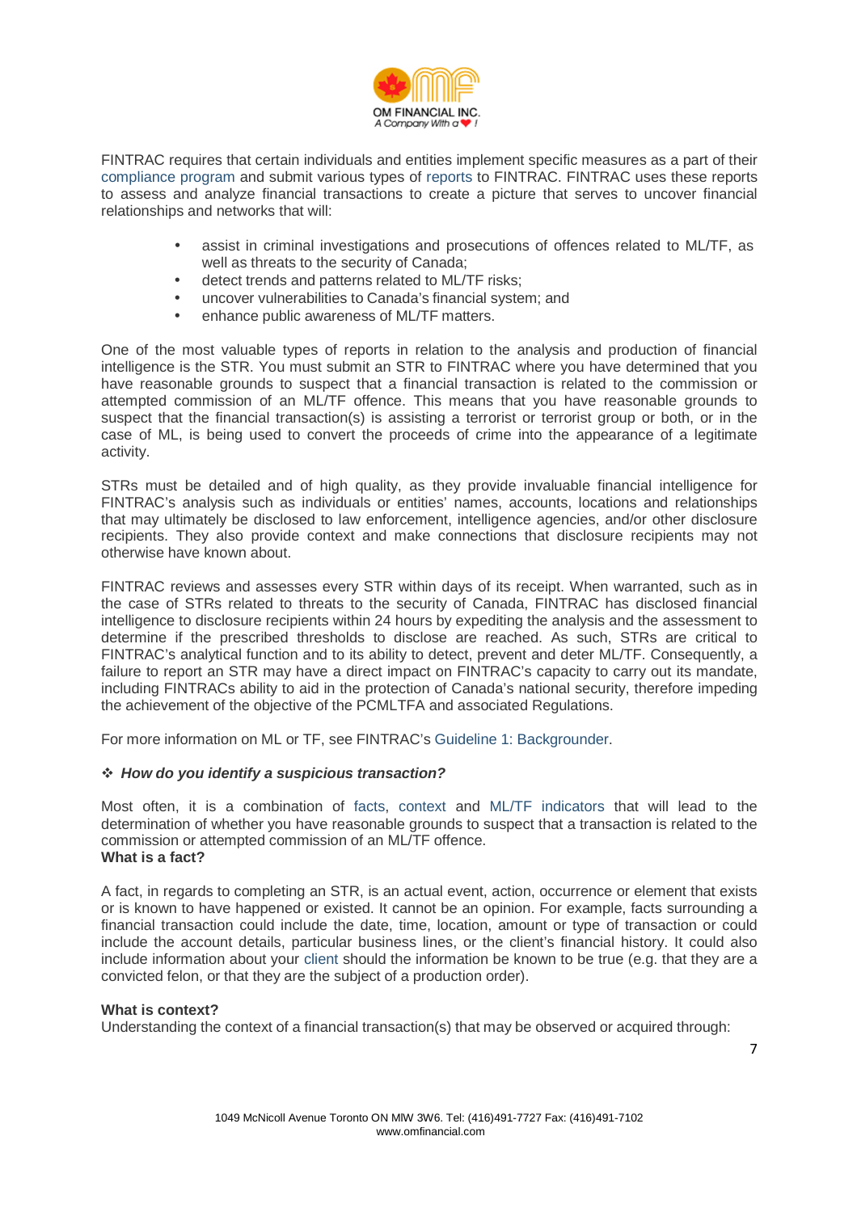FINTRAC requires that certain individuals and entities implement specific measures as a part of their compliance program and submit various types of reports to FINTRAC. FINTRAC uses these reports to assess and analyze financial transactions to create a picture that serves to uncover financial relationships and networks that will:

- assist in criminal investigations and prosecutions of offences related to ML/TF, as well as threats to the security of Canada;
- detect trends and patterns related to ML/TF risks;
- uncover vulnerabilities to Canada's financial system; and
- enhance public awareness of ML/TF matters.

One of the most valuable types of reports in relation to the analysis and production of financial intelligence is the STR. You must submit an STR to FINTRAC where you have determined that you have reasonable grounds to suspect that a financial transaction is related to the commission or attempted commission of an ML/TF offence. This means that you have reasonable grounds to suspect that the financial transaction(s) is assisting a terrorist or terrorist group or both, or in the case of ML, is being used to convert the proceeds of crime into the appearance of a legitimate activity.

STRs must be detailed and of high quality, as they provide invaluable financial intelligence for FINTRAC's analysis such as individuals or entities' names, accounts, locations and relationships that may ultimately be disclosed to law enforcement, intelligence agencies, and/or other disclosure recipients. They also provide context and make connections that disclosure recipients may not otherwise have known about.

FINTRAC reviews and assesses every STR within days of its receipt. When warranted, such as in the case of STRs related to threats to the security of Canada, FINTRAC has disclosed financial intelligence to disclosure recipients within 24 hours by expediting the analysis and the assessment to determine if the prescribed thresholds to disclose are reached. As such, STRs are critical to FINTRAC's analytical function and to its ability to detect, prevent and deter ML/TF. Consequently, a failure to report an STR may have a direct impact on FINTRAC's capacity to carry out its mandate, including FINTRACs ability to aid in the protection of Canada's national security, therefore impeding the achievement of the objective of the PCMLTFA and associated Regulations.

For more information on ML or TF, see FINTRAC's Guideline 1: Backgrounder.

### ❖ *How do you identify a suspicious transaction?*

Most often, it is a combination of facts, context and ML/TF indicators that will lead to the determination of whether you have reasonable grounds to suspect that a transaction is related to the commission or attempted commission of an ML/TF offence.

**What is a fact?**

A fact, in regards to completing an STR, is an actual event, action, occurrence or element that exists or is known to have happened or existed. It cannot be an opinion. For example, facts surrounding a financial transaction could include the date, time, location, amount or type of transaction or could include the account details, particular business lines, or the client's financial history. It could also include information about your client should the information be known to be true (e.g. that they are a convicted felon, or that they are the subject of a production order).

**What is context?**

Understanding the context of a financial transaction(s) that may be observed or acquired through: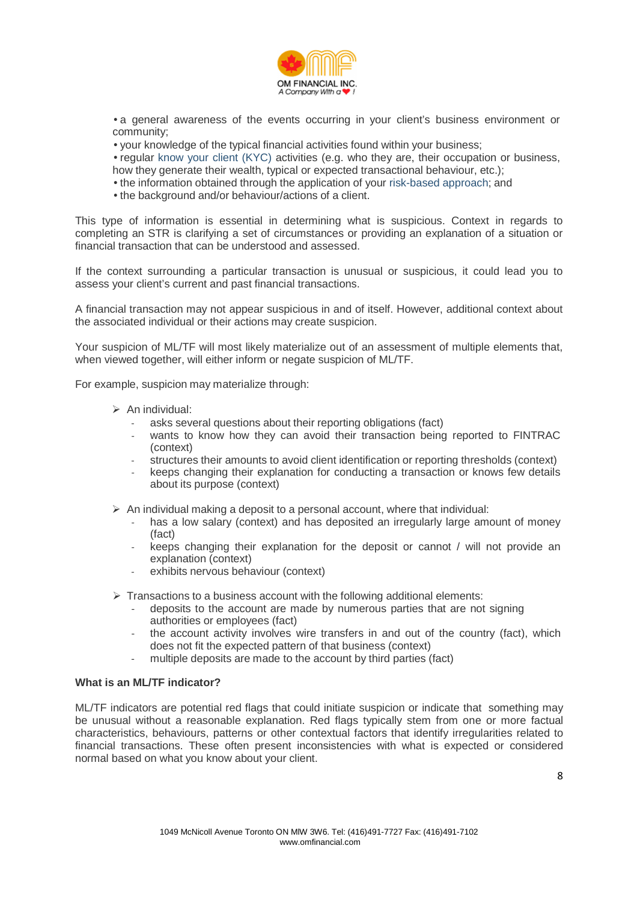- a general awareness of the events occurring in your client's business environment or community;
- your knowledge of the typical financial activities found within your business;
- regular know your client (KYC) activities (e.g. who they are, their occupation or business, how they generate their wealth, typical or expected transactional behaviour, etc.);
- the information obtained through the application of your risk-based approach; and
- the background and/or behaviour/actions of a client.

This type of information is essential in determining what is suspicious. Context in regards to completing an STR is clarifying a set of circumstances or providing an explanation of a situation or financial transaction that can be understood and assessed.

If the context surrounding a particular transaction is unusual or suspicious, it could lead you to assess your client's current and past financial transactions.

A financial transaction may not appear suspicious in and of itself. However, additional context about the associated individual or their actions may create suspicion.

Your suspicion of ML/TF will most likely materialize out of an assessment of multiple elements that, when viewed together, will either inform or negate suspicion of ML/TF.

For example, suspicion may materialize through:

- An individual:
  - asks several questions about their reporting obligations (fact)
  - wants to know how they can avoid their transaction being reported to FINTRAC (context)
  - structures their amounts to avoid client identification or reporting thresholds (context)
  - keeps changing their explanation for conducting a transaction or knows few details about its purpose (context)

- An individual making a deposit to a personal account, where that individual:
  - has a low salary (context) and has deposited an irregularly large amount of money (fact)
  - keeps changing their explanation for the deposit or cannot / will not provide an explanation (context)
  - exhibits nervous behaviour (context)

- Transactions to a business account with the following additional elements:
  - deposits to the account are made by numerous parties that are not signing authorities or employees (fact)
  - the account activity involves wire transfers in and out of the country (fact), which does not fit the expected pattern of that business (context)
  - multiple deposits are made to the account by third parties (fact)

**What is an ML/TF indicator?**

ML/TF indicators are potential red flags that could initiate suspicion or indicate that something may be unusual without a reasonable explanation. Red flags typically stem from one or more factual characteristics, behaviours, patterns or other contextual factors that identify irregularities related to financial transactions. These often present inconsistencies with what is expected or considered normal based on what you know about your client.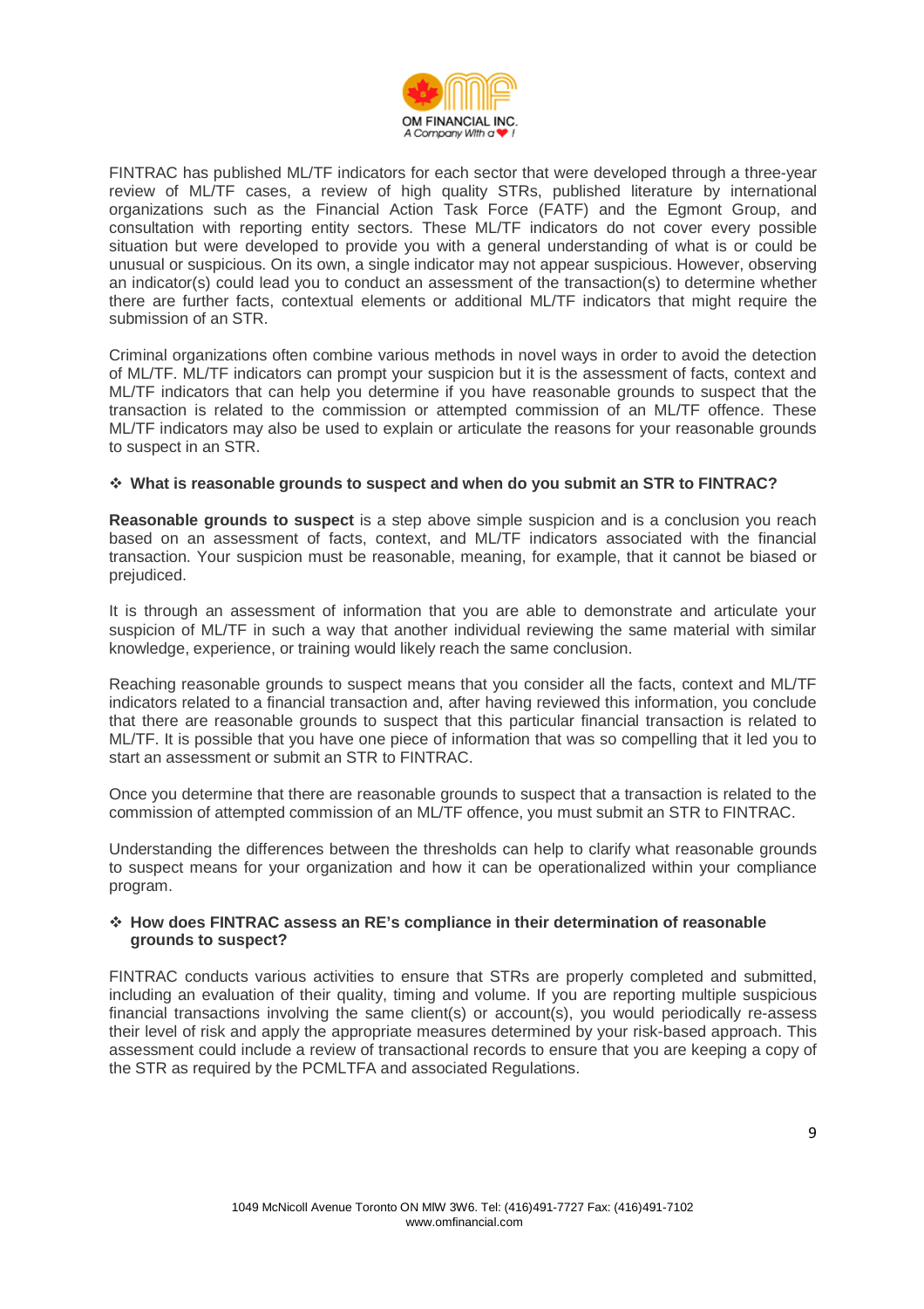FINTRAC has published ML/TF indicators for each sector that were developed through a three-year review of ML/TF cases, a review of high quality STRs, published literature by international organizations such as the Financial Action Task Force (FATF) and the Egmont Group, and consultation with reporting entity sectors. These ML/TF indicators do not cover every possible situation but were developed to provide you with a general understanding of what is or could be unusual or suspicious. On its own, a single indicator may not appear suspicious. However, observing an indicator(s) could lead you to conduct an assessment of the transaction(s) to determine whether there are further facts, contextual elements or additional ML/TF indicators that might require the submission of an STR.

Criminal organizations often combine various methods in novel ways in order to avoid the detection of ML/TF. ML/TF indicators can prompt your suspicion but it is the assessment of facts, context and ML/TF indicators that can help you determine if you have reasonable grounds to suspect that the transaction is related to the commission or attempted commission of an ML/TF offence. These ML/TF indicators may also be used to explain or articulate the reasons for your reasonable grounds to suspect in an STR.

- **What is reasonable grounds to suspect and when do you submit an STR to FINTRAC?**

**Reasonable grounds to suspect** is a step above simple suspicion and is a conclusion you reach based on an assessment of facts, context, and ML/TF indicators associated with the financial transaction. Your suspicion must be reasonable, meaning, for example, that it cannot be biased or prejudiced.

It is through an assessment of information that you are able to demonstrate and articulate your suspicion of ML/TF in such a way that another individual reviewing the same material with similar knowledge, experience, or training would likely reach the same conclusion.

Reaching reasonable grounds to suspect means that you consider all the facts, context and ML/TF indicators related to a financial transaction and, after having reviewed this information, you conclude that there are reasonable grounds to suspect that this particular financial transaction is related to ML/TF. It is possible that you have one piece of information that was so compelling that it led you to start an assessment or submit an STR to FINTRAC.

Once you determine that there are reasonable grounds to suspect that a transaction is related to the commission of attempted commission of an ML/TF offence, you must submit an STR to FINTRAC.

Understanding the differences between the thresholds can help to clarify what reasonable grounds to suspect means for your organization and how it can be operationalized within your compliance program.

- **How does FINTRAC assess an RE's compliance in their determination of reasonable grounds to suspect?**

FINTRAC conducts various activities to ensure that STRs are properly completed and submitted, including an evaluation of their quality, timing and volume. If you are reporting multiple suspicious financial transactions involving the same client(s) or account(s), you would periodically re-assess their level of risk and apply the appropriate measures determined by your risk-based approach. This assessment could include a review of transactional records to ensure that you are keeping a copy of the STR as required by the PCMLTFA and associated Regulations.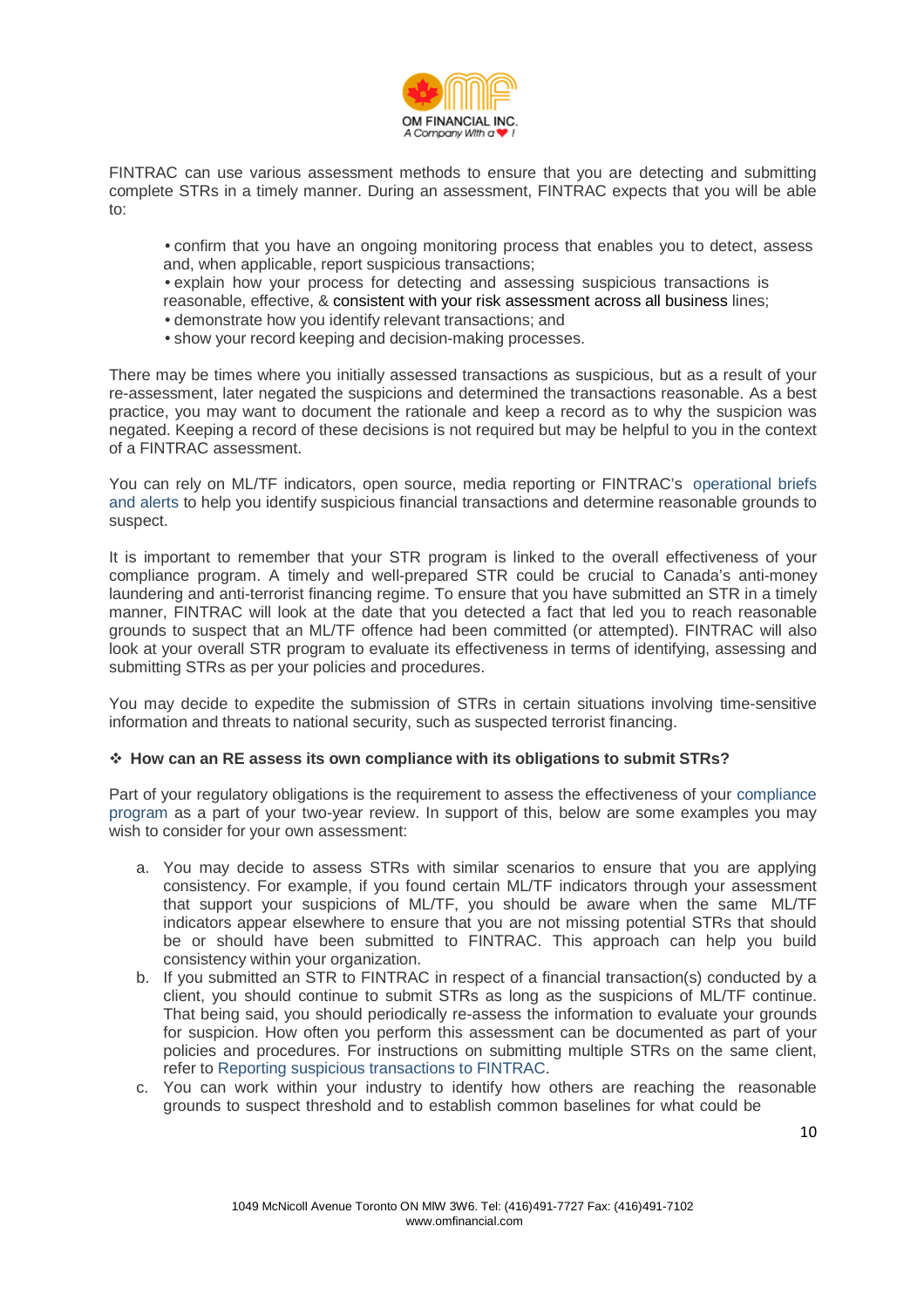FINTRAC can use various assessment methods to ensure that you are detecting and submitting complete STRs in a timely manner. During an assessment, FINTRAC expects that you will be able to:

- confirm that you have an ongoing monitoring process that enables you to detect, assess and, when applicable, report suspicious transactions;
- explain how your process for detecting and assessing suspicious transactions is reasonable, effective, & consistent with your risk assessment across all business lines;
- demonstrate how you identify relevant transactions; and
- show your record keeping and decision-making processes.

There may be times where you initially assessed transactions as suspicious, but as a result of your re-assessment, later negated the suspicions and determined the transactions reasonable. As a best practice, you may want to document the rationale and keep a record as to why the suspicion was negated. Keeping a record of these decisions is not required but may be helpful to you in the context of a FINTRAC assessment.

You can rely on ML/TF indicators, open source, media reporting or FINTRAC's operational briefs and alerts to help you identify suspicious financial transactions and determine reasonable grounds to suspect.

It is important to remember that your STR program is linked to the overall effectiveness of your compliance program. A timely and well-prepared STR could be crucial to Canada's anti-money laundering and anti-terrorist financing regime. To ensure that you have submitted an STR in a timely manner, FINTRAC will look at the date that you detected a fact that led you to reach reasonable grounds to suspect that an ML/TF offence had been committed (or attempted). FINTRAC will also look at your overall STR program to evaluate its effectiveness in terms of identifying, assessing and submitting STRs as per your policies and procedures.

You may decide to expedite the submission of STRs in certain situations involving time-sensitive information and threats to national security, such as suspected terrorist financing.

❖ **How can an RE assess its own compliance with its obligations to submit STRs?**

Part of your regulatory obligations is the requirement to assess the effectiveness of your compliance program as a part of your two-year review. In support of this, below are some examples you may wish to consider for your own assessment:

a. You may decide to assess STRs with similar scenarios to ensure that you are applying consistency. For example, if you found certain ML/TF indicators through your assessment that support your suspicions of ML/TF, you should be aware when the same ML/TF indicators appear elsewhere to ensure that you are not missing potential STRs that should be or should have been submitted to FINTRAC. This approach can help you build consistency within your organization.
b. If you submitted an STR to FINTRAC in respect of a financial transaction(s) conducted by a client, you should continue to submit STRs as long as the suspicions of ML/TF continue. That being said, you should periodically re-assess the information to evaluate your grounds for suspicion. How often you perform this assessment can be documented as part of your policies and procedures. For instructions on submitting multiple STRs on the same client, refer to Reporting suspicious transactions to FINTRAC.
c. You can work within your industry to identify how others are reaching the reasonable grounds to suspect threshold and to establish common baselines for what could be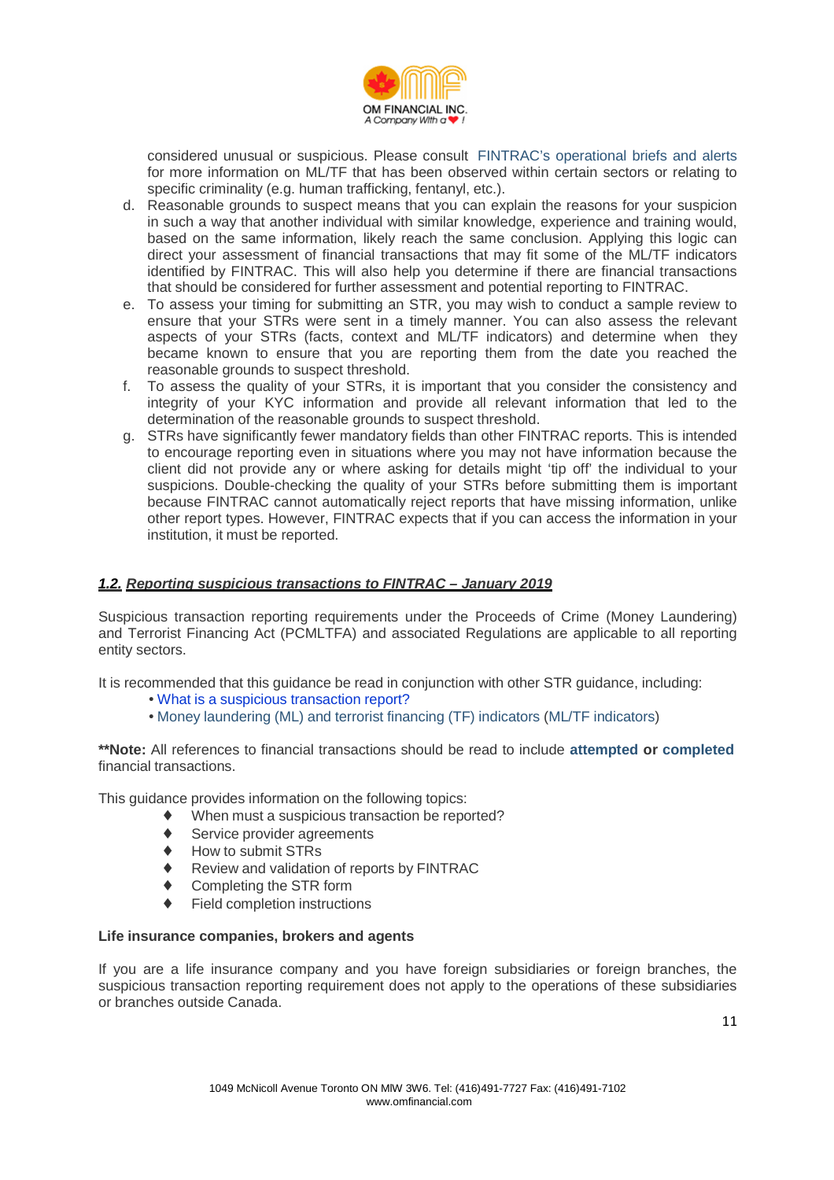considered unusual or suspicious. Please consult FINTRAC's operational briefs and alerts for more information on ML/TF that has been observed within certain sectors or relating to specific criminality (e.g. human trafficking, fentanyl, etc.).

d. Reasonable grounds to suspect means that you can explain the reasons for your suspicion in such a way that another individual with similar knowledge, experience and training would, based on the same information, likely reach the same conclusion. Applying this logic can direct your assessment of financial transactions that may fit some of the ML/TF indicators identified by FINTRAC. This will also help you determine if there are financial transactions that should be considered for further assessment and potential reporting to FINTRAC.

e. To assess your timing for submitting an STR, you may wish to conduct a sample review to ensure that your STRs were sent in a timely manner. You can also assess the relevant aspects of your STRs (facts, context and ML/TF indicators) and determine when they became known to ensure that you are reporting them from the date you reached the reasonable grounds to suspect threshold.

f. To assess the quality of your STRs, it is important that you consider the consistency and integrity of your KYC information and provide all relevant information that led to the determination of the reasonable grounds to suspect threshold.

g. STRs have significantly fewer mandatory fields than other FINTRAC reports. This is intended to encourage reporting even in situations where you may not have information because the client did not provide any or where asking for details might 'tip off' the individual to your suspicions. Double-checking the quality of your STRs before submitting them is important because FINTRAC cannot automatically reject reports that have missing information, unlike other report types. However, FINTRAC expects that if you can access the information in your institution, it must be reported.

### ***1.2. Reporting suspicious transactions to FINTRAC – January 2019***

Suspicious transaction reporting requirements under the Proceeds of Crime (Money Laundering) and Terrorist Financing Act (PCMLTFA) and associated Regulations are applicable to all reporting entity sectors.

It is recommended that this guidance be read in conjunction with other STR guidance, including:

- What is a suspicious transaction report?
- Money laundering (ML) and terrorist financing (TF) indicators (ML/TF indicators)

**\*\*Note:** All references to financial transactions should be read to include **attempted or completed** financial transactions.

This guidance provides information on the following topics:

- When must a suspicious transaction be reported?
- Service provider agreements
- How to submit STRs
- Review and validation of reports by FINTRAC
- Completing the STR form
- Field completion instructions

**Life insurance companies, brokers and agents**

If you are a life insurance company and you have foreign subsidiaries or foreign branches, the suspicious transaction reporting requirement does not apply to the operations of these subsidiaries or branches outside Canada.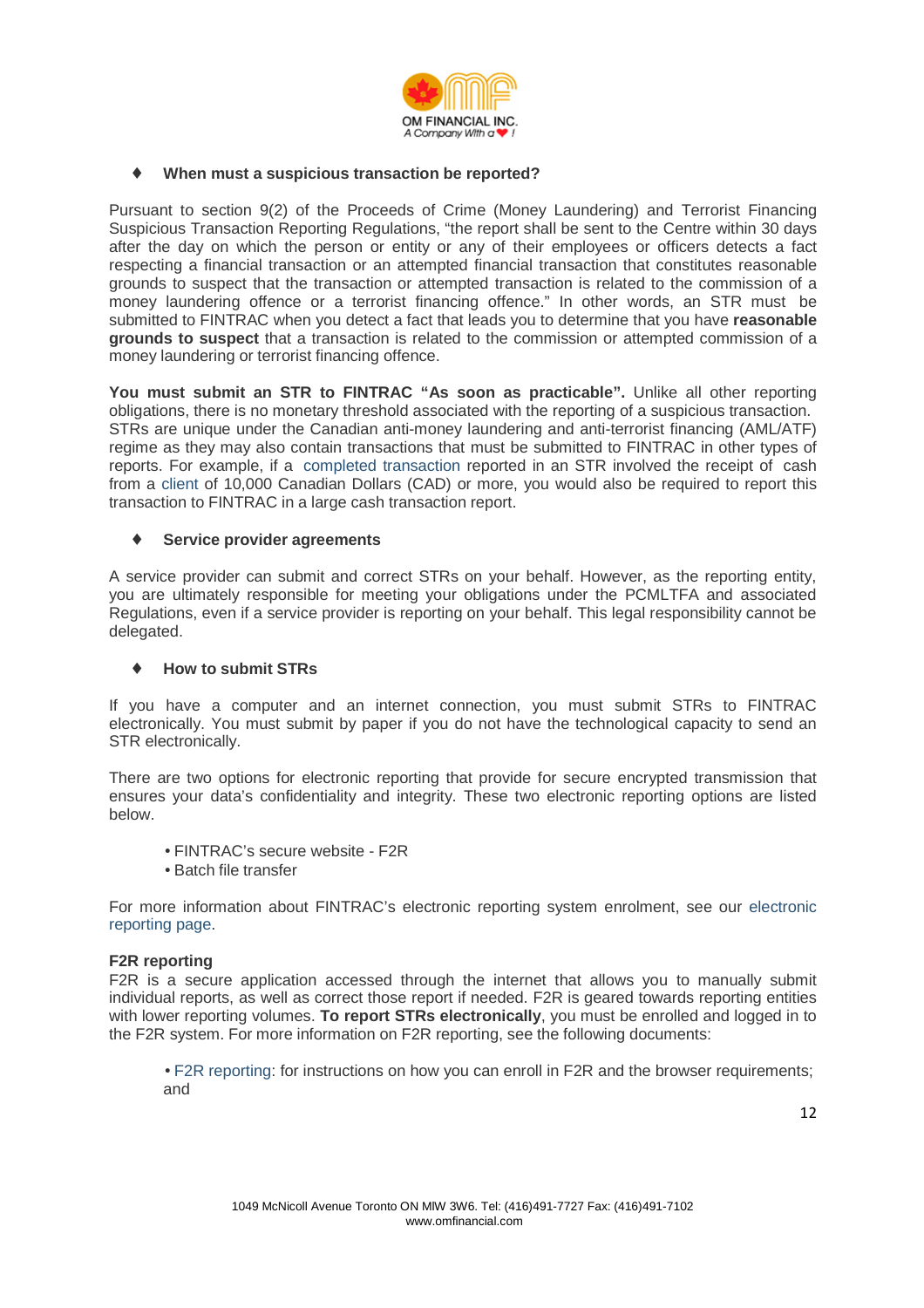- **When must a suspicious transaction be reported?**

Pursuant to section 9(2) of the Proceeds of Crime (Money Laundering) and Terrorist Financing Suspicious Transaction Reporting Regulations, "the report shall be sent to the Centre within 30 days after the day on which the person or entity or any of their employees or officers detects a fact respecting a financial transaction or an attempted financial transaction that constitutes reasonable grounds to suspect that the transaction or attempted transaction is related to the commission of a money laundering offence or a terrorist financing offence." In other words, an STR must be submitted to FINTRAC when you detect a fact that leads you to determine that you have **reasonable grounds to suspect** that a transaction is related to the commission or attempted commission of a money laundering or terrorist financing offence.

**You must submit an STR to FINTRAC "As soon as practicable".** Unlike all other reporting obligations, there is no monetary threshold associated with the reporting of a suspicious transaction. STRs are unique under the Canadian anti-money laundering and anti-terrorist financing (AML/ATF) regime as they may also contain transactions that must be submitted to FINTRAC in other types of reports. For example, if a completed transaction reported in an STR involved the receipt of cash from a client of 10,000 Canadian Dollars (CAD) or more, you would also be required to report this transaction to FINTRAC in a large cash transaction report.

- **Service provider agreements**

A service provider can submit and correct STRs on your behalf. However, as the reporting entity, you are ultimately responsible for meeting your obligations under the PCMLTFA and associated Regulations, even if a service provider is reporting on your behalf. This legal responsibility cannot be delegated.

- **How to submit STRs**

If you have a computer and an internet connection, you must submit STRs to FINTRAC electronically. You must submit by paper if you do not have the technological capacity to send an STR electronically.

There are two options for electronic reporting that provide for secure encrypted transmission that ensures your data's confidentiality and integrity. These two electronic reporting options are listed below.

- FINTRAC's secure website - F2R
- Batch file transfer

For more information about FINTRAC's electronic reporting system enrolment, see our electronic reporting page.

**F2R reporting**

F2R is a secure application accessed through the internet that allows you to manually submit individual reports, as well as correct those report if needed. F2R is geared towards reporting entities with lower reporting volumes. **To report STRs electronically**, you must be enrolled and logged in to the F2R system. For more information on F2R reporting, see the following documents:

- F2R reporting: for instructions on how you can enroll in F2R and the browser requirements; and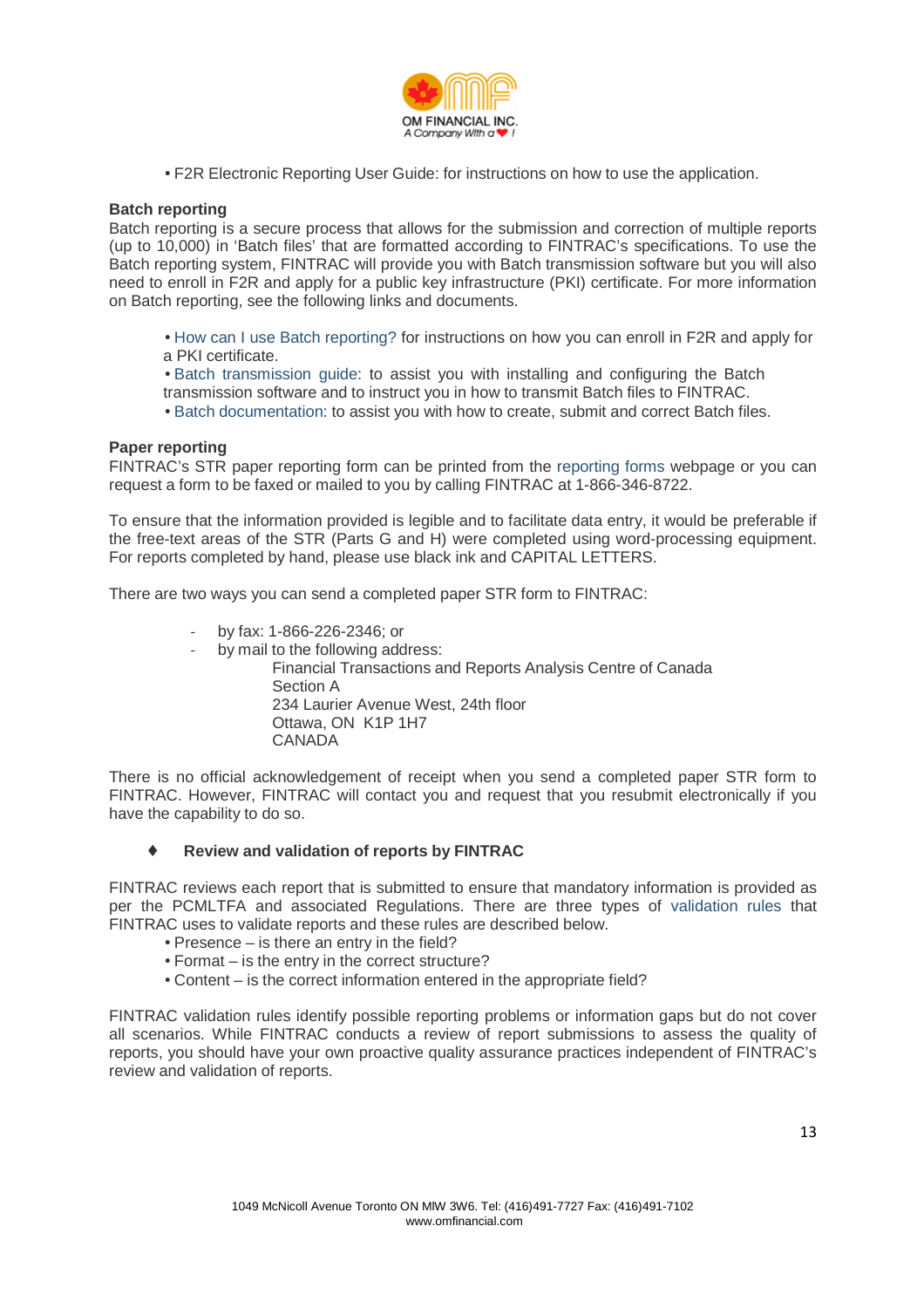- F2R Electronic Reporting User Guide: for instructions on how to use the application.

**Batch reporting**

Batch reporting is a secure process that allows for the submission and correction of multiple reports (up to 10,000) in 'Batch files' that are formatted according to FINTRAC's specifications. To use the Batch reporting system, FINTRAC will provide you with Batch transmission software but you will also need to enroll in F2R and apply for a public key infrastructure (PKI) certificate. For more information on Batch reporting, see the following links and documents.

- How can I use Batch reporting? for instructions on how you can enroll in F2R and apply for a PKI certificate.
- Batch transmission guide: to assist you with installing and configuring the Batch transmission software and to instruct you in how to transmit Batch files to FINTRAC.
- Batch documentation: to assist you with how to create, submit and correct Batch files.

**Paper reporting**

FINTRAC's STR paper reporting form can be printed from the reporting forms webpage or you can request a form to be faxed or mailed to you by calling FINTRAC at 1-866-346-8722.

To ensure that the information provided is legible and to facilitate data entry, it would be preferable if the free-text areas of the STR (Parts G and H) were completed using word-processing equipment. For reports completed by hand, please use black ink and CAPITAL LETTERS.

There are two ways you can send a completed paper STR form to FINTRAC:

- by fax: 1-866-226-2346; or
- by mail to the following address:

  Financial Transactions and Reports Analysis Centre of Canada
  Section A
  234 Laurier Avenue West, 24th floor
  Ottawa, ON K1P 1H7
  CANADA

There is no official acknowledgement of receipt when you send a completed paper STR form to FINTRAC. However, FINTRAC will contact you and request that you resubmit electronically if you have the capability to do so.

- **Review and validation of reports by FINTRAC**

FINTRAC reviews each report that is submitted to ensure that mandatory information is provided as per the PCMLTFA and associated Regulations. There are three types of validation rules that FINTRAC uses to validate reports and these rules are described below.

- Presence – is there an entry in the field?
- Format – is the entry in the correct structure?
- Content – is the correct information entered in the appropriate field?

FINTRAC validation rules identify possible reporting problems or information gaps but do not cover all scenarios. While FINTRAC conducts a review of report submissions to assess the quality of reports, you should have your own proactive quality assurance practices independent of FINTRAC's review and validation of reports.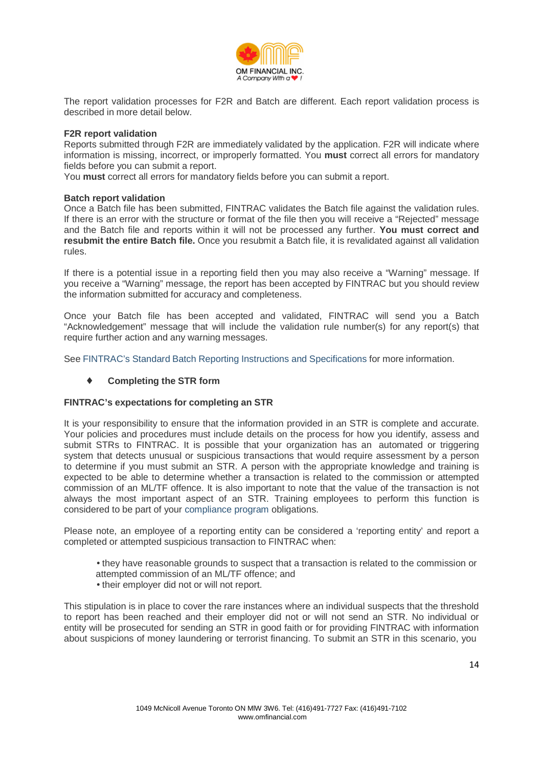The report validation processes for F2R and Batch are different. Each report validation process is described in more detail below.

**F2R report validation**
Reports submitted through F2R are immediately validated by the application. F2R will indicate where information is missing, incorrect, or improperly formatted. You **must** correct all errors for mandatory fields before you can submit a report.
You **must** correct all errors for mandatory fields before you can submit a report.

**Batch report validation**
Once a Batch file has been submitted, FINTRAC validates the Batch file against the validation rules. If there is an error with the structure or format of the file then you will receive a "Rejected" message and the Batch file and reports within it will not be processed any further. **You must correct and resubmit the entire Batch file.** Once you resubmit a Batch file, it is revalidated against all validation rules.

If there is a potential issue in a reporting field then you may also receive a "Warning" message. If you receive a "Warning" message, the report has been accepted by FINTRAC but you should review the information submitted for accuracy and completeness.

Once your Batch file has been accepted and validated, FINTRAC will send you a Batch "Acknowledgement" message that will include the validation rule number(s) for any report(s) that require further action and any warning messages.

See FINTRAC's Standard Batch Reporting Instructions and Specifications for more information.

- **Completing the STR form**

**FINTRAC's expectations for completing an STR**

It is your responsibility to ensure that the information provided in an STR is complete and accurate. Your policies and procedures must include details on the process for how you identify, assess and submit STRs to FINTRAC. It is possible that your organization has an automated or triggering system that detects unusual or suspicious transactions that would require assessment by a person to determine if you must submit an STR. A person with the appropriate knowledge and training is expected to be able to determine whether a transaction is related to the commission or attempted commission of an ML/TF offence. It is also important to note that the value of the transaction is not always the most important aspect of an STR. Training employees to perform this function is considered to be part of your compliance program obligations.

Please note, an employee of a reporting entity can be considered a 'reporting entity' and report a completed or attempted suspicious transaction to FINTRAC when:

- they have reasonable grounds to suspect that a transaction is related to the commission or attempted commission of an ML/TF offence; and
- their employer did not or will not report.

This stipulation is in place to cover the rare instances where an individual suspects that the threshold to report has been reached and their employer did not or will not send an STR. No individual or entity will be prosecuted for sending an STR in good faith or for providing FINTRAC with information about suspicions of money laundering or terrorist financing. To submit an STR in this scenario, you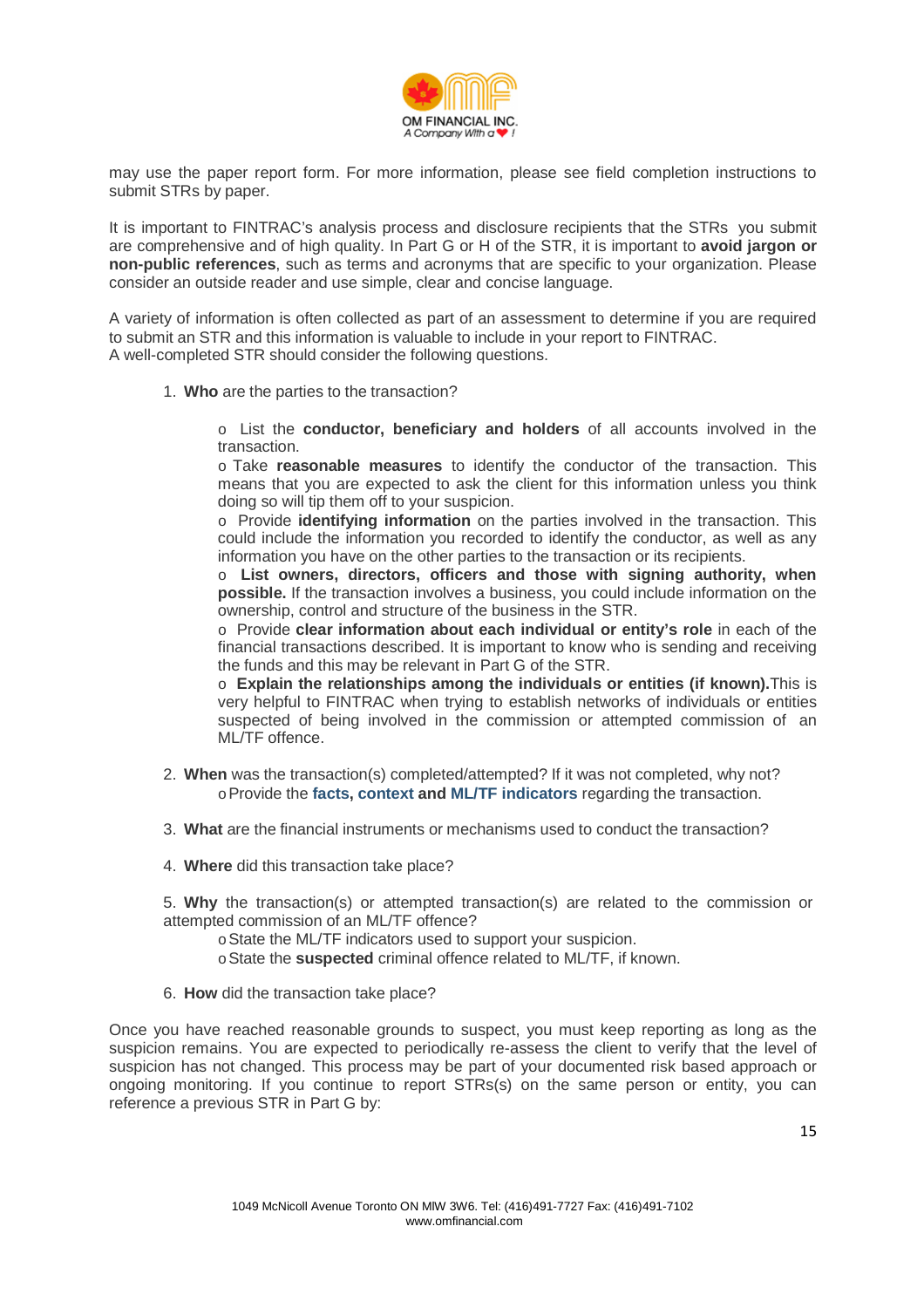may use the paper report form. For more information, please see field completion instructions to submit STRs by paper.

It is important to FINTRAC's analysis process and disclosure recipients that the STRs you submit are comprehensive and of high quality. In Part G or H of the STR, it is important to **avoid jargon or non-public references**, such as terms and acronyms that are specific to your organization. Please consider an outside reader and use simple, clear and concise language.

A variety of information is often collected as part of an assessment to determine if you are required to submit an STR and this information is valuable to include in your report to FINTRAC.
A well-completed STR should consider the following questions.

1. **Who** are the parties to the transaction?

   - List the **conductor, beneficiary and holders** of all accounts involved in the transaction.
   - Take **reasonable measures** to identify the conductor of the transaction. This means that you are expected to ask the client for this information unless you think doing so will tip them off to your suspicion.
   - Provide **identifying information** on the parties involved in the transaction. This could include the information you recorded to identify the conductor, as well as any information you have on the other parties to the transaction or its recipients.
   - **List owners, directors, officers and those with signing authority, when possible.** If the transaction involves a business, you could include information on the ownership, control and structure of the business in the STR.
   - Provide **clear information about each individual or entity's role** in each of the financial transactions described. It is important to know who is sending and receiving the funds and this may be relevant in Part G of the STR.
   - **Explain the relationships among the individuals or entities (if known).** This is very helpful to FINTRAC when trying to establish networks of individuals or entities suspected of being involved in the commission or attempted commission of an ML/TF offence.

2. **When** was the transaction(s) completed/attempted? If it was not completed, why not?
   - Provide the **facts, context and ML/TF indicators** regarding the transaction.

3. **What** are the financial instruments or mechanisms used to conduct the transaction?

4. **Where** did this transaction take place?

5. **Why** the transaction(s) or attempted transaction(s) are related to the commission or attempted commission of an ML/TF offence?
   - State the ML/TF indicators used to support your suspicion.
   - State the **suspected** criminal offence related to ML/TF, if known.

6. **How** did the transaction take place?

Once you have reached reasonable grounds to suspect, you must keep reporting as long as the suspicion remains. You are expected to periodically re-assess the client to verify that the level of suspicion has not changed. This process may be part of your documented risk based approach or ongoing monitoring. If you continue to report STRs(s) on the same person or entity, you can reference a previous STR in Part G by: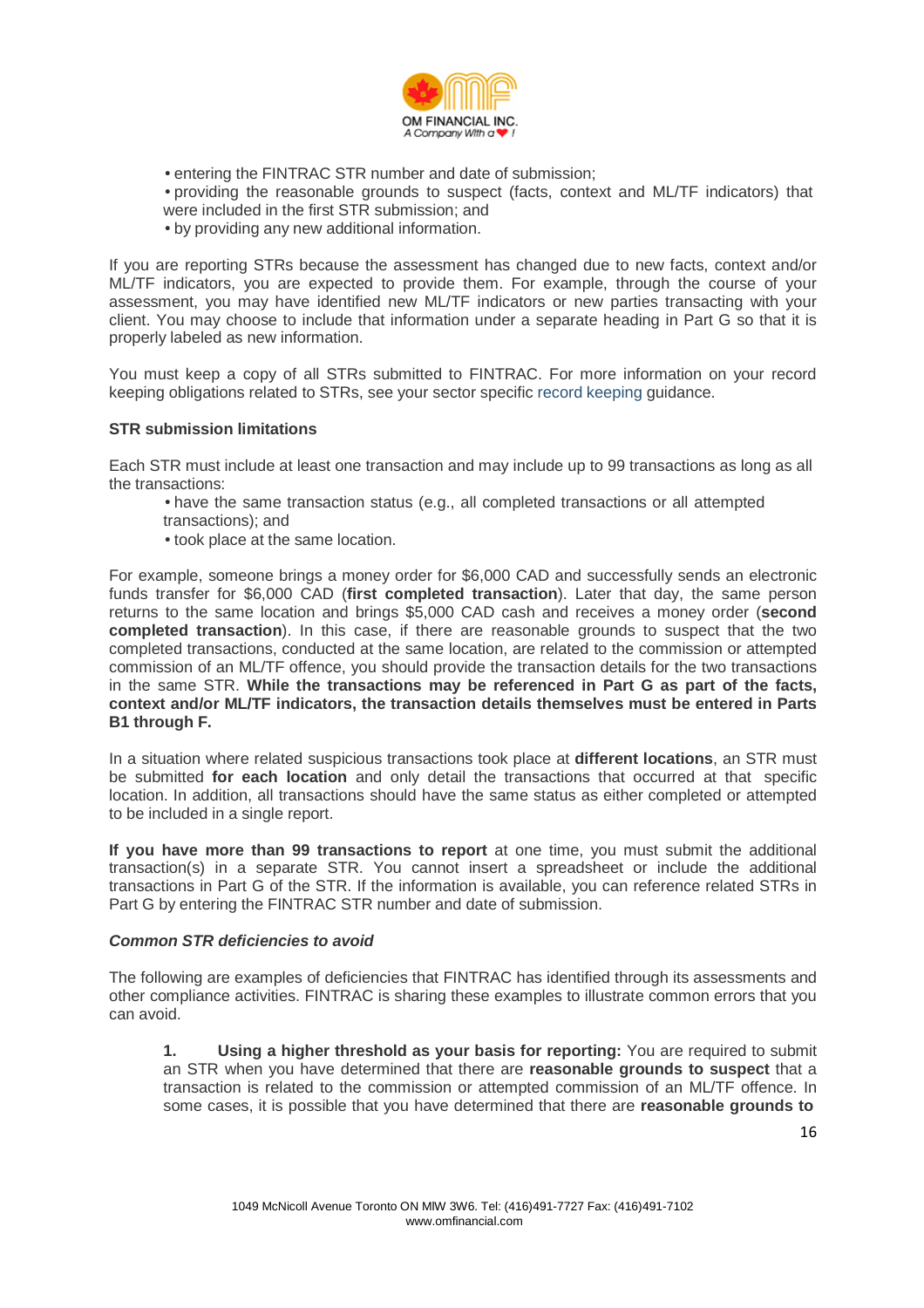- entering the FINTRAC STR number and date of submission;
- providing the reasonable grounds to suspect (facts, context and ML/TF indicators) that were included in the first STR submission; and
- by providing any new additional information.

If you are reporting STRs because the assessment has changed due to new facts, context and/or ML/TF indicators, you are expected to provide them. For example, through the course of your assessment, you may have identified new ML/TF indicators or new parties transacting with your client. You may choose to include that information under a separate heading in Part G so that it is properly labeled as new information.

You must keep a copy of all STRs submitted to FINTRAC. For more information on your record keeping obligations related to STRs, see your sector specific record keeping guidance.

**STR submission limitations**

Each STR must include at least one transaction and may include up to 99 transactions as long as all the transactions:

- have the same transaction status (e.g., all completed transactions or all attempted transactions); and
- took place at the same location.

For example, someone brings a money order for $6,000 CAD and successfully sends an electronic funds transfer for $6,000 CAD (**first completed transaction**). Later that day, the same person returns to the same location and brings $5,000 CAD cash and receives a money order (**second completed transaction**). In this case, if there are reasonable grounds to suspect that the two completed transactions, conducted at the same location, are related to the commission or attempted commission of an ML/TF offence, you should provide the transaction details for the two transactions in the same STR. **While the transactions may be referenced in Part G as part of the facts, context and/or ML/TF indicators, the transaction details themselves must be entered in Parts B1 through F.**

In a situation where related suspicious transactions took place at **different locations**, an STR must be submitted **for each location** and only detail the transactions that occurred at that specific location. In addition, all transactions should have the same status as either completed or attempted to be included in a single report.

**If you have more than 99 transactions to report** at one time, you must submit the additional transaction(s) in a separate STR. You cannot insert a spreadsheet or include the additional transactions in Part G of the STR. If the information is available, you can reference related STRs in Part G by entering the FINTRAC STR number and date of submission.

***Common STR deficiencies to avoid***

The following are examples of deficiencies that FINTRAC has identified through its assessments and other compliance activities. FINTRAC is sharing these examples to illustrate common errors that you can avoid.

1. **Using a higher threshold as your basis for reporting:** You are required to submit an STR when you have determined that there are **reasonable grounds to suspect** that a transaction is related to the commission or attempted commission of an ML/TF offence. In some cases, it is possible that you have determined that there are **reasonable grounds to**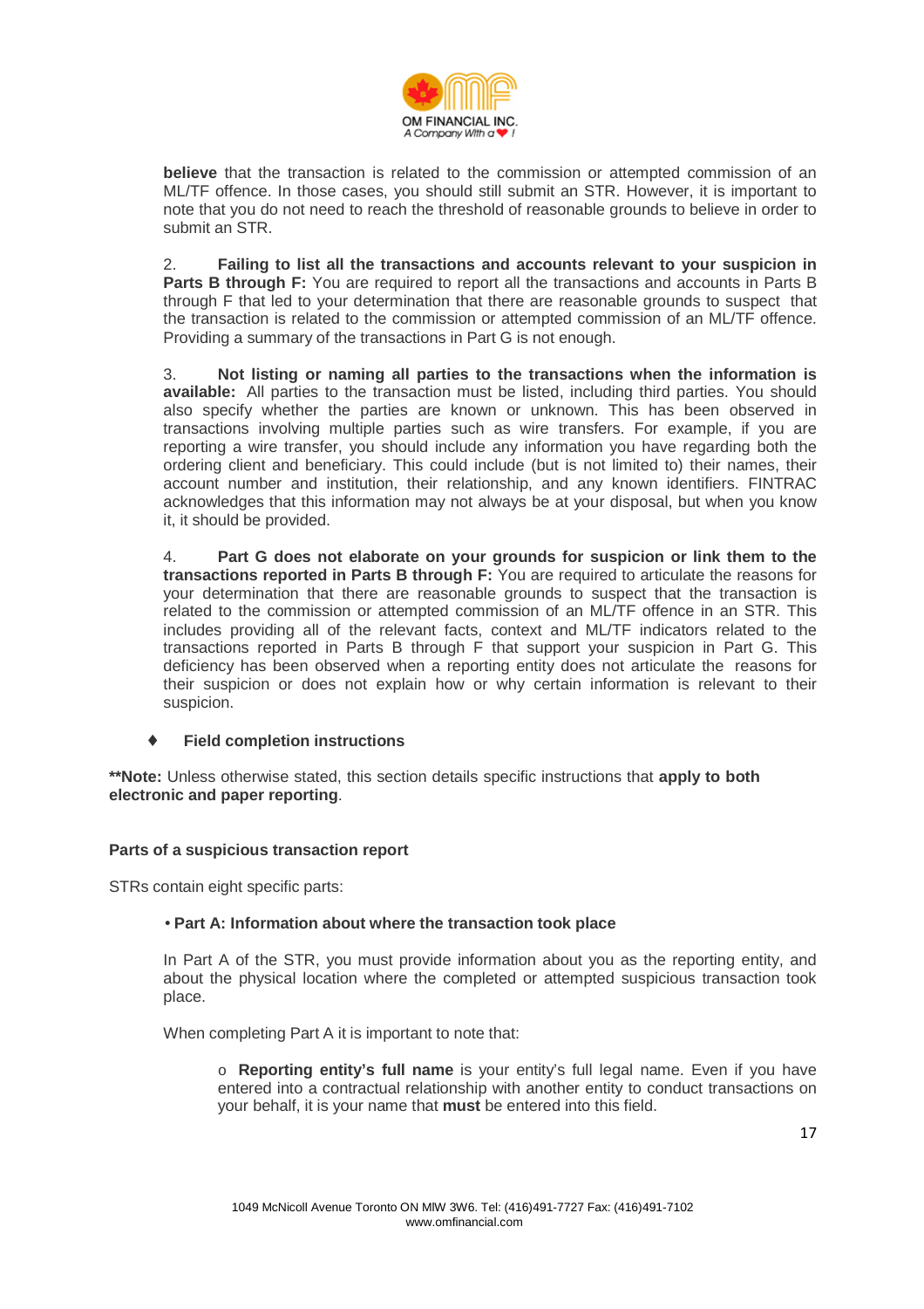**believe** that the transaction is related to the commission or attempted commission of an ML/TF offence. In those cases, you should still submit an STR. However, it is important to note that you do not need to reach the threshold of reasonable grounds to believe in order to submit an STR.

2. **Failing to list all the transactions and accounts relevant to your suspicion in Parts B through F:** You are required to report all the transactions and accounts in Parts B through F that led to your determination that there are reasonable grounds to suspect that the transaction is related to the commission or attempted commission of an ML/TF offence. Providing a summary of the transactions in Part G is not enough.

3. **Not listing or naming all parties to the transactions when the information is available:** All parties to the transaction must be listed, including third parties. You should also specify whether the parties are known or unknown. This has been observed in transactions involving multiple parties such as wire transfers. For example, if you are reporting a wire transfer, you should include any information you have regarding both the ordering client and beneficiary. This could include (but is not limited to) their names, their account number and institution, their relationship, and any known identifiers. FINTRAC acknowledges that this information may not always be at your disposal, but when you know it, it should be provided.

4. **Part G does not elaborate on your grounds for suspicion or link them to the transactions reported in Parts B through F:** You are required to articulate the reasons for your determination that there are reasonable grounds to suspect that the transaction is related to the commission or attempted commission of an ML/TF offence in an STR. This includes providing all of the relevant facts, context and ML/TF indicators related to the transactions reported in Parts B through F that support your suspicion in Part G. This deficiency has been observed when a reporting entity does not articulate the reasons for their suspicion or does not explain how or why certain information is relevant to their suspicion.

- **Field completion instructions**

****Note:** Unless otherwise stated, this section details specific instructions that **apply to both electronic and paper reporting**.

**Parts of a suspicious transaction report**

STRs contain eight specific parts:

- **Part A: Information about where the transaction took place**

In Part A of the STR, you must provide information about you as the reporting entity, and about the physical location where the completed or attempted suspicious transaction took place.

When completing Part A it is important to note that:

- **Reporting entity's full name** is your entity's full legal name. Even if you have entered into a contractual relationship with another entity to conduct transactions on your behalf, it is your name that **must** be entered into this field.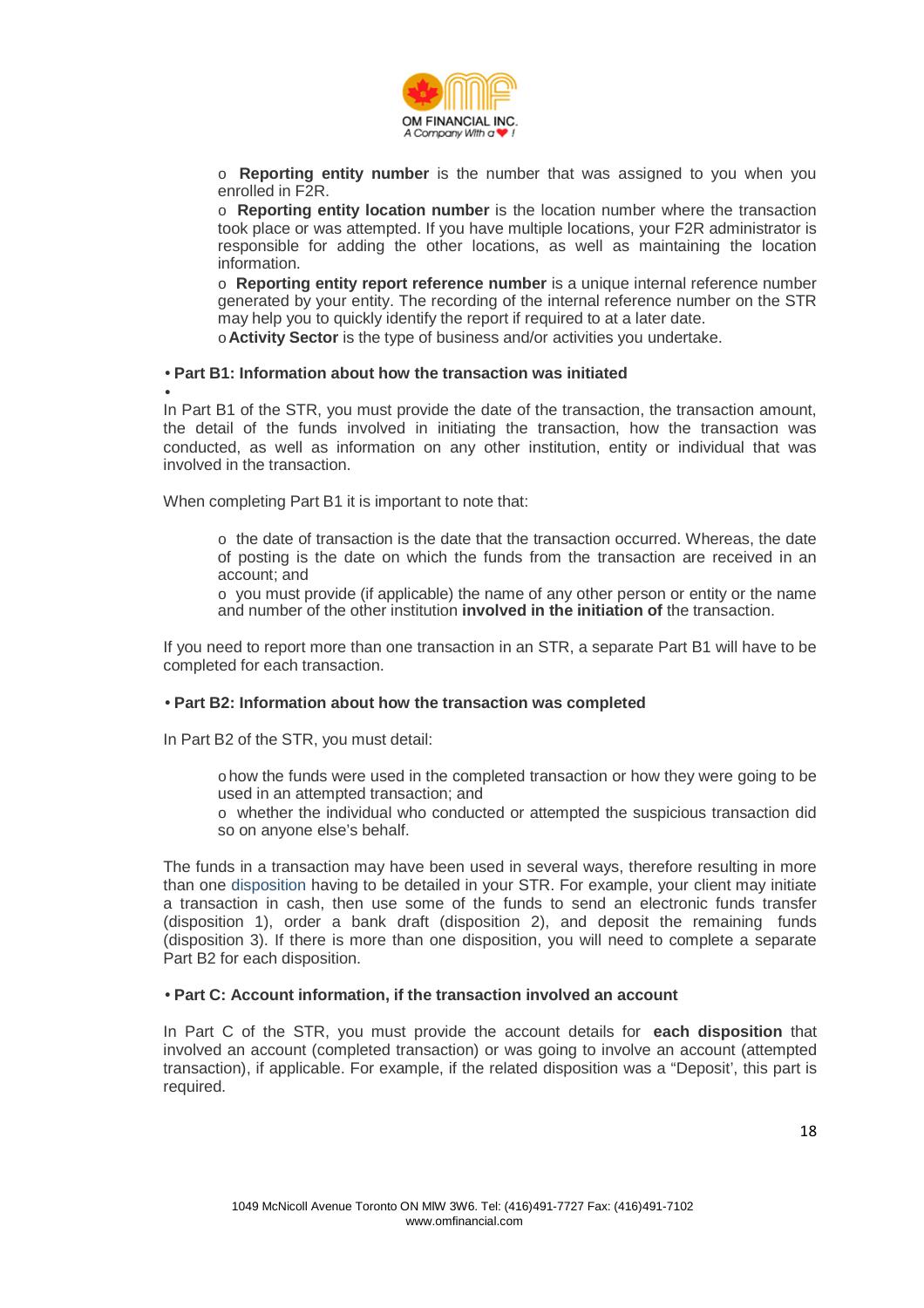- **Reporting entity number** is the number that was assigned to you when you enrolled in F2R.
- **Reporting entity location number** is the location number where the transaction took place or was attempted. If you have multiple locations, your F2R administrator is responsible for adding the other locations, as well as maintaining the location information.
- **Reporting entity report reference number** is a unique internal reference number generated by your entity. The recording of the internal reference number on the STR may help you to quickly identify the report if required to at a later date.
- **Activity Sector** is the type of business and/or activities you undertake.

**• Part B1: Information about how the transaction was initiated**

In Part B1 of the STR, you must provide the date of the transaction, the transaction amount, the detail of the funds involved in initiating the transaction, how the transaction was conducted, as well as information on any other institution, entity or individual that was involved in the transaction.

When completing Part B1 it is important to note that:

- the date of transaction is the date that the transaction occurred. Whereas, the date of posting is the date on which the funds from the transaction are received in an account; and
- you must provide (if applicable) the name of any other person or entity or the name and number of the other institution **involved in the initiation of** the transaction.

If you need to report more than one transaction in an STR, a separate Part B1 will have to be completed for each transaction.

**• Part B2: Information about how the transaction was completed**

In Part B2 of the STR, you must detail:

- how the funds were used in the completed transaction or how they were going to be used in an attempted transaction; and
- whether the individual who conducted or attempted the suspicious transaction did so on anyone else's behalf.

The funds in a transaction may have been used in several ways, therefore resulting in more than one disposition having to be detailed in your STR. For example, your client may initiate a transaction in cash, then use some of the funds to send an electronic funds transfer (disposition 1), order a bank draft (disposition 2), and deposit the remaining funds (disposition 3). If there is more than one disposition, you will need to complete a separate Part B2 for each disposition.

**• Part C: Account information, if the transaction involved an account**

In Part C of the STR, you must provide the account details for **each disposition** that involved an account (completed transaction) or was going to involve an account (attempted transaction), if applicable. For example, if the related disposition was a "Deposit', this part is required.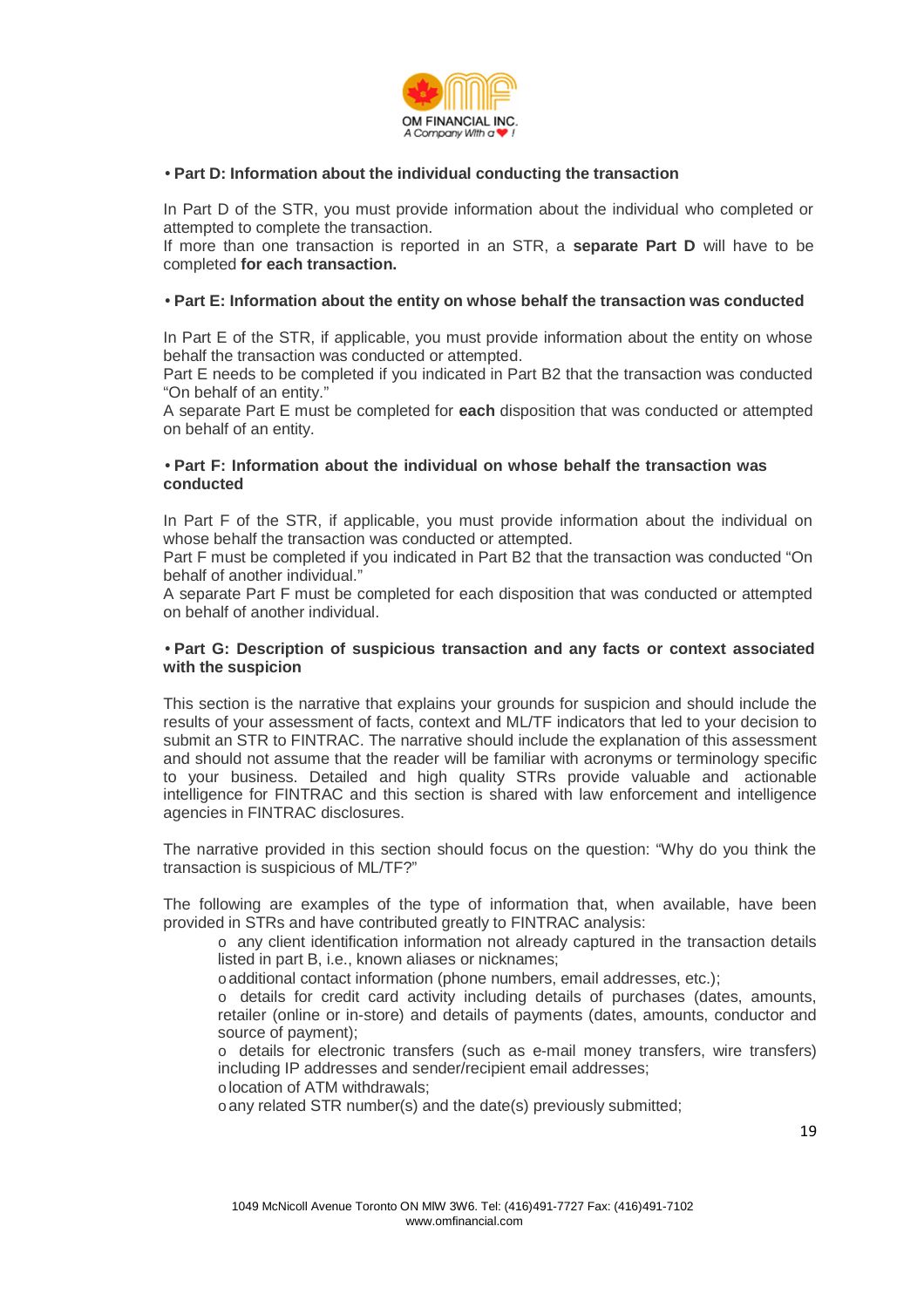**• Part D: Information about the individual conducting the transaction**

In Part D of the STR, you must provide information about the individual who completed or attempted to complete the transaction.
If more than one transaction is reported in an STR, a **separate Part D** will have to be completed **for each transaction.**

**• Part E: Information about the entity on whose behalf the transaction was conducted**

In Part E of the STR, if applicable, you must provide information about the entity on whose behalf the transaction was conducted or attempted.
Part E needs to be completed if you indicated in Part B2 that the transaction was conducted "On behalf of an entity."
A separate Part E must be completed for **each** disposition that was conducted or attempted on behalf of an entity.

**• Part F: Information about the individual on whose behalf the transaction was conducted**

In Part F of the STR, if applicable, you must provide information about the individual on whose behalf the transaction was conducted or attempted.
Part F must be completed if you indicated in Part B2 that the transaction was conducted "On behalf of another individual."
A separate Part F must be completed for each disposition that was conducted or attempted on behalf of another individual.

**• Part G: Description of suspicious transaction and any facts or context associated with the suspicion**

This section is the narrative that explains your grounds for suspicion and should include the results of your assessment of facts, context and ML/TF indicators that led to your decision to submit an STR to FINTRAC. The narrative should include the explanation of this assessment and should not assume that the reader will be familiar with acronyms or terminology specific to your business. Detailed and high quality STRs provide valuable and actionable intelligence for FINTRAC and this section is shared with law enforcement and intelligence agencies in FINTRAC disclosures.

The narrative provided in this section should focus on the question: "Why do you think the transaction is suspicious of ML/TF?"

The following are examples of the type of information that, when available, have been provided in STRs and have contributed greatly to FINTRAC analysis:

- any client identification information not already captured in the transaction details listed in part B, i.e., known aliases or nicknames;
- additional contact information (phone numbers, email addresses, etc.);
- details for credit card activity including details of purchases (dates, amounts, retailer (online or in-store) and details of payments (dates, amounts, conductor and source of payment);
- details for electronic transfers (such as e-mail money transfers, wire transfers) including IP addresses and sender/recipient email addresses;
- location of ATM withdrawals;
- any related STR number(s) and the date(s) previously submitted;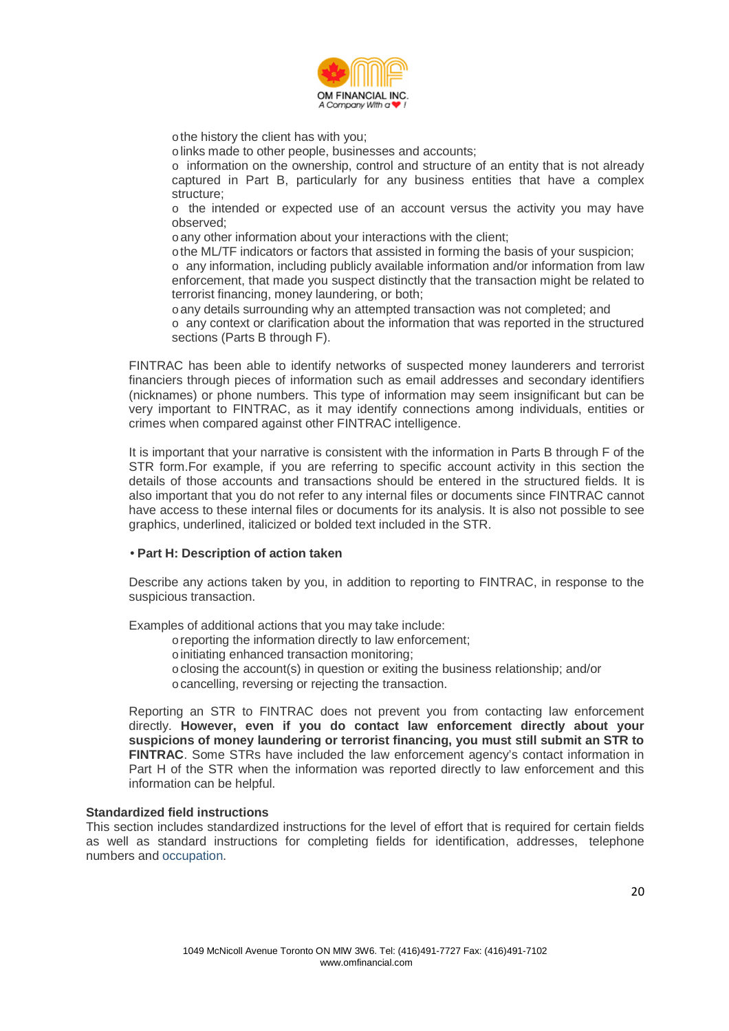- the history the client has with you;
- links made to other people, businesses and accounts;
- information on the ownership, control and structure of an entity that is not already captured in Part B, particularly for any business entities that have a complex structure;
- the intended or expected use of an account versus the activity you may have observed;
- any other information about your interactions with the client;
- the ML/TF indicators or factors that assisted in forming the basis of your suspicion;
- any information, including publicly available information and/or information from law enforcement, that made you suspect distinctly that the transaction might be related to terrorist financing, money laundering, or both;
- any details surrounding why an attempted transaction was not completed; and
- any context or clarification about the information that was reported in the structured sections (Parts B through F).

FINTRAC has been able to identify networks of suspected money launderers and terrorist financiers through pieces of information such as email addresses and secondary identifiers (nicknames) or phone numbers. This type of information may seem insignificant but can be very important to FINTRAC, as it may identify connections among individuals, entities or crimes when compared against other FINTRAC intelligence.

It is important that your narrative is consistent with the information in Parts B through F of the STR form.For example, if you are referring to specific account activity in this section the details of those accounts and transactions should be entered in the structured fields. It is also important that you do not refer to any internal files or documents since FINTRAC cannot have access to these internal files or documents for its analysis. It is also not possible to see graphics, underlined, italicized or bolded text included in the STR.

- **Part H: Description of action taken**

Describe any actions taken by you, in addition to reporting to FINTRAC, in response to the suspicious transaction.

Examples of additional actions that you may take include:

- reporting the information directly to law enforcement;
- initiating enhanced transaction monitoring;
- closing the account(s) in question or exiting the business relationship; and/or
- cancelling, reversing or rejecting the transaction.

Reporting an STR to FINTRAC does not prevent you from contacting law enforcement directly. **However, even if you do contact law enforcement directly about your suspicions of money laundering or terrorist financing, you must still submit an STR to FINTRAC**. Some STRs have included the law enforcement agency's contact information in Part H of the STR when the information was reported directly to law enforcement and this information can be helpful.

**Standardized field instructions**

This section includes standardized instructions for the level of effort that is required for certain fields as well as standard instructions for completing fields for identification, addresses, telephone numbers and occupation.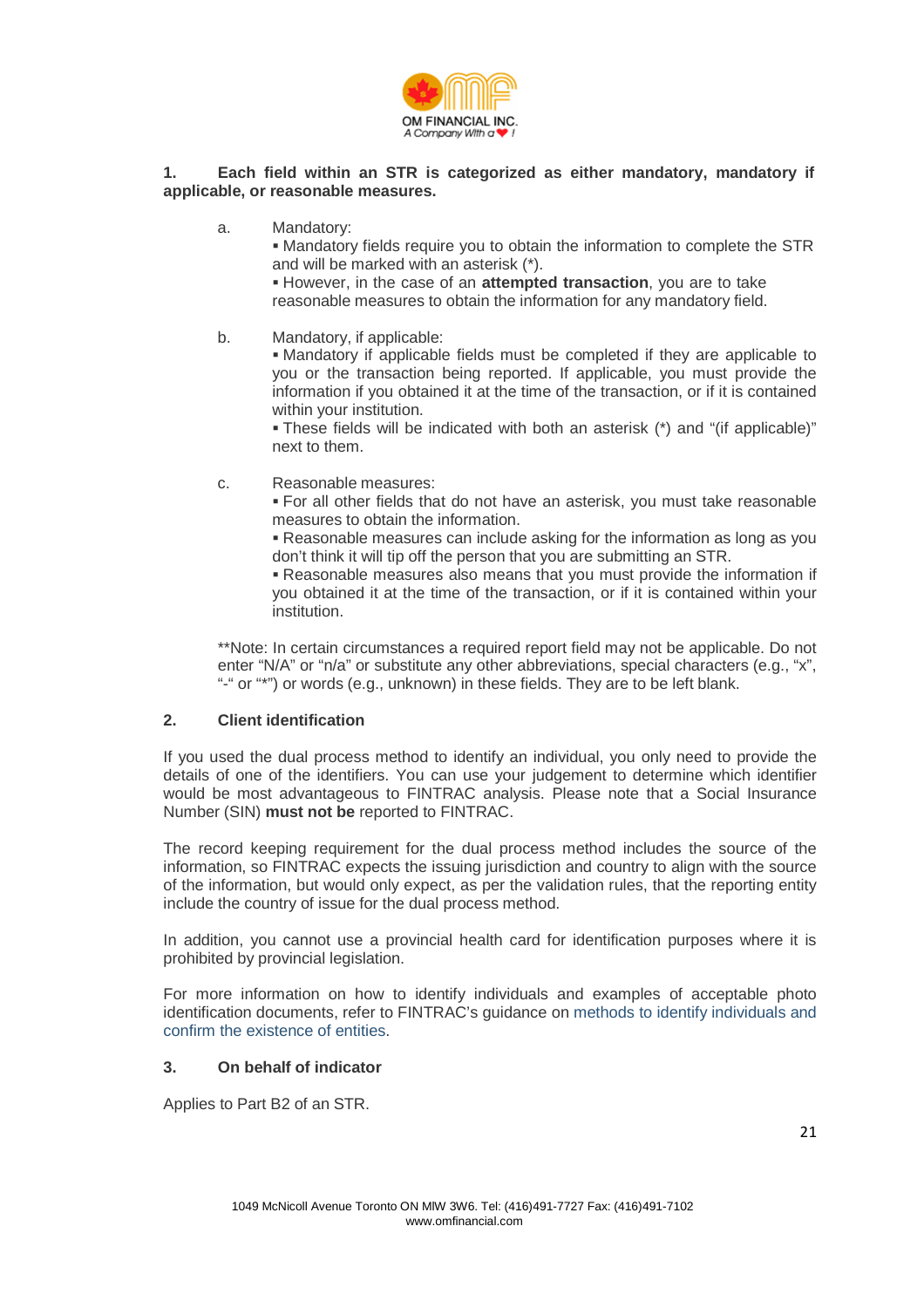## 1. Each field within an STR is categorized as either mandatory, mandatory if applicable, or reasonable measures.

a. Mandatory:
- Mandatory fields require you to obtain the information to complete the STR and will be marked with an asterisk (*).
- However, in the case of an **attempted transaction**, you are to take reasonable measures to obtain the information for any mandatory field.

b. Mandatory, if applicable:
- Mandatory if applicable fields must be completed if they are applicable to you or the transaction being reported. If applicable, you must provide the information if you obtained it at the time of the transaction, or if it is contained within your institution.
- These fields will be indicated with both an asterisk (*) and "(if applicable)" next to them.

c. Reasonable measures:
- For all other fields that do not have an asterisk, you must take reasonable measures to obtain the information.
- Reasonable measures can include asking for the information as long as you don't think it will tip off the person that you are submitting an STR.
- Reasonable measures also means that you must provide the information if you obtained it at the time of the transaction, or if it is contained within your institution.

**Note: In certain circumstances a required report field may not be applicable. Do not enter "N/A" or "n/a" or substitute any other abbreviations, special characters (e.g., "x", "-" or "*") or words (e.g., unknown) in these fields. They are to be left blank.

## 2. Client identification

If you used the dual process method to identify an individual, you only need to provide the details of one of the identifiers. You can use your judgement to determine which identifier would be most advantageous to FINTRAC analysis. Please note that a Social Insurance Number (SIN) **must not be** reported to FINTRAC.

The record keeping requirement for the dual process method includes the source of the information, so FINTRAC expects the issuing jurisdiction and country to align with the source of the information, but would only expect, as per the validation rules, that the reporting entity include the country of issue for the dual process method.

In addition, you cannot use a provincial health card for identification purposes where it is prohibited by provincial legislation.

For more information on how to identify individuals and examples of acceptable photo identification documents, refer to FINTRAC's guidance on methods to identify individuals and confirm the existence of entities.

## 3. On behalf of indicator

Applies to Part B2 of an STR.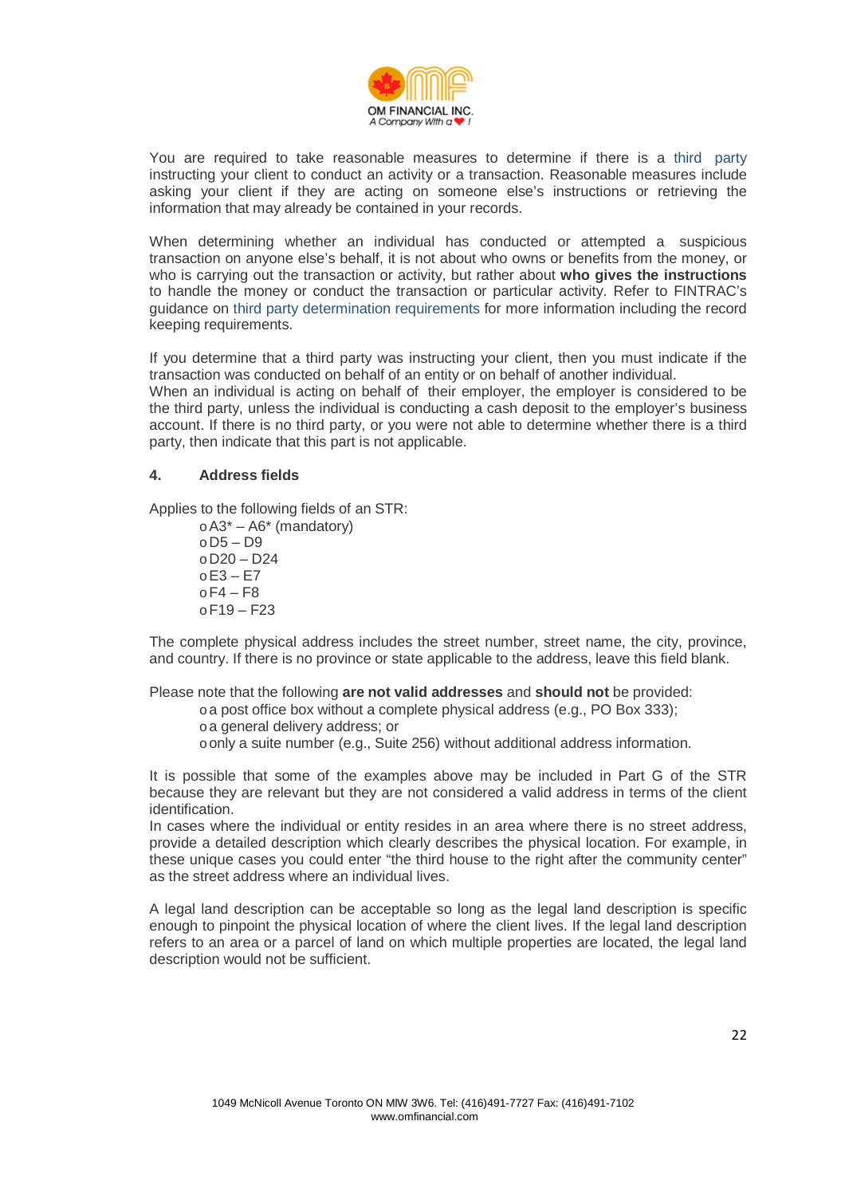You are required to take reasonable measures to determine if there is a third party instructing your client to conduct an activity or a transaction. Reasonable measures include asking your client if they are acting on someone else's instructions or retrieving the information that may already be contained in your records.

When determining whether an individual has conducted or attempted a suspicious transaction on anyone else's behalf, it is not about who owns or benefits from the money, or who is carrying out the transaction or activity, but rather about **who gives the instructions** to handle the money or conduct the transaction or particular activity. Refer to FINTRAC's guidance on third party determination requirements for more information including the record keeping requirements.

If you determine that a third party was instructing your client, then you must indicate if the transaction was conducted on behalf of an entity or on behalf of another individual. When an individual is acting on behalf of their employer, the employer is considered to be the third party, unless the individual is conducting a cash deposit to the employer's business account. If there is no third party, or you were not able to determine whether there is a third party, then indicate that this part is not applicable.

#### 4. Address fields

Applies to the following fields of an STR:

- A3* – A6* (mandatory)
- D5 – D9
- D20 – D24
- E3 – E7
- F4 – F8
- F19 – F23

The complete physical address includes the street number, street name, the city, province, and country. If there is no province or state applicable to the address, leave this field blank.

Please note that the following **are not valid addresses** and **should not** be provided:

- a post office box without a complete physical address (e.g., PO Box 333);
- a general delivery address; or
- only a suite number (e.g., Suite 256) without additional address information.

It is possible that some of the examples above may be included in Part G of the STR because they are relevant but they are not considered a valid address in terms of the client identification.
In cases where the individual or entity resides in an area where there is no street address, provide a detailed description which clearly describes the physical location. For example, in these unique cases you could enter "the third house to the right after the community center" as the street address where an individual lives.

A legal land description can be acceptable so long as the legal land description is specific enough to pinpoint the physical location of where the client lives. If the legal land description refers to an area or a parcel of land on which multiple properties are located, the legal land description would not be sufficient.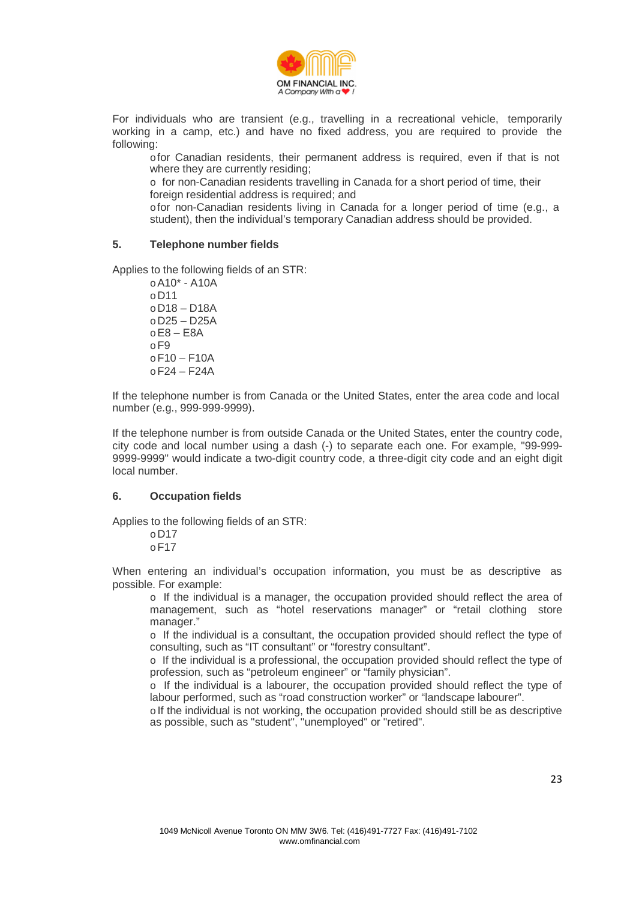For individuals who are transient (e.g., travelling in a recreational vehicle, temporarily working in a camp, etc.) and have no fixed address, you are required to provide the following:

- for Canadian residents, their permanent address is required, even if that is not where they are currently residing;
- for non-Canadian residents travelling in Canada for a short period of time, their foreign residential address is required; and
- for non-Canadian residents living in Canada for a longer period of time (e.g., a student), then the individual's temporary Canadian address should be provided.

### 5. Telephone number fields

Applies to the following fields of an STR:

- A10* - A10A
- D11
- D18 – D18A
- D25 – D25A
- E8 – E8A
- F9
- F10 – F10A
- F24 – F24A

If the telephone number is from Canada or the United States, enter the area code and local number (e.g., 999-999-9999).

If the telephone number is from outside Canada or the United States, enter the country code, city code and local number using a dash (-) to separate each one. For example, "99-999-9999-9999" would indicate a two-digit country code, a three-digit city code and an eight digit local number.

### 6. Occupation fields

Applies to the following fields of an STR:

- D17
- F17

When entering an individual's occupation information, you must be as descriptive as possible. For example:

- If the individual is a manager, the occupation provided should reflect the area of management, such as "hotel reservations manager" or "retail clothing store manager."
- If the individual is a consultant, the occupation provided should reflect the type of consulting, such as "IT consultant" or "forestry consultant".
- If the individual is a professional, the occupation provided should reflect the type of profession, such as "petroleum engineer" or "family physician".
- If the individual is a labourer, the occupation provided should reflect the type of labour performed, such as "road construction worker" or "landscape labourer".
- If the individual is not working, the occupation provided should still be as descriptive as possible, such as "student", "unemployed" or "retired".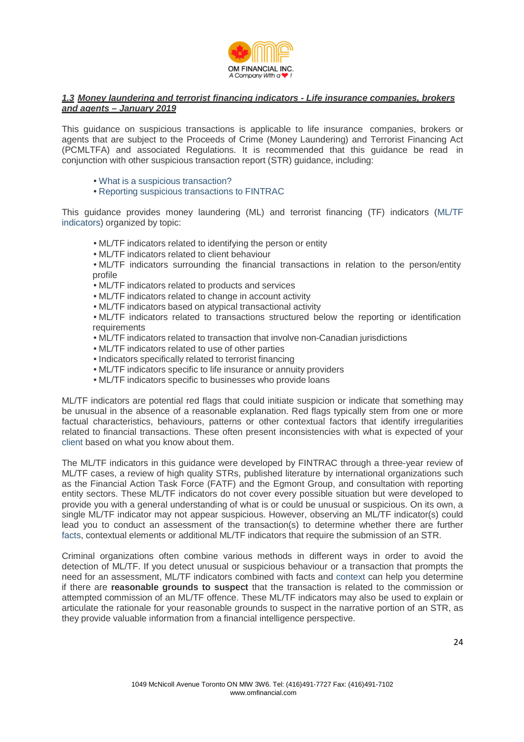### ***1.3 Money laundering and terrorist financing indicators - Life insurance companies, brokers and agents – January 2019***

This guidance on suspicious transactions is applicable to life insurance companies, brokers or agents that are subject to the Proceeds of Crime (Money Laundering) and Terrorist Financing Act (PCMLTFA) and associated Regulations. It is recommended that this guidance be read in conjunction with other suspicious transaction report (STR) guidance, including:

- What is a suspicious transaction?
- Reporting suspicious transactions to FINTRAC

This guidance provides money laundering (ML) and terrorist financing (TF) indicators (ML/TF indicators) organized by topic:

- ML/TF indicators related to identifying the person or entity
- ML/TF indicators related to client behaviour
- ML/TF indicators surrounding the financial transactions in relation to the person/entity profile
- ML/TF indicators related to products and services
- ML/TF indicators related to change in account activity
- ML/TF indicators based on atypical transactional activity
- ML/TF indicators related to transactions structured below the reporting or identification requirements
- ML/TF indicators related to transaction that involve non-Canadian jurisdictions
- ML/TF indicators related to use of other parties
- Indicators specifically related to terrorist financing
- ML/TF indicators specific to life insurance or annuity providers
- ML/TF indicators specific to businesses who provide loans

ML/TF indicators are potential red flags that could initiate suspicion or indicate that something may be unusual in the absence of a reasonable explanation. Red flags typically stem from one or more factual characteristics, behaviours, patterns or other contextual factors that identify irregularities related to financial transactions. These often present inconsistencies with what is expected of your client based on what you know about them.

The ML/TF indicators in this guidance were developed by FINTRAC through a three-year review of ML/TF cases, a review of high quality STRs, published literature by international organizations such as the Financial Action Task Force (FATF) and the Egmont Group, and consultation with reporting entity sectors. These ML/TF indicators do not cover every possible situation but were developed to provide you with a general understanding of what is or could be unusual or suspicious. On its own, a single ML/TF indicator may not appear suspicious. However, observing an ML/TF indicator(s) could lead you to conduct an assessment of the transaction(s) to determine whether there are further facts, contextual elements or additional ML/TF indicators that require the submission of an STR.

Criminal organizations often combine various methods in different ways in order to avoid the detection of ML/TF. If you detect unusual or suspicious behaviour or a transaction that prompts the need for an assessment, ML/TF indicators combined with facts and context can help you determine if there are **reasonable grounds to suspect** that the transaction is related to the commission or attempted commission of an ML/TF offence. These ML/TF indicators may also be used to explain or articulate the rationale for your reasonable grounds to suspect in the narrative portion of an STR, as they provide valuable information from a financial intelligence perspective.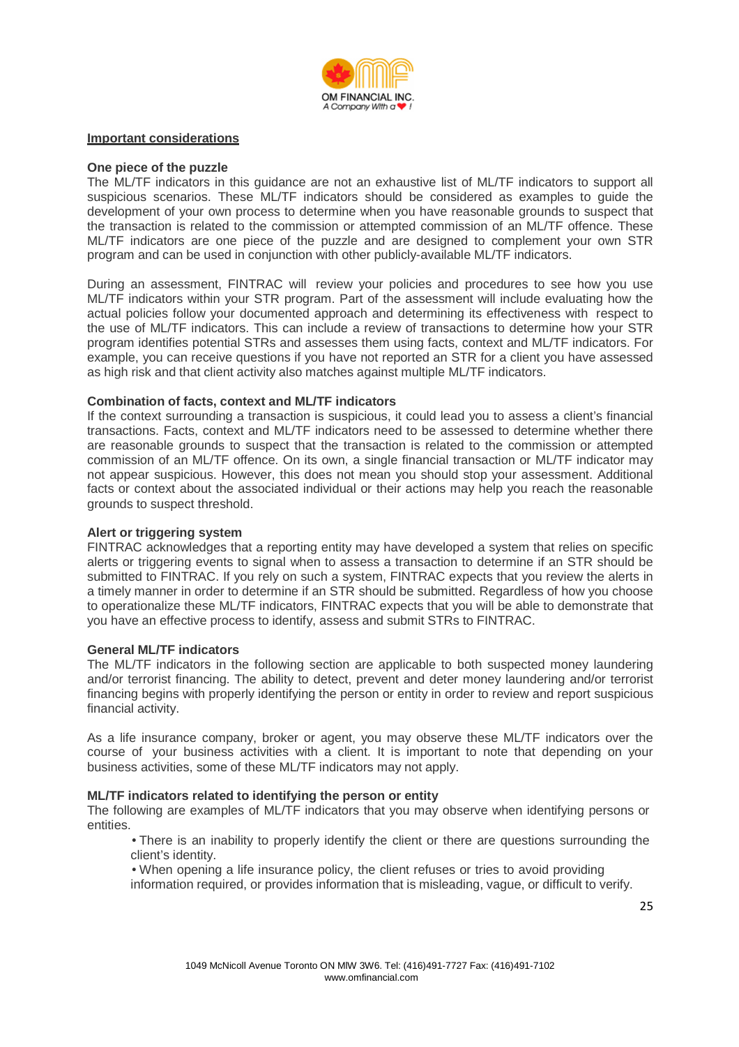## Important considerations

**One piece of the puzzle**

The ML/TF indicators in this guidance are not an exhaustive list of ML/TF indicators to support all suspicious scenarios. These ML/TF indicators should be considered as examples to guide the development of your own process to determine when you have reasonable grounds to suspect that the transaction is related to the commission or attempted commission of an ML/TF offence. These ML/TF indicators are one piece of the puzzle and are designed to complement your own STR program and can be used in conjunction with other publicly-available ML/TF indicators.

During an assessment, FINTRAC will review your policies and procedures to see how you use ML/TF indicators within your STR program. Part of the assessment will include evaluating how the actual policies follow your documented approach and determining its effectiveness with respect to the use of ML/TF indicators. This can include a review of transactions to determine how your STR program identifies potential STRs and assesses them using facts, context and ML/TF indicators. For example, you can receive questions if you have not reported an STR for a client you have assessed as high risk and that client activity also matches against multiple ML/TF indicators.

**Combination of facts, context and ML/TF indicators**

If the context surrounding a transaction is suspicious, it could lead you to assess a client's financial transactions. Facts, context and ML/TF indicators need to be assessed to determine whether there are reasonable grounds to suspect that the transaction is related to the commission or attempted commission of an ML/TF offence. On its own, a single financial transaction or ML/TF indicator may not appear suspicious. However, this does not mean you should stop your assessment. Additional facts or context about the associated individual or their actions may help you reach the reasonable grounds to suspect threshold.

**Alert or triggering system**

FINTRAC acknowledges that a reporting entity may have developed a system that relies on specific alerts or triggering events to signal when to assess a transaction to determine if an STR should be submitted to FINTRAC. If you rely on such a system, FINTRAC expects that you review the alerts in a timely manner in order to determine if an STR should be submitted. Regardless of how you choose to operationalize these ML/TF indicators, FINTRAC expects that you will be able to demonstrate that you have an effective process to identify, assess and submit STRs to FINTRAC.

**General ML/TF indicators**

The ML/TF indicators in the following section are applicable to both suspected money laundering and/or terrorist financing. The ability to detect, prevent and deter money laundering and/or terrorist financing begins with properly identifying the person or entity in order to review and report suspicious financial activity.

As a life insurance company, broker or agent, you may observe these ML/TF indicators over the course of your business activities with a client. It is important to note that depending on your business activities, some of these ML/TF indicators may not apply.

**ML/TF indicators related to identifying the person or entity**

The following are examples of ML/TF indicators that you may observe when identifying persons or entities.

- There is an inability to properly identify the client or there are questions surrounding the client's identity.
- When opening a life insurance policy, the client refuses or tries to avoid providing information required, or provides information that is misleading, vague, or difficult to verify.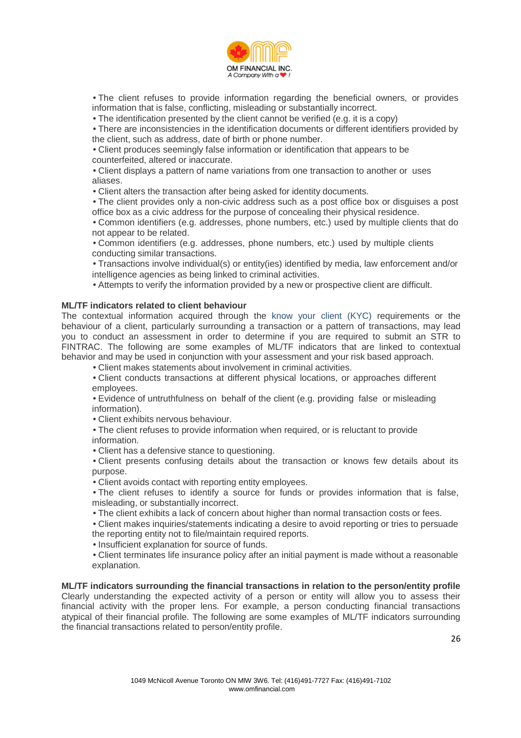- The client refuses to provide information regarding the beneficial owners, or provides information that is false, conflicting, misleading or substantially incorrect.
- The identification presented by the client cannot be verified (e.g. it is a copy)
- There are inconsistencies in the identification documents or different identifiers provided by the client, such as address, date of birth or phone number.
- Client produces seemingly false information or identification that appears to be counterfeited, altered or inaccurate.
- Client displays a pattern of name variations from one transaction to another or uses aliases.
- Client alters the transaction after being asked for identity documents.
- The client provides only a non-civic address such as a post office box or disguises a post office box as a civic address for the purpose of concealing their physical residence.
- Common identifiers (e.g. addresses, phone numbers, etc.) used by multiple clients that do not appear to be related.
- Common identifiers (e.g. addresses, phone numbers, etc.) used by multiple clients conducting similar transactions.
- Transactions involve individual(s) or entity(ies) identified by media, law enforcement and/or intelligence agencies as being linked to criminal activities.
- Attempts to verify the information provided by a new or prospective client are difficult.

**ML/TF indicators related to client behaviour**

The contextual information acquired through the know your client (KYC) requirements or the behaviour of a client, particularly surrounding a transaction or a pattern of transactions, may lead you to conduct an assessment in order to determine if you are required to submit an STR to FINTRAC. The following are some examples of ML/TF indicators that are linked to contextual behavior and may be used in conjunction with your assessment and your risk based approach.

- Client makes statements about involvement in criminal activities.
- Client conducts transactions at different physical locations, or approaches different employees.
- Evidence of untruthfulness on behalf of the client (e.g. providing false or misleading information).
- Client exhibits nervous behaviour.
- The client refuses to provide information when required, or is reluctant to provide information.
- Client has a defensive stance to questioning.
- Client presents confusing details about the transaction or knows few details about its purpose.
- Client avoids contact with reporting entity employees.
- The client refuses to identify a source for funds or provides information that is false, misleading, or substantially incorrect.
- The client exhibits a lack of concern about higher than normal transaction costs or fees.
- Client makes inquiries/statements indicating a desire to avoid reporting or tries to persuade the reporting entity not to file/maintain required reports.
- Insufficient explanation for source of funds.
- Client terminates life insurance policy after an initial payment is made without a reasonable explanation.

**ML/TF indicators surrounding the financial transactions in relation to the person/entity profile**

Clearly understanding the expected activity of a person or entity will allow you to assess their financial activity with the proper lens. For example, a person conducting financial transactions atypical of their financial profile. The following are some examples of ML/TF indicators surrounding the financial transactions related to person/entity profile.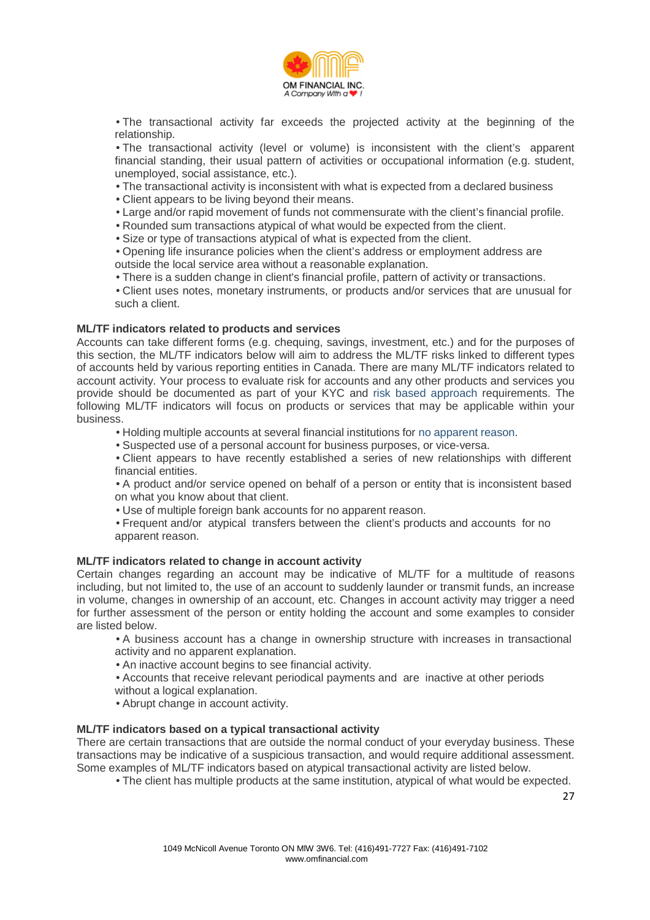- The transactional activity far exceeds the projected activity at the beginning of the relationship.
- The transactional activity (level or volume) is inconsistent with the client's apparent financial standing, their usual pattern of activities or occupational information (e.g. student, unemployed, social assistance, etc.).
- The transactional activity is inconsistent with what is expected from a declared business
- Client appears to be living beyond their means.
- Large and/or rapid movement of funds not commensurate with the client's financial profile.
- Rounded sum transactions atypical of what would be expected from the client.
- Size or type of transactions atypical of what is expected from the client.
- Opening life insurance policies when the client's address or employment address are outside the local service area without a reasonable explanation.
- There is a sudden change in client's financial profile, pattern of activity or transactions.
- Client uses notes, monetary instruments, or products and/or services that are unusual for such a client.

**ML/TF indicators related to products and services**

Accounts can take different forms (e.g. chequing, savings, investment, etc.) and for the purposes of this section, the ML/TF indicators below will aim to address the ML/TF risks linked to different types of accounts held by various reporting entities in Canada. There are many ML/TF indicators related to account activity. Your process to evaluate risk for accounts and any other products and services you provide should be documented as part of your KYC and risk based approach requirements. The following ML/TF indicators will focus on products or services that may be applicable within your business.

- Holding multiple accounts at several financial institutions for no apparent reason.
- Suspected use of a personal account for business purposes, or vice-versa.
- Client appears to have recently established a series of new relationships with different financial entities.
- A product and/or service opened on behalf of a person or entity that is inconsistent based on what you know about that client.
- Use of multiple foreign bank accounts for no apparent reason.
- Frequent and/or atypical transfers between the client's products and accounts for no apparent reason.

**ML/TF indicators related to change in account activity**

Certain changes regarding an account may be indicative of ML/TF for a multitude of reasons including, but not limited to, the use of an account to suddenly launder or transmit funds, an increase in volume, changes in ownership of an account, etc. Changes in account activity may trigger a need for further assessment of the person or entity holding the account and some examples to consider are listed below.

- A business account has a change in ownership structure with increases in transactional activity and no apparent explanation.
- An inactive account begins to see financial activity.
- Accounts that receive relevant periodical payments and are inactive at other periods without a logical explanation.
- Abrupt change in account activity.

**ML/TF indicators based on a typical transactional activity**

There are certain transactions that are outside the normal conduct of your everyday business. These transactions may be indicative of a suspicious transaction, and would require additional assessment. Some examples of ML/TF indicators based on atypical transactional activity are listed below.

- The client has multiple products at the same institution, atypical of what would be expected.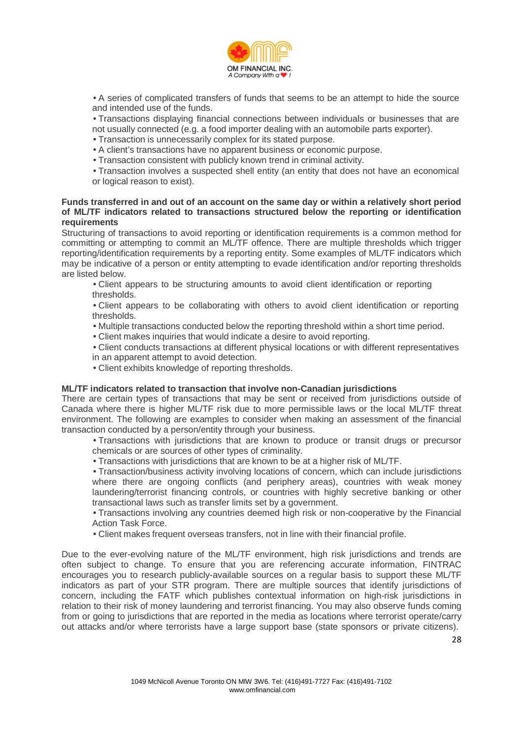- A series of complicated transfers of funds that seems to be an attempt to hide the source and intended use of the funds.
- Transactions displaying financial connections between individuals or businesses that are not usually connected (e.g. a food importer dealing with an automobile parts exporter).
- Transaction is unnecessarily complex for its stated purpose.
- A client's transactions have no apparent business or economic purpose.
- Transaction consistent with publicly known trend in criminal activity.
- Transaction involves a suspected shell entity (an entity that does not have an economical or logical reason to exist).

**Funds transferred in and out of an account on the same day or within a relatively short period of ML/TF indicators related to transactions structured below the reporting or identification requirements**

Structuring of transactions to avoid reporting or identification requirements is a common method for committing or attempting to commit an ML/TF offence. There are multiple thresholds which trigger reporting/identification requirements by a reporting entity. Some examples of ML/TF indicators which may be indicative of a person or entity attempting to evade identification and/or reporting thresholds are listed below.

- Client appears to be structuring amounts to avoid client identification or reporting thresholds.
- Client appears to be collaborating with others to avoid client identification or reporting thresholds.
- Multiple transactions conducted below the reporting threshold within a short time period.
- Client makes inquiries that would indicate a desire to avoid reporting.
- Client conducts transactions at different physical locations or with different representatives in an apparent attempt to avoid detection.
- Client exhibits knowledge of reporting thresholds.

**ML/TF indicators related to transaction that involve non-Canadian jurisdictions**

There are certain types of transactions that may be sent or received from jurisdictions outside of Canada where there is higher ML/TF risk due to more permissible laws or the local ML/TF threat environment. The following are examples to consider when making an assessment of the financial transaction conducted by a person/entity through your business.

- Transactions with jurisdictions that are known to produce or transit drugs or precursor chemicals or are sources of other types of criminality.
- Transactions with jurisdictions that are known to be at a higher risk of ML/TF.
- Transaction/business activity involving locations of concern, which can include jurisdictions where there are ongoing conflicts (and periphery areas), countries with weak money laundering/terrorist financing controls, or countries with highly secretive banking or other transactional laws such as transfer limits set by a government.
- Transactions involving any countries deemed high risk or non-cooperative by the Financial Action Task Force.
- Client makes frequent overseas transfers, not in line with their financial profile.

Due to the ever-evolving nature of the ML/TF environment, high risk jurisdictions and trends are often subject to change. To ensure that you are referencing accurate information, FINTRAC encourages you to research publicly-available sources on a regular basis to support these ML/TF indicators as part of your STR program. There are multiple sources that identify jurisdictions of concern, including the FATF which publishes contextual information on high-risk jurisdictions in relation to their risk of money laundering and terrorist financing. You may also observe funds coming from or going to jurisdictions that are reported in the media as locations where terrorist operate/carry out attacks and/or where terrorists have a large support base (state sponsors or private citizens).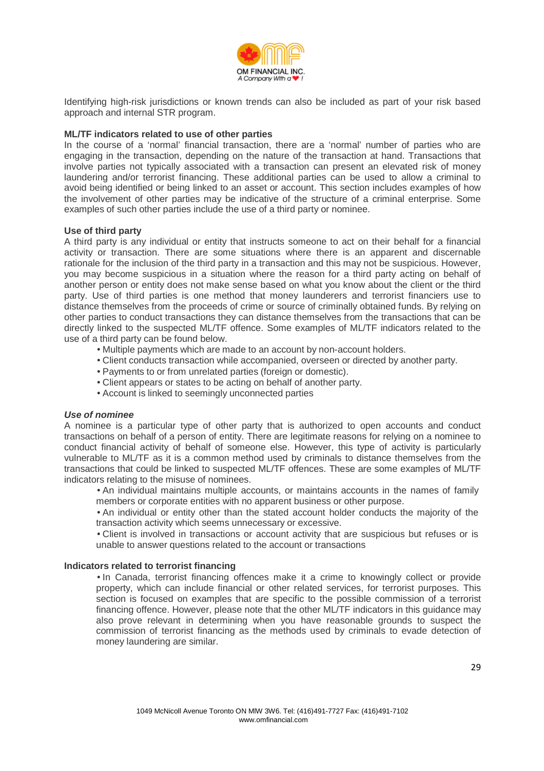Identifying high-risk jurisdictions or known trends can also be included as part of your risk based approach and internal STR program.

**ML/TF indicators related to use of other parties**

In the course of a 'normal' financial transaction, there are a 'normal' number of parties who are engaging in the transaction, depending on the nature of the transaction at hand. Transactions that involve parties not typically associated with a transaction can present an elevated risk of money laundering and/or terrorist financing. These additional parties can be used to allow a criminal to avoid being identified or being linked to an asset or account. This section includes examples of how the involvement of other parties may be indicative of the structure of a criminal enterprise. Some examples of such other parties include the use of a third party or nominee.

**Use of third party**

A third party is any individual or entity that instructs someone to act on their behalf for a financial activity or transaction. There are some situations where there is an apparent and discernable rationale for the inclusion of the third party in a transaction and this may not be suspicious. However, you may become suspicious in a situation where the reason for a third party acting on behalf of another person or entity does not make sense based on what you know about the client or the third party. Use of third parties is one method that money launderers and terrorist financiers use to distance themselves from the proceeds of crime or source of criminally obtained funds. By relying on other parties to conduct transactions they can distance themselves from the transactions that can be directly linked to the suspected ML/TF offence. Some examples of ML/TF indicators related to the use of a third party can be found below.

- Multiple payments which are made to an account by non-account holders.
- Client conducts transaction while accompanied, overseen or directed by another party.
- Payments to or from unrelated parties (foreign or domestic).
- Client appears or states to be acting on behalf of another party.
- Account is linked to seemingly unconnected parties

***Use of nominee***

A nominee is a particular type of other party that is authorized to open accounts and conduct transactions on behalf of a person of entity. There are legitimate reasons for relying on a nominee to conduct financial activity of behalf of someone else. However, this type of activity is particularly vulnerable to ML/TF as it is a common method used by criminals to distance themselves from the transactions that could be linked to suspected ML/TF offences. These are some examples of ML/TF indicators relating to the misuse of nominees.

- An individual maintains multiple accounts, or maintains accounts in the names of family members or corporate entities with no apparent business or other purpose.
- An individual or entity other than the stated account holder conducts the majority of the transaction activity which seems unnecessary or excessive.
- Client is involved in transactions or account activity that are suspicious but refuses or is unable to answer questions related to the account or transactions

**Indicators related to terrorist financing**

- In Canada, terrorist financing offences make it a crime to knowingly collect or provide property, which can include financial or other related services, for terrorist purposes. This section is focused on examples that are specific to the possible commission of a terrorist financing offence. However, please note that the other ML/TF indicators in this guidance may also prove relevant in determining when you have reasonable grounds to suspect the commission of terrorist financing as the methods used by criminals to evade detection of money laundering are similar.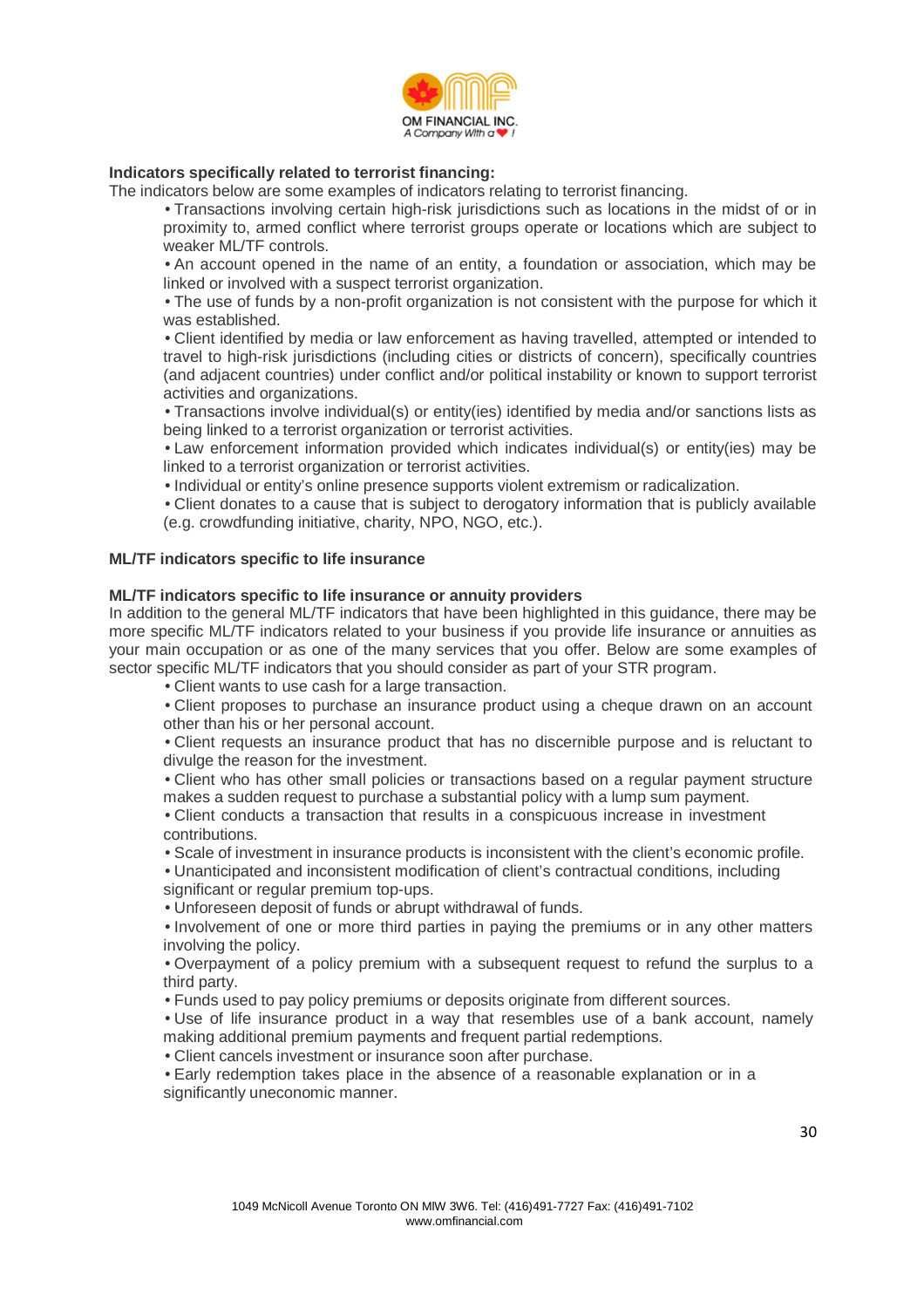**Indicators specifically related to terrorist financing:**

The indicators below are some examples of indicators relating to terrorist financing.

- Transactions involving certain high-risk jurisdictions such as locations in the midst of or in proximity to, armed conflict where terrorist groups operate or locations which are subject to weaker ML/TF controls.
- An account opened in the name of an entity, a foundation or association, which may be linked or involved with a suspect terrorist organization.
- The use of funds by a non-profit organization is not consistent with the purpose for which it was established.
- Client identified by media or law enforcement as having travelled, attempted or intended to travel to high-risk jurisdictions (including cities or districts of concern), specifically countries (and adjacent countries) under conflict and/or political instability or known to support terrorist activities and organizations.
- Transactions involve individual(s) or entity(ies) identified by media and/or sanctions lists as being linked to a terrorist organization or terrorist activities.
- Law enforcement information provided which indicates individual(s) or entity(ies) may be linked to a terrorist organization or terrorist activities.
- Individual or entity's online presence supports violent extremism or radicalization.
- Client donates to a cause that is subject to derogatory information that is publicly available (e.g. crowdfunding initiative, charity, NPO, NGO, etc.).

**ML/TF indicators specific to life insurance**

**ML/TF indicators specific to life insurance or annuity providers**

In addition to the general ML/TF indicators that have been highlighted in this guidance, there may be more specific ML/TF indicators related to your business if you provide life insurance or annuities as your main occupation or as one of the many services that you offer. Below are some examples of sector specific ML/TF indicators that you should consider as part of your STR program.

- Client wants to use cash for a large transaction.
- Client proposes to purchase an insurance product using a cheque drawn on an account other than his or her personal account.
- Client requests an insurance product that has no discernible purpose and is reluctant to divulge the reason for the investment.
- Client who has other small policies or transactions based on a regular payment structure makes a sudden request to purchase a substantial policy with a lump sum payment.
- Client conducts a transaction that results in a conspicuous increase in investment contributions.
- Scale of investment in insurance products is inconsistent with the client's economic profile.
- Unanticipated and inconsistent modification of client's contractual conditions, including significant or regular premium top-ups.
- Unforeseen deposit of funds or abrupt withdrawal of funds.
- Involvement of one or more third parties in paying the premiums or in any other matters involving the policy.
- Overpayment of a policy premium with a subsequent request to refund the surplus to a third party.
- Funds used to pay policy premiums or deposits originate from different sources.
- Use of life insurance product in a way that resembles use of a bank account, namely making additional premium payments and frequent partial redemptions.
- Client cancels investment or insurance soon after purchase.
- Early redemption takes place in the absence of a reasonable explanation or in a significantly uneconomic manner.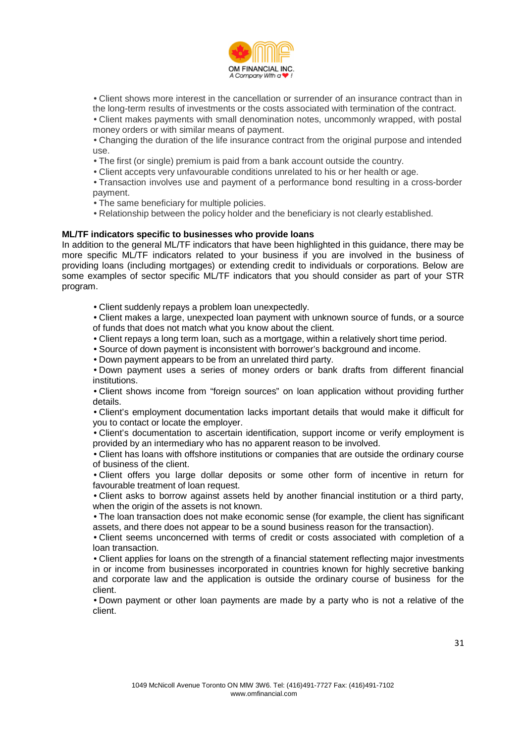- Client shows more interest in the cancellation or surrender of an insurance contract than in the long-term results of investments or the costs associated with termination of the contract.
- Client makes payments with small denomination notes, uncommonly wrapped, with postal money orders or with similar means of payment.
- Changing the duration of the life insurance contract from the original purpose and intended use.
- The first (or single) premium is paid from a bank account outside the country.
- Client accepts very unfavourable conditions unrelated to his or her health or age.
- Transaction involves use and payment of a performance bond resulting in a cross-border payment.
- The same beneficiary for multiple policies.
- Relationship between the policy holder and the beneficiary is not clearly established.

**ML/TF indicators specific to businesses who provide loans**

In addition to the general ML/TF indicators that have been highlighted in this guidance, there may be more specific ML/TF indicators related to your business if you are involved in the business of providing loans (including mortgages) or extending credit to individuals or corporations. Below are some examples of sector specific ML/TF indicators that you should consider as part of your STR program.

- Client suddenly repays a problem loan unexpectedly.
- Client makes a large, unexpected loan payment with unknown source of funds, or a source of funds that does not match what you know about the client.
- Client repays a long term loan, such as a mortgage, within a relatively short time period.
- Source of down payment is inconsistent with borrower's background and income.
- Down payment appears to be from an unrelated third party.
- Down payment uses a series of money orders or bank drafts from different financial institutions.
- Client shows income from "foreign sources" on loan application without providing further details.
- Client's employment documentation lacks important details that would make it difficult for you to contact or locate the employer.
- Client's documentation to ascertain identification, support income or verify employment is provided by an intermediary who has no apparent reason to be involved.
- Client has loans with offshore institutions or companies that are outside the ordinary course of business of the client.
- Client offers you large dollar deposits or some other form of incentive in return for favourable treatment of loan request.
- Client asks to borrow against assets held by another financial institution or a third party, when the origin of the assets is not known.
- The loan transaction does not make economic sense (for example, the client has significant assets, and there does not appear to be a sound business reason for the transaction).
- Client seems unconcerned with terms of credit or costs associated with completion of a loan transaction.
- Client applies for loans on the strength of a financial statement reflecting major investments in or income from businesses incorporated in countries known for highly secretive banking and corporate law and the application is outside the ordinary course of business for the client.
- Down payment or other loan payments are made by a party who is not a relative of the client.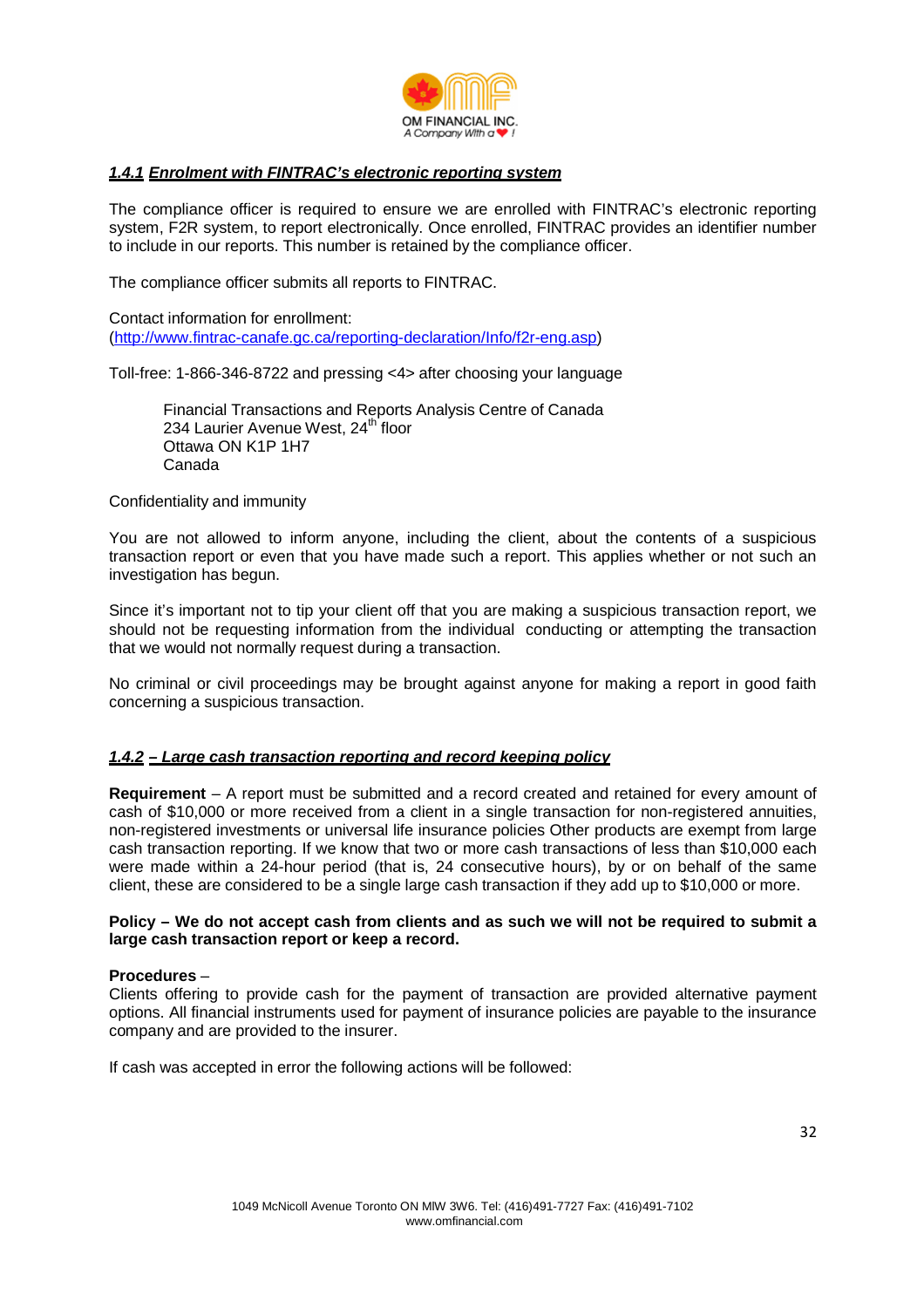### ***1.4.1 Enrolment with FINTRAC's electronic reporting system***

The compliance officer is required to ensure we are enrolled with FINTRAC's electronic reporting system, F2R system, to report electronically. Once enrolled, FINTRAC provides an identifier number to include in our reports. This number is retained by the compliance officer.

The compliance officer submits all reports to FINTRAC.

Contact information for enrollment:
(http://www.fintrac-canafe.gc.ca/reporting-declaration/Info/f2r-eng.asp)

Toll-free: 1-866-346-8722 and pressing <4> after choosing your language

> Financial Transactions and Reports Analysis Centre of Canada
> 234 Laurier Avenue West, 24th floor
> Ottawa ON K1P 1H7
> Canada

Confidentiality and immunity

You are not allowed to inform anyone, including the client, about the contents of a suspicious transaction report or even that you have made such a report. This applies whether or not such an investigation has begun.

Since it's important not to tip your client off that you are making a suspicious transaction report, we should not be requesting information from the individual conducting or attempting the transaction that we would not normally request during a transaction.

No criminal or civil proceedings may be brought against anyone for making a report in good faith concerning a suspicious transaction.

### ***1.4.2 – Large cash transaction reporting and record keeping policy***

**Requirement** – A report must be submitted and a record created and retained for every amount of cash of $10,000 or more received from a client in a single transaction for non-registered annuities, non-registered investments or universal life insurance policies Other products are exempt from large cash transaction reporting. If we know that two or more cash transactions of less than $10,000 each were made within a 24-hour period (that is, 24 consecutive hours), by or on behalf of the same client, these are considered to be a single large cash transaction if they add up to $10,000 or more.

**Policy – We do not accept cash from clients and as such we will not be required to submit a large cash transaction report or keep a record.**

**Procedures** –
Clients offering to provide cash for the payment of transaction are provided alternative payment options. All financial instruments used for payment of insurance policies are payable to the insurance company and are provided to the insurer.

If cash was accepted in error the following actions will be followed: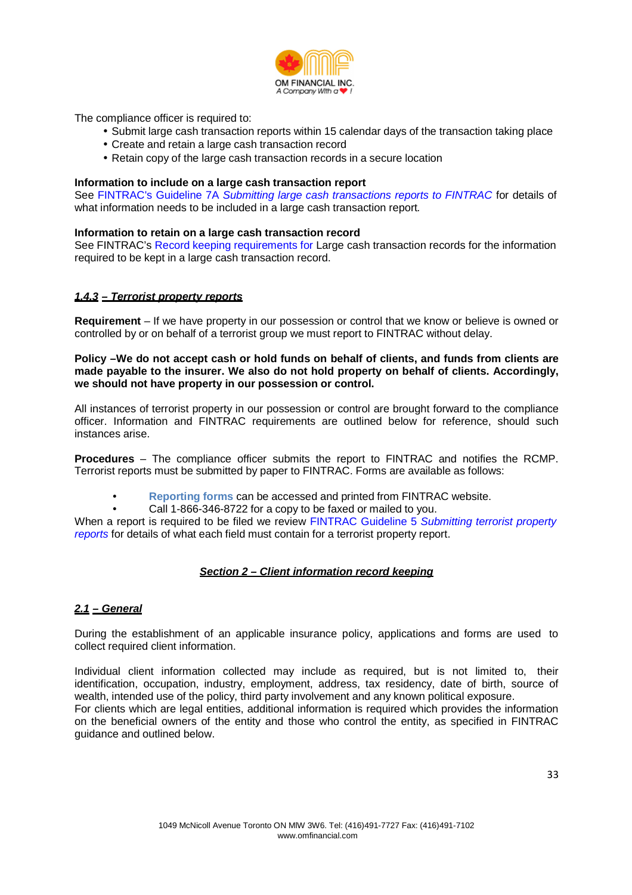The compliance officer is required to:

- Submit large cash transaction reports within 15 calendar days of the transaction taking place
- Create and retain a large cash transaction record
- Retain copy of the large cash transaction records in a secure location

**Information to include on a large cash transaction report**

See FINTRAC's Guideline 7A *Submitting large cash transactions reports to FINTRAC* for details of what information needs to be included in a large cash transaction report.

**Information to retain on a large cash transaction record**

See FINTRAC's Record keeping requirements for Large cash transaction records for the information required to be kept in a large cash transaction record.

### *1.4.3 – Terrorist property reports*

**Requirement** – If we have property in our possession or control that we know or believe is owned or controlled by or on behalf of a terrorist group we must report to FINTRAC without delay.

**Policy –We do not accept cash or hold funds on behalf of clients, and funds from clients are made payable to the insurer. We also do not hold property on behalf of clients. Accordingly, we should not have property in our possession or control.**

All instances of terrorist property in our possession or control are brought forward to the compliance officer. Information and FINTRAC requirements are outlined below for reference, should such instances arise.

**Procedures** – The compliance officer submits the report to FINTRAC and notifies the RCMP. Terrorist reports must be submitted by paper to FINTRAC. Forms are available as follows:

- **Reporting forms** can be accessed and printed from FINTRAC website.
- Call 1-866-346-8722 for a copy to be faxed or mailed to you.

When a report is required to be filed we review FINTRAC Guideline 5 *Submitting terrorist property reports* for details of what each field must contain for a terrorist property report.

## *Section 2 – Client information record keeping*

### *2.1 – General*

During the establishment of an applicable insurance policy, applications and forms are used to collect required client information.

Individual client information collected may include as required, but is not limited to, their identification, occupation, industry, employment, address, tax residency, date of birth, source of wealth, intended use of the policy, third party involvement and any known political exposure.
For clients which are legal entities, additional information is required which provides the information on the beneficial owners of the entity and those who control the entity, as specified in FINTRAC guidance and outlined below.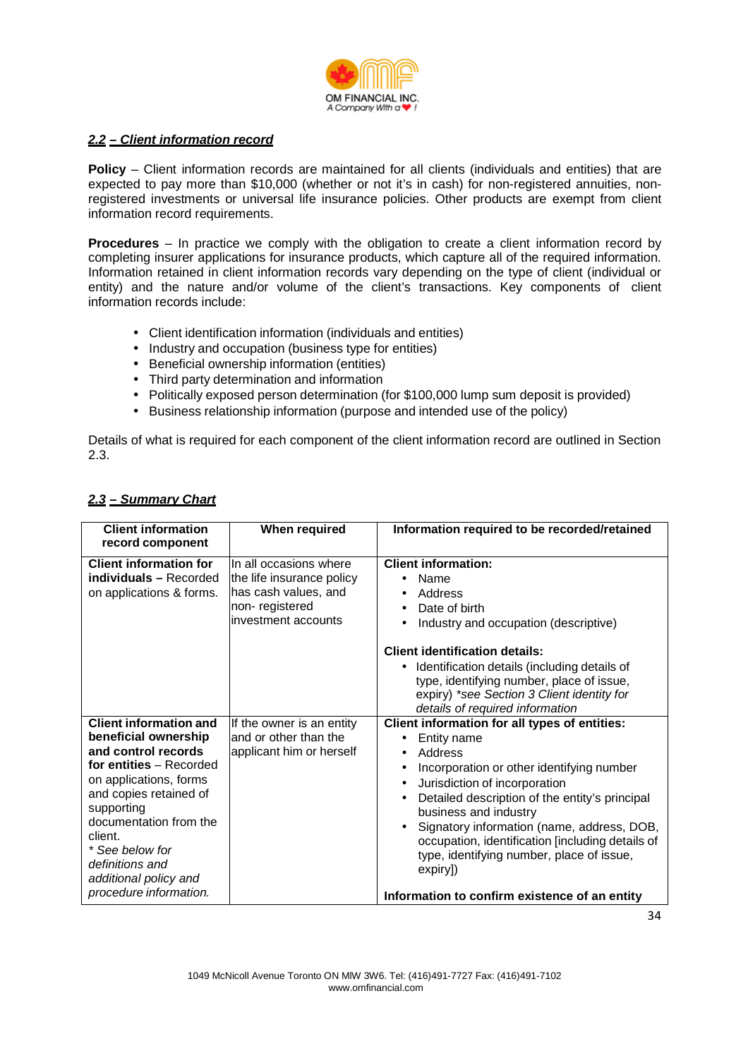## *2.2 – Client information record*

**Policy** – Client information records are maintained for all clients (individuals and entities) that are expected to pay more than $10,000 (whether or not it's in cash) for non-registered annuities, non-registered investments or universal life insurance policies. Other products are exempt from client information record requirements.

**Procedures** – In practice we comply with the obligation to create a client information record by completing insurer applications for insurance products, which capture all of the required information. Information retained in client information records vary depending on the type of client (individual or entity) and the nature and/or volume of the client's transactions. Key components of client information records include:

- Client identification information (individuals and entities)
- Industry and occupation (business type for entities)
- Beneficial ownership information (entities)
- Third party determination and information
- Politically exposed person determination (for $100,000 lump sum deposit is provided)
- Business relationship information (purpose and intended use of the policy)

Details of what is required for each component of the client information record are outlined in Section 2.3.

## *2.3 – Summary Chart*

| Client information record component | When required | Information required to be recorded/retained |
|---|---|---|
| **Client information for individuals –** Recorded on applications & forms. | In all occasions where the life insurance policy has cash values, and non- registered investment accounts | **Client information:**<br>• Name<br>• Address<br>• Date of birth<br>• Industry and occupation (descriptive)<br><br>**Client identification details:**<br>• Identification details (including details of type, identifying number, place of issue, expiry) *\*see Section 3 Client identity for details of required information* |
| **Client information and beneficial ownership and control records for entities** – Recorded on applications, forms and copies retained of supporting documentation from the client.<br>*\* See below for definitions and additional policy and procedure information.* | If the owner is an entity and or other than the applicant him or herself | **Client information for all types of entities:**<br>• Entity name<br>• Address<br>• Incorporation or other identifying number<br>• Jurisdiction of incorporation<br>• Detailed description of the entity's principal business and industry<br>• Signatory information (name, address, DOB, occupation, identification [including details of type, identifying number, place of issue, expiry])<br><br>**Information to confirm existence of an entity** |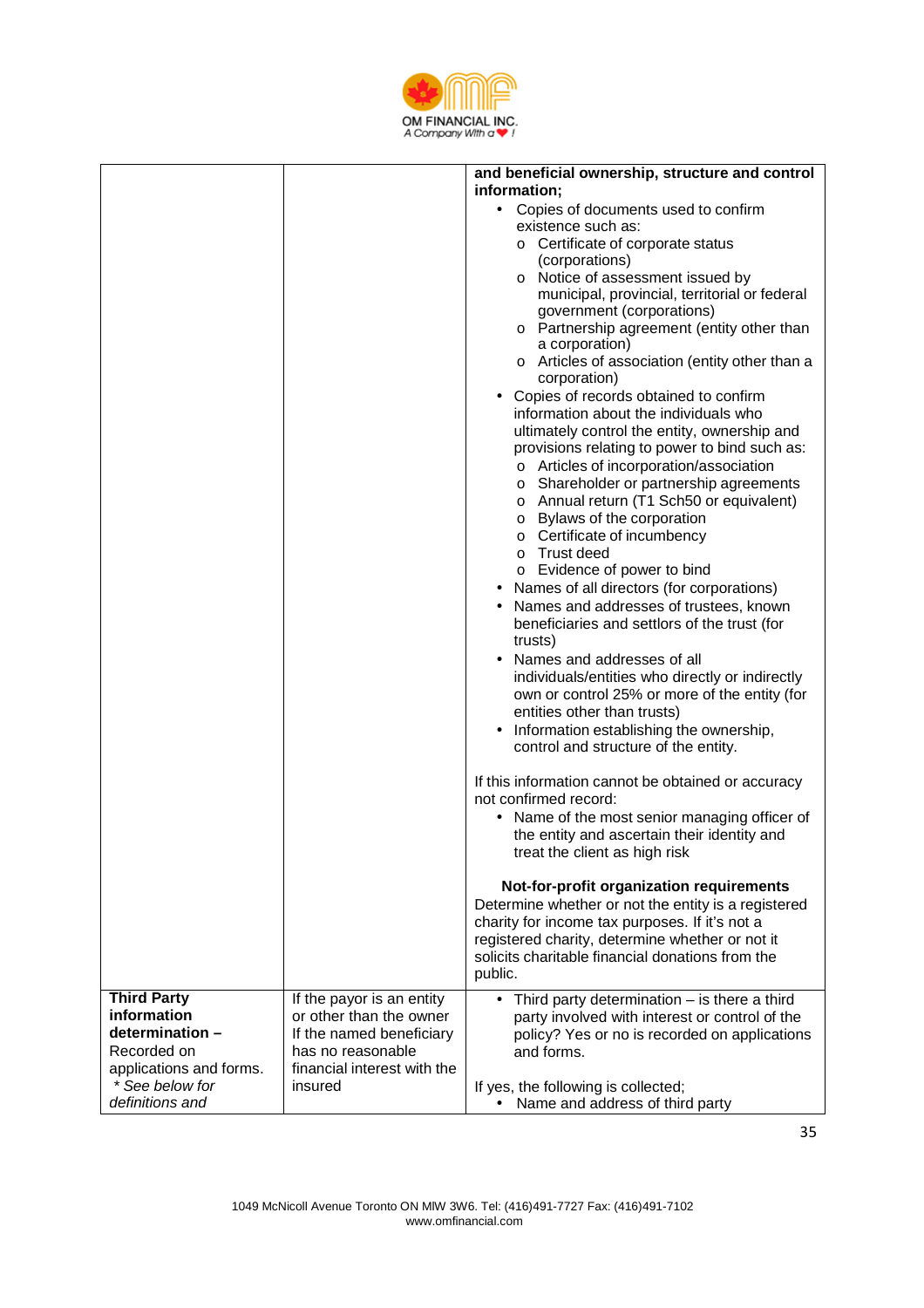| | | |
|---|---|---|
| | | **and beneficial ownership, structure and control information;**<br>• Copies of documents used to confirm existence such as:<br>o Certificate of corporate status (corporations)<br>o Notice of assessment issued by municipal, provincial, territorial or federal government (corporations)<br>o Partnership agreement (entity other than a corporation)<br>o Articles of association (entity other than a corporation)<br>• Copies of records obtained to confirm information about the individuals who ultimately control the entity, ownership and provisions relating to power to bind such as:<br>o Articles of incorporation/association<br>o Shareholder or partnership agreements<br>o Annual return (T1 Sch50 or equivalent)<br>o Bylaws of the corporation<br>o Certificate of incumbency<br>o Trust deed<br>o Evidence of power to bind<br>• Names of all directors (for corporations)<br>• Names and addresses of trustees, known beneficiaries and settlors of the trust (for trusts)<br>• Names and addresses of all individuals/entities who directly or indirectly own or control 25% or more of the entity (for entities other than trusts)<br>• Information establishing the ownership, control and structure of the entity.<br><br>If this information cannot be obtained or accuracy not confirmed record:<br>• Name of the most senior managing officer of the entity and ascertain their identity and treat the client as high risk<br><br>**Not-for-profit organization requirements**<br>Determine whether or not the entity is a registered charity for income tax purposes. If it's not a registered charity, determine whether or not it solicits charitable financial donations from the public. |
| **Third Party information determination –** Recorded on applications and forms.<br>*\* See below for definitions and* | If the payor is an entity or other than the owner<br>If the named beneficiary has no reasonable financial interest with the insured | • Third party determination – is there a third party involved with interest or control of the policy? Yes or no is recorded on applications and forms.<br><br>If yes, the following is collected;<br>• Name and address of third party |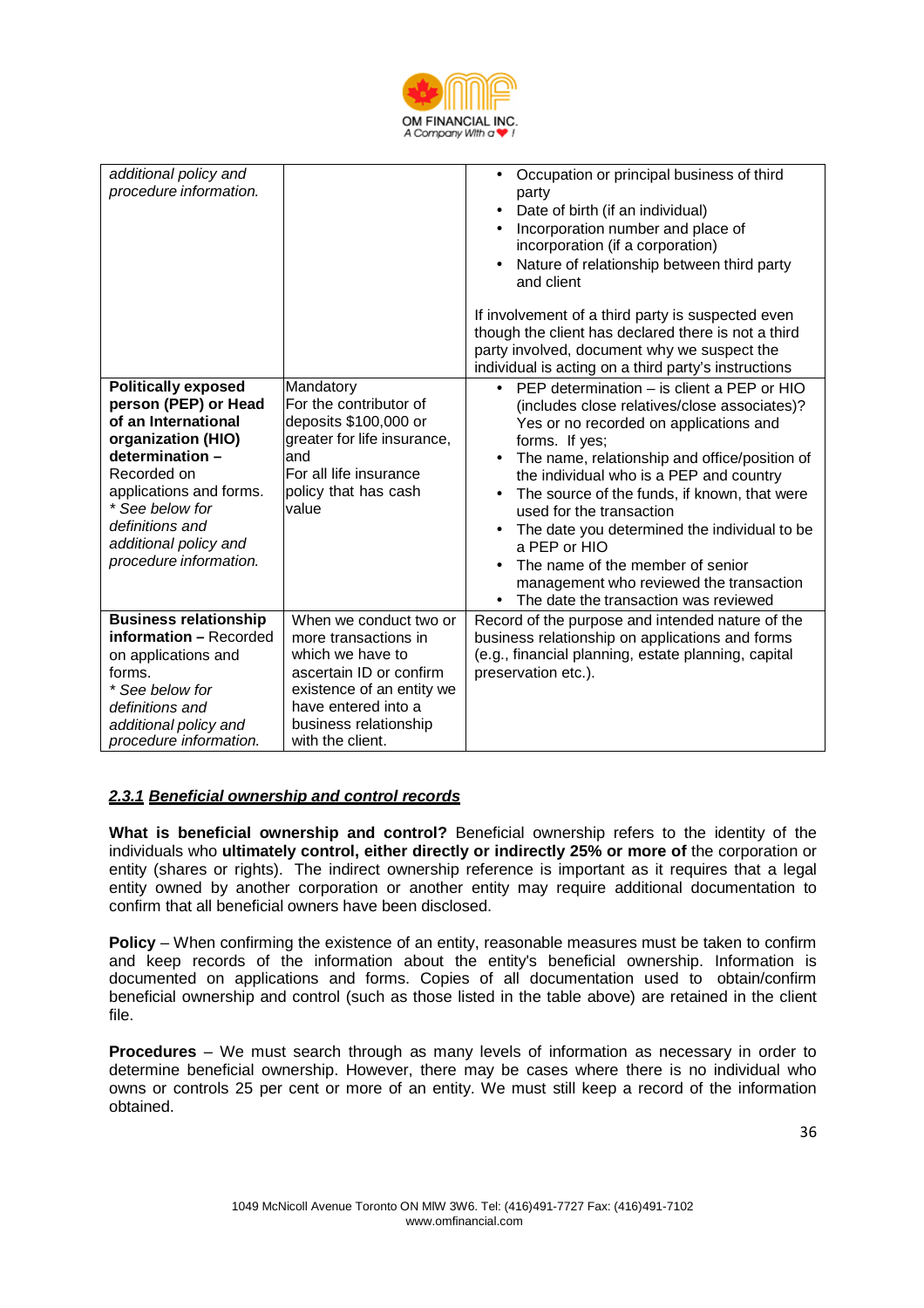| | | |
|---|---|---|
| *additional policy and procedure information.* | | • Occupation or principal business of third party<br>• Date of birth (if an individual)<br>• Incorporation number and place of incorporation (if a corporation)<br>• Nature of relationship between third party and client<br><br>If involvement of a third party is suspected even though the client has declared there is not a third party involved, document why we suspect the individual is acting on a third party's instructions |
| **Politically exposed person (PEP) or Head of an International organization (HIO) determination –** Recorded on applications and forms. *\* See below for definitions and additional policy and procedure information.* | Mandatory<br>For the contributor of deposits $100,000 or greater for life insurance, and<br>For all life insurance policy that has cash value | • PEP determination – is client a PEP or HIO (includes close relatives/close associates)? Yes or no recorded on applications and forms. If yes;<br>• The name, relationship and office/position of the individual who is a PEP and country<br>• The source of the funds, if known, that were used for the transaction<br>• The date you determined the individual to be a PEP or HIO<br>• The name of the member of senior management who reviewed the transaction<br>• The date the transaction was reviewed |
| **Business relationship information –** Recorded on applications and forms. *\* See below for definitions and additional policy and procedure information.* | When we conduct two or more transactions in which we have to ascertain ID or confirm existence of an entity we have entered into a business relationship with the client. | Record of the purpose and intended nature of the business relationship on applications and forms (e.g., financial planning, estate planning, capital preservation etc.). |

### ***2.3.1 Beneficial ownership and control records***

**What is beneficial ownership and control?** Beneficial ownership refers to the identity of the individuals who **ultimately control, either directly or indirectly 25% or more of** the corporation or entity (shares or rights). The indirect ownership reference is important as it requires that a legal entity owned by another corporation or another entity may require additional documentation to confirm that all beneficial owners have been disclosed.

**Policy** – When confirming the existence of an entity, reasonable measures must be taken to confirm and keep records of the information about the entity's beneficial ownership. Information is documented on applications and forms. Copies of all documentation used to obtain/confirm beneficial ownership and control (such as those listed in the table above) are retained in the client file.

**Procedures** – We must search through as many levels of information as necessary in order to determine beneficial ownership. However, there may be cases where there is no individual who owns or controls 25 per cent or more of an entity. We must still keep a record of the information obtained.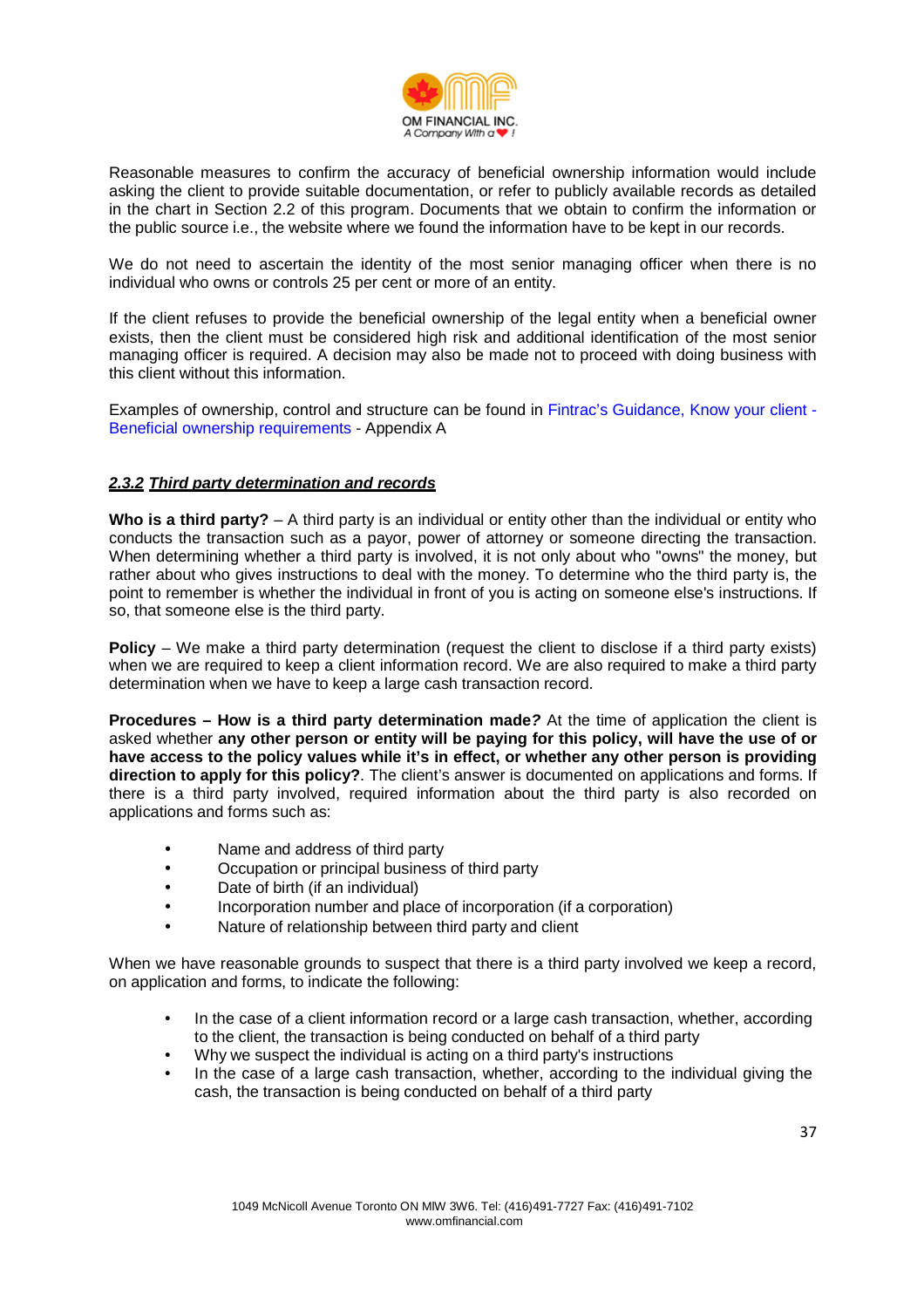Reasonable measures to confirm the accuracy of beneficial ownership information would include asking the client to provide suitable documentation, or refer to publicly available records as detailed in the chart in Section 2.2 of this program. Documents that we obtain to confirm the information or the public source i.e., the website where we found the information have to be kept in our records.

We do not need to ascertain the identity of the most senior managing officer when there is no individual who owns or controls 25 per cent or more of an entity.

If the client refuses to provide the beneficial ownership of the legal entity when a beneficial owner exists, then the client must be considered high risk and additional identification of the most senior managing officer is required. A decision may also be made not to proceed with doing business with this client without this information.

Examples of ownership, control and structure can be found in Fintrac's Guidance, Know your client - Beneficial ownership requirements - Appendix A

### ***2.3.2 Third party determination and records***

**Who is a third party?** – A third party is an individual or entity other than the individual or entity who conducts the transaction such as a payor, power of attorney or someone directing the transaction. When determining whether a third party is involved, it is not only about who "owns" the money, but rather about who gives instructions to deal with the money. To determine who the third party is, the point to remember is whether the individual in front of you is acting on someone else's instructions. If so, that someone else is the third party.

**Policy** – We make a third party determination (request the client to disclose if a third party exists) when we are required to keep a client information record. We are also required to make a third party determination when we have to keep a large cash transaction record.

**Procedures – How is a third party determination made*?*** At the time of application the client is asked whether **any other person or entity will be paying for this policy, will have the use of or have access to the policy values while it's in effect, or whether any other person is providing direction to apply for this policy?**. The client's answer is documented on applications and forms. If there is a third party involved, required information about the third party is also recorded on applications and forms such as:

- Name and address of third party
- Occupation or principal business of third party
- Date of birth (if an individual)
- Incorporation number and place of incorporation (if a corporation)
- Nature of relationship between third party and client

When we have reasonable grounds to suspect that there is a third party involved we keep a record, on application and forms, to indicate the following:

- In the case of a client information record or a large cash transaction, whether, according to the client, the transaction is being conducted on behalf of a third party
- Why we suspect the individual is acting on a third party's instructions
- In the case of a large cash transaction, whether, according to the individual giving the cash, the transaction is being conducted on behalf of a third party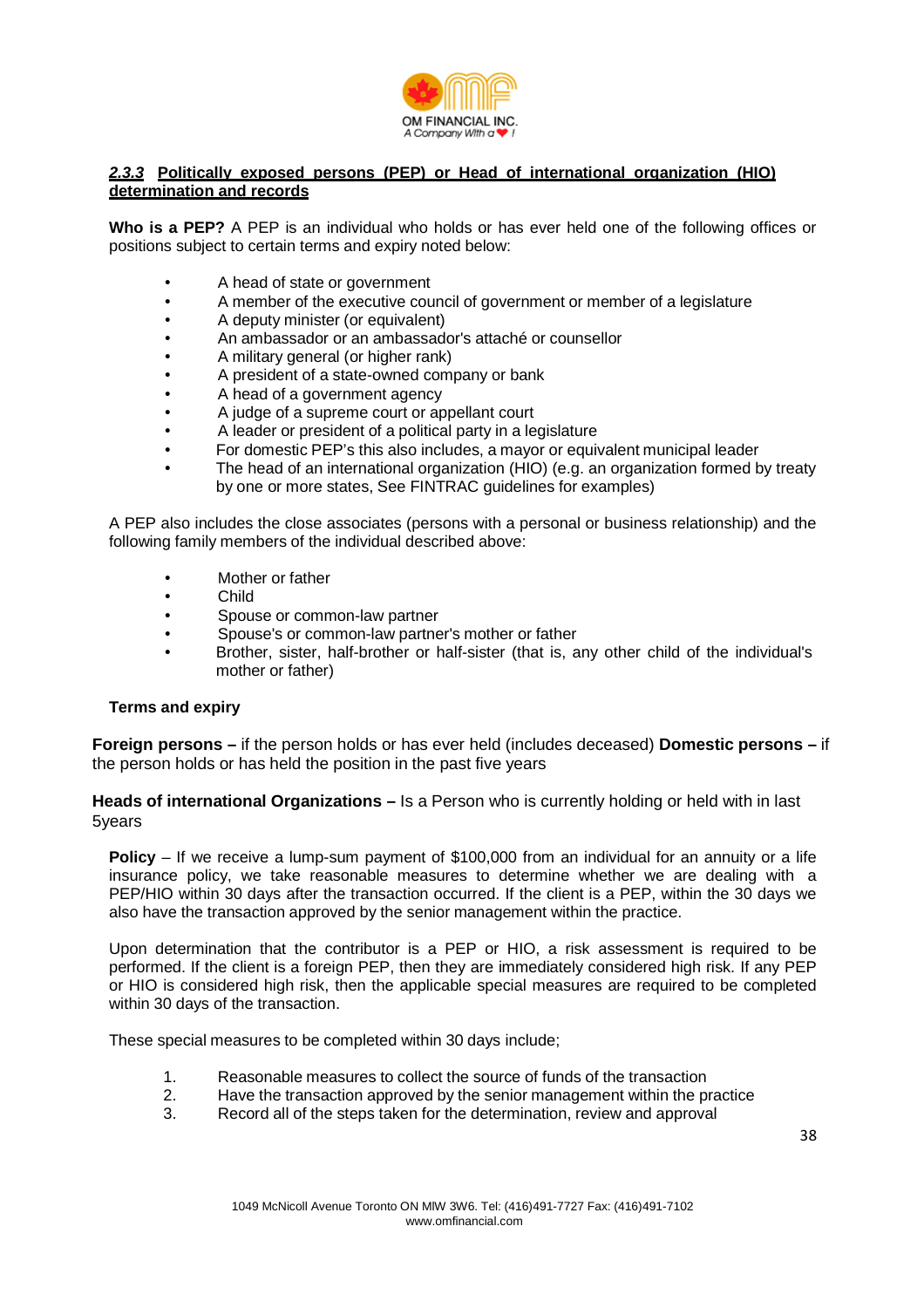## *2.3.3* Politically exposed persons (PEP) or Head of international organization (HIO) determination and records

**Who is a PEP?** A PEP is an individual who holds or has ever held one of the following offices or positions subject to certain terms and expiry noted below:

- A head of state or government
- A member of the executive council of government or member of a legislature
- A deputy minister (or equivalent)
- An ambassador or an ambassador's attaché or counsellor
- A military general (or higher rank)
- A president of a state-owned company or bank
- A head of a government agency
- A judge of a supreme court or appellant court
- A leader or president of a political party in a legislature
- For domestic PEP's this also includes, a mayor or equivalent municipal leader
- The head of an international organization (HIO) (e.g. an organization formed by treaty by one or more states, See FINTRAC guidelines for examples)

A PEP also includes the close associates (persons with a personal or business relationship) and the following family members of the individual described above:

- Mother or father
- Child
- Spouse or common-law partner
- Spouse's or common-law partner's mother or father
- Brother, sister, half-brother or half-sister (that is, any other child of the individual's mother or father)

**Terms and expiry**

**Foreign persons –** if the person holds or has ever held (includes deceased) **Domestic persons –** if the person holds or has held the position in the past five years

**Heads of international Organizations –** Is a Person who is currently holding or held with in last 5years

**Policy** – If we receive a lump-sum payment of $100,000 from an individual for an annuity or a life insurance policy, we take reasonable measures to determine whether we are dealing with a PEP/HIO within 30 days after the transaction occurred. If the client is a PEP, within the 30 days we also have the transaction approved by the senior management within the practice.

Upon determination that the contributor is a PEP or HIO, a risk assessment is required to be performed. If the client is a foreign PEP, then they are immediately considered high risk. If any PEP or HIO is considered high risk, then the applicable special measures are required to be completed within 30 days of the transaction.

These special measures to be completed within 30 days include;

1. Reasonable measures to collect the source of funds of the transaction
2. Have the transaction approved by the senior management within the practice
3. Record all of the steps taken for the determination, review and approval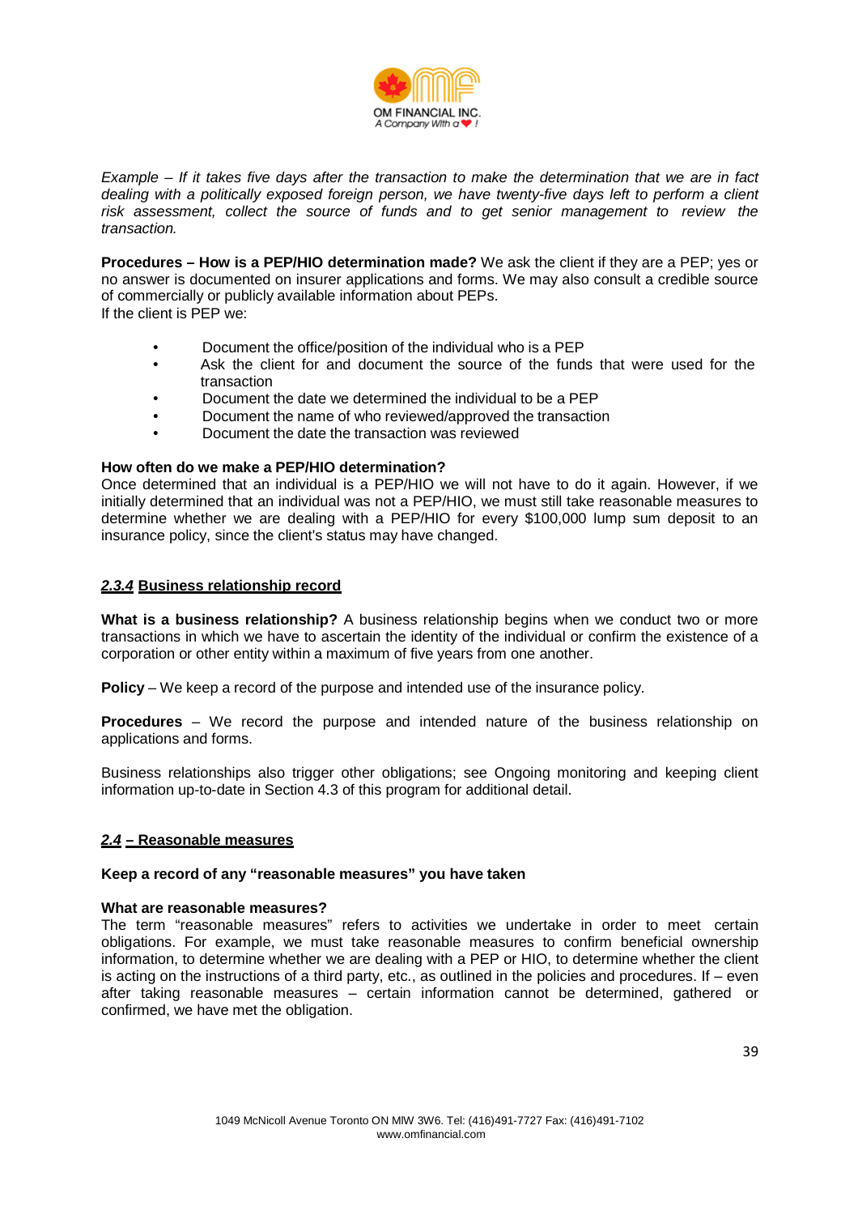*Example – If it takes five days after the transaction to make the determination that we are in fact dealing with a politically exposed foreign person, we have twenty-five days left to perform a client risk assessment, collect the source of funds and to get senior management to review the transaction.*

**Procedures – How is a PEP/HIO determination made?** We ask the client if they are a PEP; yes or no answer is documented on insurer applications and forms. We may also consult a credible source of commercially or publicly available information about PEPs.
If the client is PEP we:

- Document the office/position of the individual who is a PEP
- Ask the client for and document the source of the funds that were used for the transaction
- Document the date we determined the individual to be a PEP
- Document the name of who reviewed/approved the transaction
- Document the date the transaction was reviewed

**How often do we make a PEP/HIO determination?**
Once determined that an individual is a PEP/HIO we will not have to do it again. However, if we initially determined that an individual was not a PEP/HIO, we must still take reasonable measures to determine whether we are dealing with a PEP/HIO for every $100,000 lump sum deposit to an insurance policy, since the client's status may have changed.

### ***2.3.4*** **Business relationship record**

**What is a business relationship?** A business relationship begins when we conduct two or more transactions in which we have to ascertain the identity of the individual or confirm the existence of a corporation or other entity within a maximum of five years from one another.

**Policy** – We keep a record of the purpose and intended use of the insurance policy.

**Procedures** – We record the purpose and intended nature of the business relationship on applications and forms.

Business relationships also trigger other obligations; see Ongoing monitoring and keeping client information up-to-date in Section 4.3 of this program for additional detail.

## ***2.4*** **– Reasonable measures**

**Keep a record of any "reasonable measures" you have taken**

**What are reasonable measures?**
The term "reasonable measures" refers to activities we undertake in order to meet certain obligations. For example, we must take reasonable measures to confirm beneficial ownership information, to determine whether we are dealing with a PEP or HIO, to determine whether the client is acting on the instructions of a third party, etc., as outlined in the policies and procedures. If – even after taking reasonable measures – certain information cannot be determined, gathered or confirmed, we have met the obligation.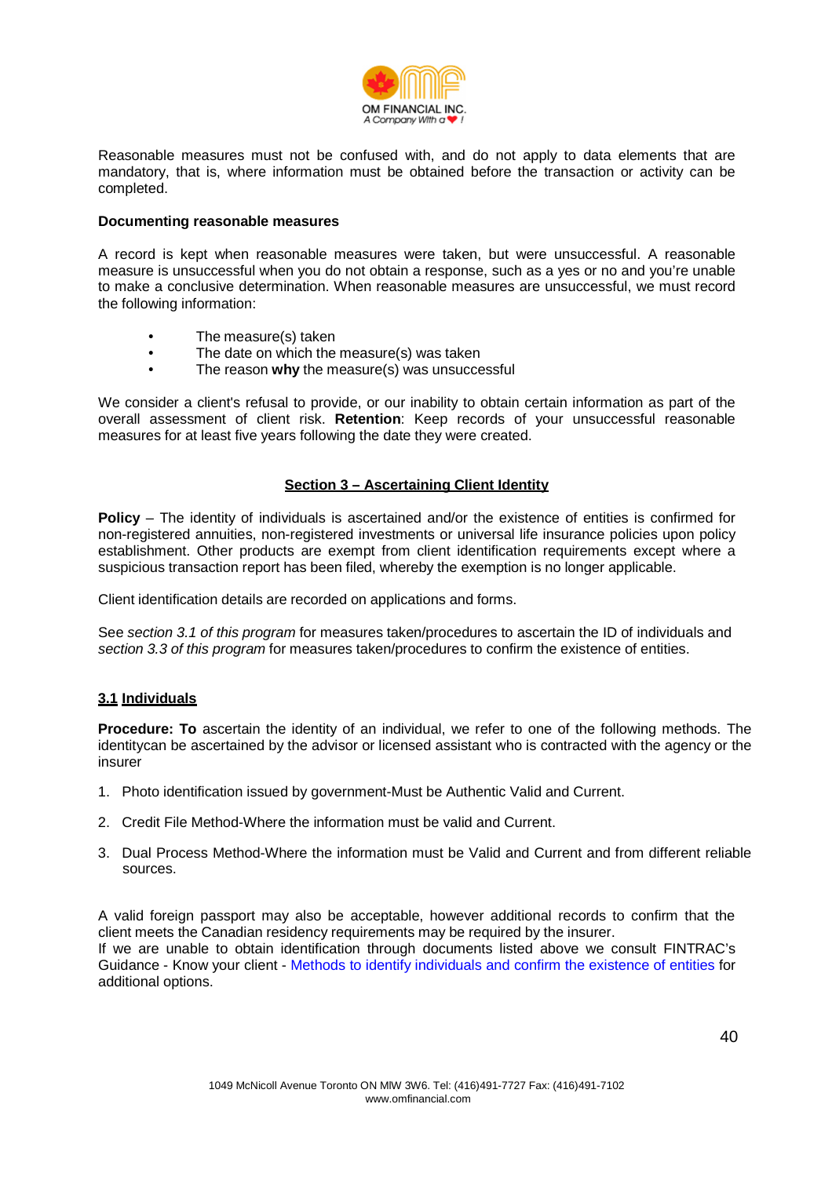Reasonable measures must not be confused with, and do not apply to data elements that are mandatory, that is, where information must be obtained before the transaction or activity can be completed.

**Documenting reasonable measures**

A record is kept when reasonable measures were taken, but were unsuccessful. A reasonable measure is unsuccessful when you do not obtain a response, such as a yes or no and you're unable to make a conclusive determination. When reasonable measures are unsuccessful, we must record the following information:

- The measure(s) taken
- The date on which the measure(s) was taken
- The reason **why** the measure(s) was unsuccessful

We consider a client's refusal to provide, or our inability to obtain certain information as part of the overall assessment of client risk. **Retention**: Keep records of your unsuccessful reasonable measures for at least five years following the date they were created.

## Section 3 – Ascertaining Client Identity

**Policy** – The identity of individuals is ascertained and/or the existence of entities is confirmed for non-registered annuities, non-registered investments or universal life insurance policies upon policy establishment. Other products are exempt from client identification requirements except where a suspicious transaction report has been filed, whereby the exemption is no longer applicable.

Client identification details are recorded on applications and forms.

See *section 3.1 of this program* for measures taken/procedures to ascertain the ID of individuals and *section 3.3 of this program* for measures taken/procedures to confirm the existence of entities.

### 3.1 Individuals

**Procedure: To** ascertain the identity of an individual, we refer to one of the following methods. The identitycan be ascertained by the advisor or licensed assistant who is contracted with the agency or the insurer

1. Photo identification issued by government-Must be Authentic Valid and Current.
2. Credit File Method-Where the information must be valid and Current.
3. Dual Process Method-Where the information must be Valid and Current and from different reliable sources.

A valid foreign passport may also be acceptable, however additional records to confirm that the client meets the Canadian residency requirements may be required by the insurer.
If we are unable to obtain identification through documents listed above we consult FINTRAC's Guidance - Know your client - Methods to identify individuals and confirm the existence of entities for additional options.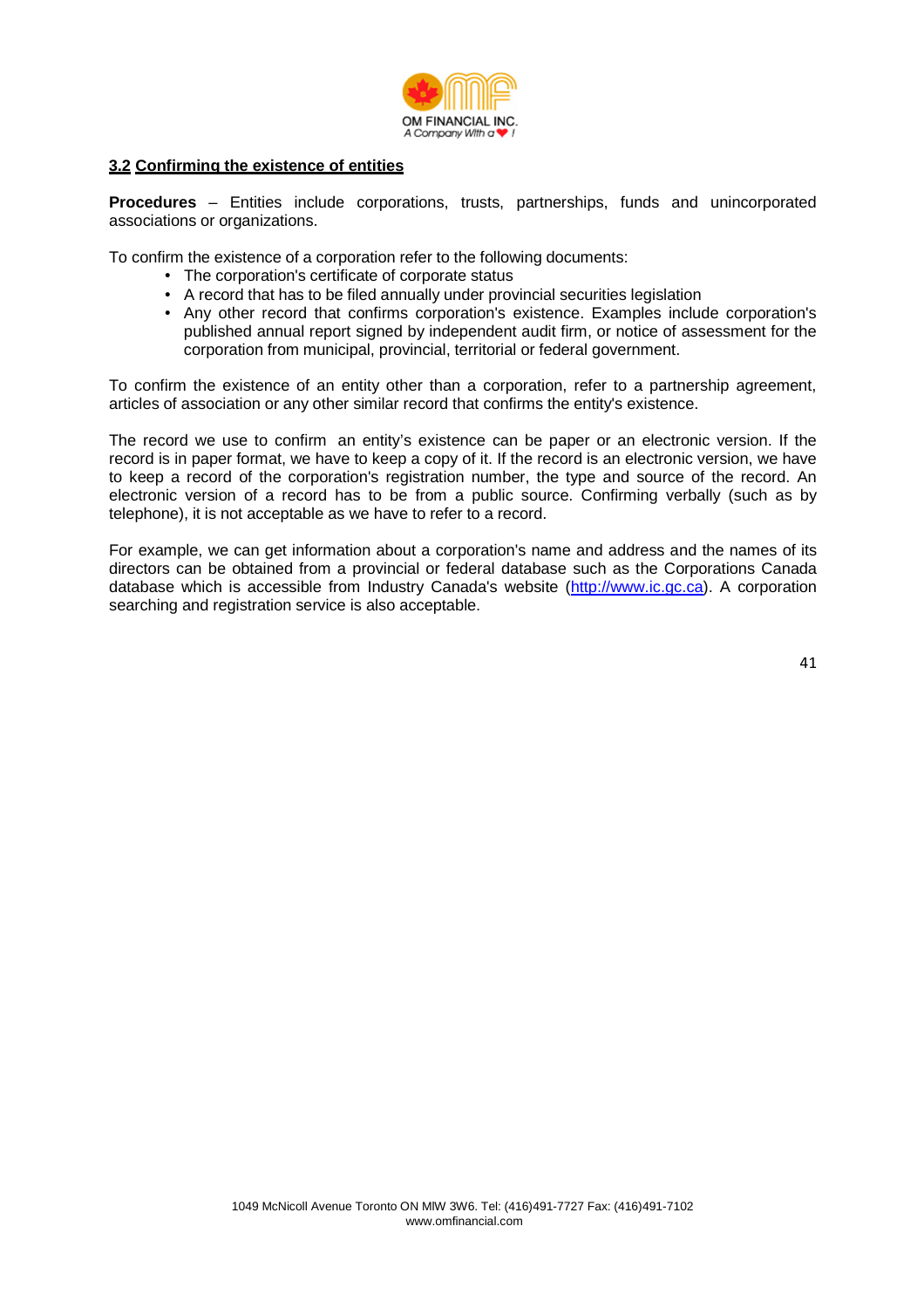### 3.2 Confirming the existence of entities

**Procedures** – Entities include corporations, trusts, partnerships, funds and unincorporated associations or organizations.

To confirm the existence of a corporation refer to the following documents:

- The corporation's certificate of corporate status
- A record that has to be filed annually under provincial securities legislation
- Any other record that confirms corporation's existence. Examples include corporation's published annual report signed by independent audit firm, or notice of assessment for the corporation from municipal, provincial, territorial or federal government.

To confirm the existence of an entity other than a corporation, refer to a partnership agreement, articles of association or any other similar record that confirms the entity's existence.

The record we use to confirm an entity's existence can be paper or an electronic version. If the record is in paper format, we have to keep a copy of it. If the record is an electronic version, we have to keep a record of the corporation's registration number, the type and source of the record. An electronic version of a record has to be from a public source. Confirming verbally (such as by telephone), it is not acceptable as we have to refer to a record.

For example, we can get information about a corporation's name and address and the names of its directors can be obtained from a provincial or federal database such as the Corporations Canada database which is accessible from Industry Canada's website (http://www.ic.gc.ca). A corporation searching and registration service is also acceptable.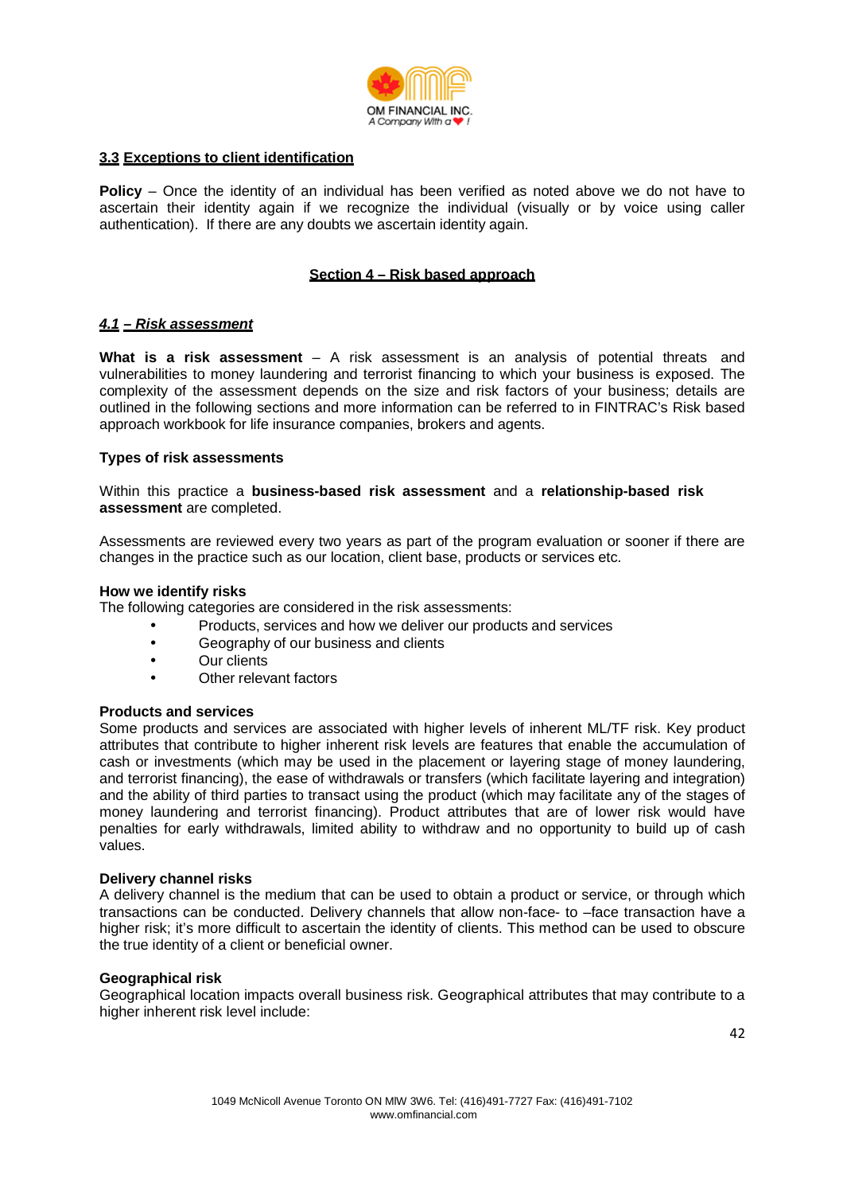### 3.3 Exceptions to client identification

**Policy** – Once the identity of an individual has been verified as noted above we do not have to ascertain their identity again if we recognize the individual (visually or by voice using caller authentication). If there are any doubts we ascertain identity again.

## Section 4 – Risk based approach

### *4.1 – Risk assessment*

**What is a risk assessment** – A risk assessment is an analysis of potential threats and vulnerabilities to money laundering and terrorist financing to which your business is exposed. The complexity of the assessment depends on the size and risk factors of your business; details are outlined in the following sections and more information can be referred to in FINTRAC's Risk based approach workbook for life insurance companies, brokers and agents.

**Types of risk assessments**

Within this practice a **business-based risk assessment** and a **relationship-based risk assessment** are completed.

Assessments are reviewed every two years as part of the program evaluation or sooner if there are changes in the practice such as our location, client base, products or services etc.

**How we identify risks**

The following categories are considered in the risk assessments:

- Products, services and how we deliver our products and services
- Geography of our business and clients
- Our clients
- Other relevant factors

**Products and services**

Some products and services are associated with higher levels of inherent ML/TF risk. Key product attributes that contribute to higher inherent risk levels are features that enable the accumulation of cash or investments (which may be used in the placement or layering stage of money laundering, and terrorist financing), the ease of withdrawals or transfers (which facilitate layering and integration) and the ability of third parties to transact using the product (which may facilitate any of the stages of money laundering and terrorist financing). Product attributes that are of lower risk would have penalties for early withdrawals, limited ability to withdraw and no opportunity to build up of cash values.

**Delivery channel risks**

A delivery channel is the medium that can be used to obtain a product or service, or through which transactions can be conducted. Delivery channels that allow non-face- to –face transaction have a higher risk; it's more difficult to ascertain the identity of clients. This method can be used to obscure the true identity of a client or beneficial owner.

**Geographical risk**

Geographical location impacts overall business risk. Geographical attributes that may contribute to a higher inherent risk level include: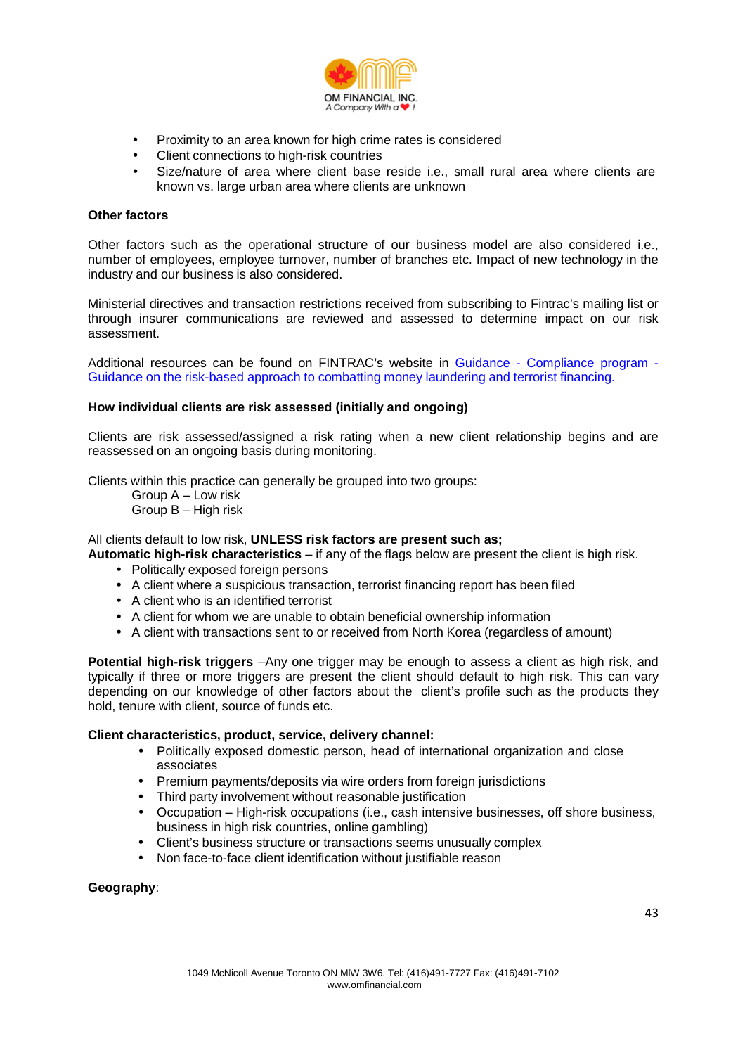- Proximity to an area known for high crime rates is considered
- Client connections to high-risk countries
- Size/nature of area where client base reside i.e., small rural area where clients are known vs. large urban area where clients are unknown

**Other factors**

Other factors such as the operational structure of our business model are also considered i.e., number of employees, employee turnover, number of branches etc. Impact of new technology in the industry and our business is also considered.

Ministerial directives and transaction restrictions received from subscribing to Fintrac's mailing list or through insurer communications are reviewed and assessed to determine impact on our risk assessment.

Additional resources can be found on FINTRAC's website in Guidance - Compliance program - Guidance on the risk-based approach to combatting money laundering and terrorist financing.

**How individual clients are risk assessed (initially and ongoing)**

Clients are risk assessed/assigned a risk rating when a new client relationship begins and are reassessed on an ongoing basis during monitoring.

Clients within this practice can generally be grouped into two groups:
Group A – Low risk
Group B – High risk

All clients default to low risk, **UNLESS risk factors are present such as;**
**Automatic high-risk characteristics** – if any of the flags below are present the client is high risk.

- Politically exposed foreign persons
- A client where a suspicious transaction, terrorist financing report has been filed
- A client who is an identified terrorist
- A client for whom we are unable to obtain beneficial ownership information
- A client with transactions sent to or received from North Korea (regardless of amount)

**Potential high-risk triggers** –Any one trigger may be enough to assess a client as high risk, and typically if three or more triggers are present the client should default to high risk. This can vary depending on our knowledge of other factors about the client's profile such as the products they hold, tenure with client, source of funds etc.

**Client characteristics, product, service, delivery channel:**

- Politically exposed domestic person, head of international organization and close associates
- Premium payments/deposits via wire orders from foreign jurisdictions
- Third party involvement without reasonable justification
- Occupation – High-risk occupations (i.e., cash intensive businesses, off shore business, business in high risk countries, online gambling)
- Client's business structure or transactions seems unusually complex
- Non face-to-face client identification without justifiable reason

**Geography**: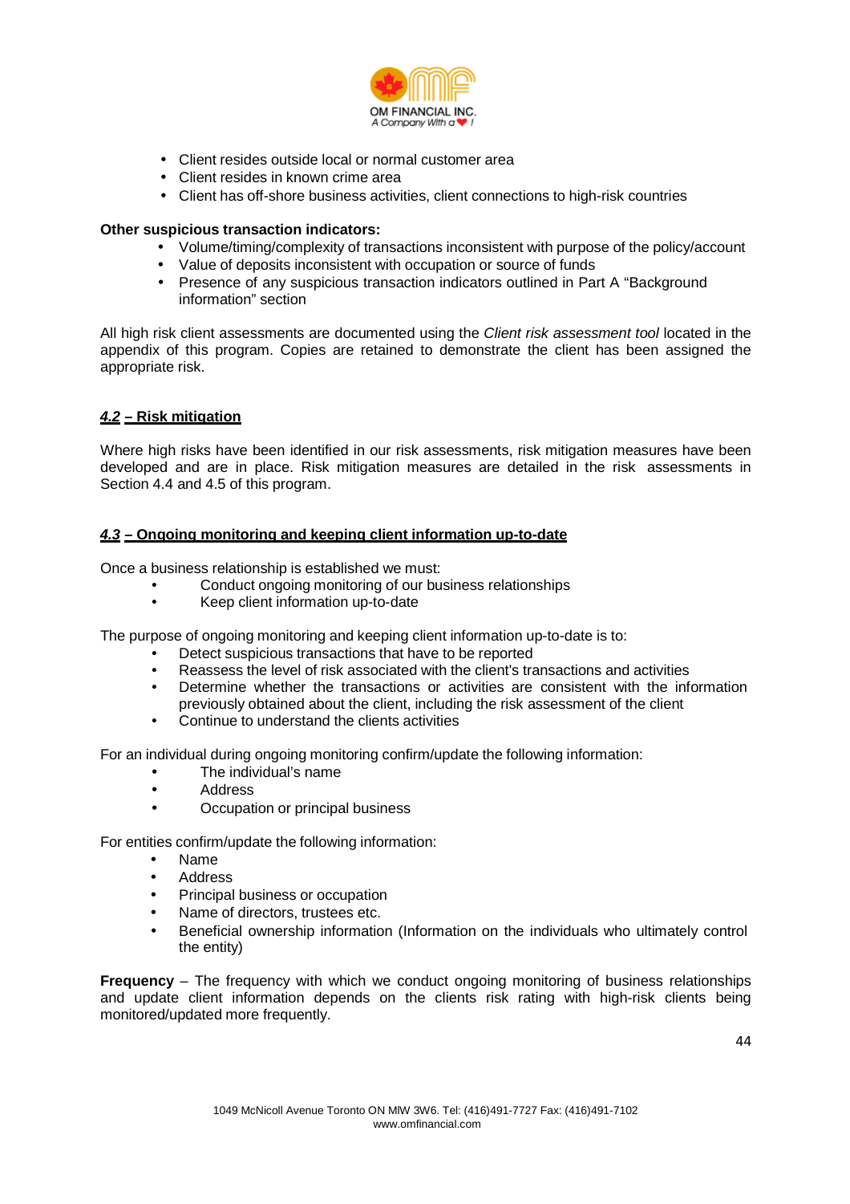- Client resides outside local or normal customer area
- Client resides in known crime area
- Client has off-shore business activities, client connections to high-risk countries

**Other suspicious transaction indicators:**

- Volume/timing/complexity of transactions inconsistent with purpose of the policy/account
- Value of deposits inconsistent with occupation or source of funds
- Presence of any suspicious transaction indicators outlined in Part A "Background information" section

All high risk client assessments are documented using the *Client risk assessment tool* located in the appendix of this program. Copies are retained to demonstrate the client has been assigned the appropriate risk.

## ***4.2*** – Risk mitigation

Where high risks have been identified in our risk assessments, risk mitigation measures have been developed and are in place. Risk mitigation measures are detailed in the risk assessments in Section 4.4 and 4.5 of this program.

## ***4.3*** – Ongoing monitoring and keeping client information up-to-date

Once a business relationship is established we must:

- Conduct ongoing monitoring of our business relationships
- Keep client information up-to-date

The purpose of ongoing monitoring and keeping client information up-to-date is to:

- Detect suspicious transactions that have to be reported
- Reassess the level of risk associated with the client's transactions and activities
- Determine whether the transactions or activities are consistent with the information previously obtained about the client, including the risk assessment of the client
- Continue to understand the clients activities

For an individual during ongoing monitoring confirm/update the following information:

- The individual's name
- Address
- Occupation or principal business

For entities confirm/update the following information:

- Name
- Address
- Principal business or occupation
- Name of directors, trustees etc.
- Beneficial ownership information (Information on the individuals who ultimately control the entity)

**Frequency** – The frequency with which we conduct ongoing monitoring of business relationships and update client information depends on the clients risk rating with high-risk clients being monitored/updated more frequently.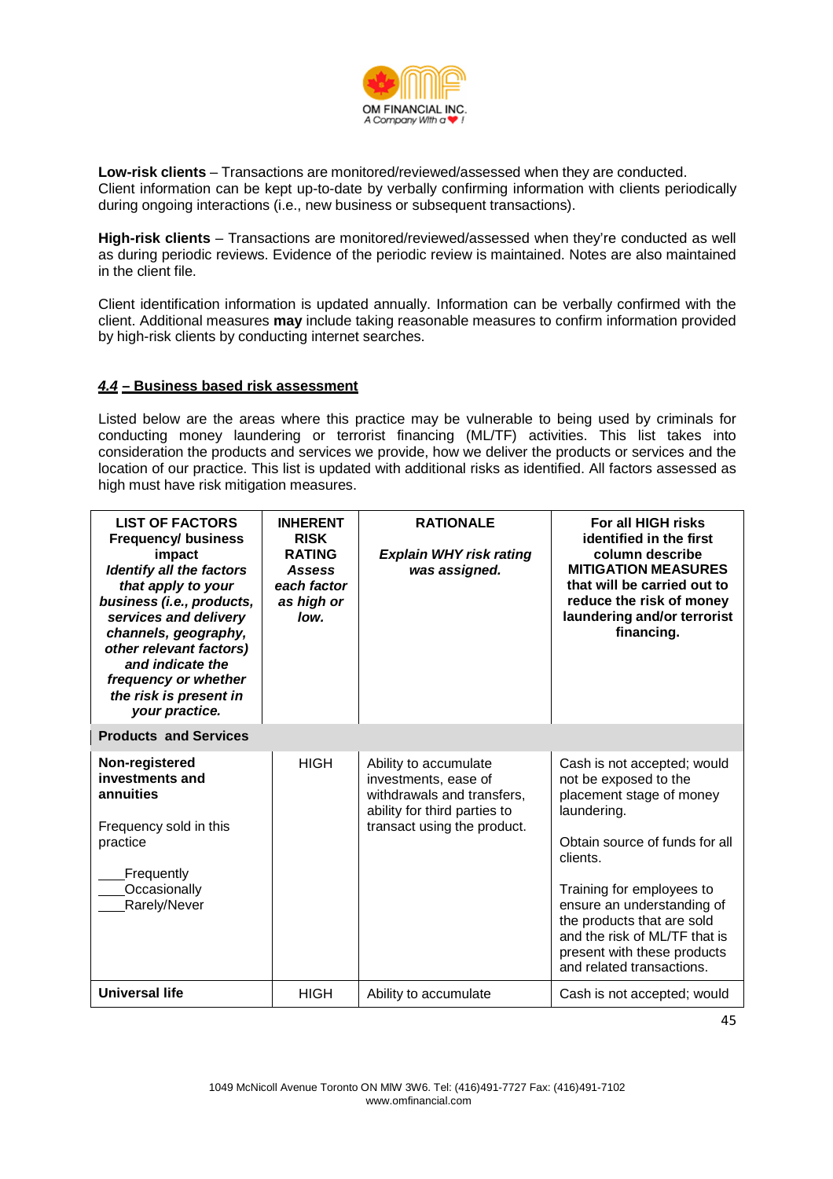**Low-risk clients** – Transactions are monitored/reviewed/assessed when they are conducted. Client information can be kept up-to-date by verbally confirming information with clients periodically during ongoing interactions (i.e., new business or subsequent transactions).

**High-risk clients** – Transactions are monitored/reviewed/assessed when they're conducted as well as during periodic reviews. Evidence of the periodic review is maintained. Notes are also maintained in the client file.

Client identification information is updated annually. Information can be verbally confirmed with the client. Additional measures **may** include taking reasonable measures to confirm information provided by high-risk clients by conducting internet searches.

### ***4.4*** **– Business based risk assessment**

Listed below are the areas where this practice may be vulnerable to being used by criminals for conducting money laundering or terrorist financing (ML/TF) activities. This list takes into consideration the products and services we provide, how we deliver the products or services and the location of our practice. This list is updated with additional risks as identified. All factors assessed as high must have risk mitigation measures.

| **LIST OF FACTORS Frequency/ business impact** ***Identify all the factors that apply to your business (i.e., products, services and delivery channels, geography, other relevant factors) and indicate the frequency or whether the risk is present in your practice.*** | **INHERENT RISK RATING** ***Assess each factor as high or low.*** | **RATIONALE** ***Explain WHY risk rating was assigned.*** | **For all HIGH risks identified in the first column describe MITIGATION MEASURES that will be carried out to reduce the risk of money laundering and/or terrorist financing.** |
|---|---|---|---|
| **Products and Services** | | | |
| **Non-registered investments and annuities**<br><br>Frequency sold in this practice<br><br>\_\_\_\_Frequently<br>\_\_\_\_Occasionally<br>\_\_\_\_Rarely/Never | HIGH | Ability to accumulate investments, ease of withdrawals and transfers, ability for third parties to transact using the product. | Cash is not accepted; would not be exposed to the placement stage of money laundering.<br><br>Obtain source of funds for all clients.<br><br>Training for employees to ensure an understanding of the products that are sold and the risk of ML/TF that is present with these products and related transactions. |
| **Universal life** | HIGH | Ability to accumulate | Cash is not accepted; would |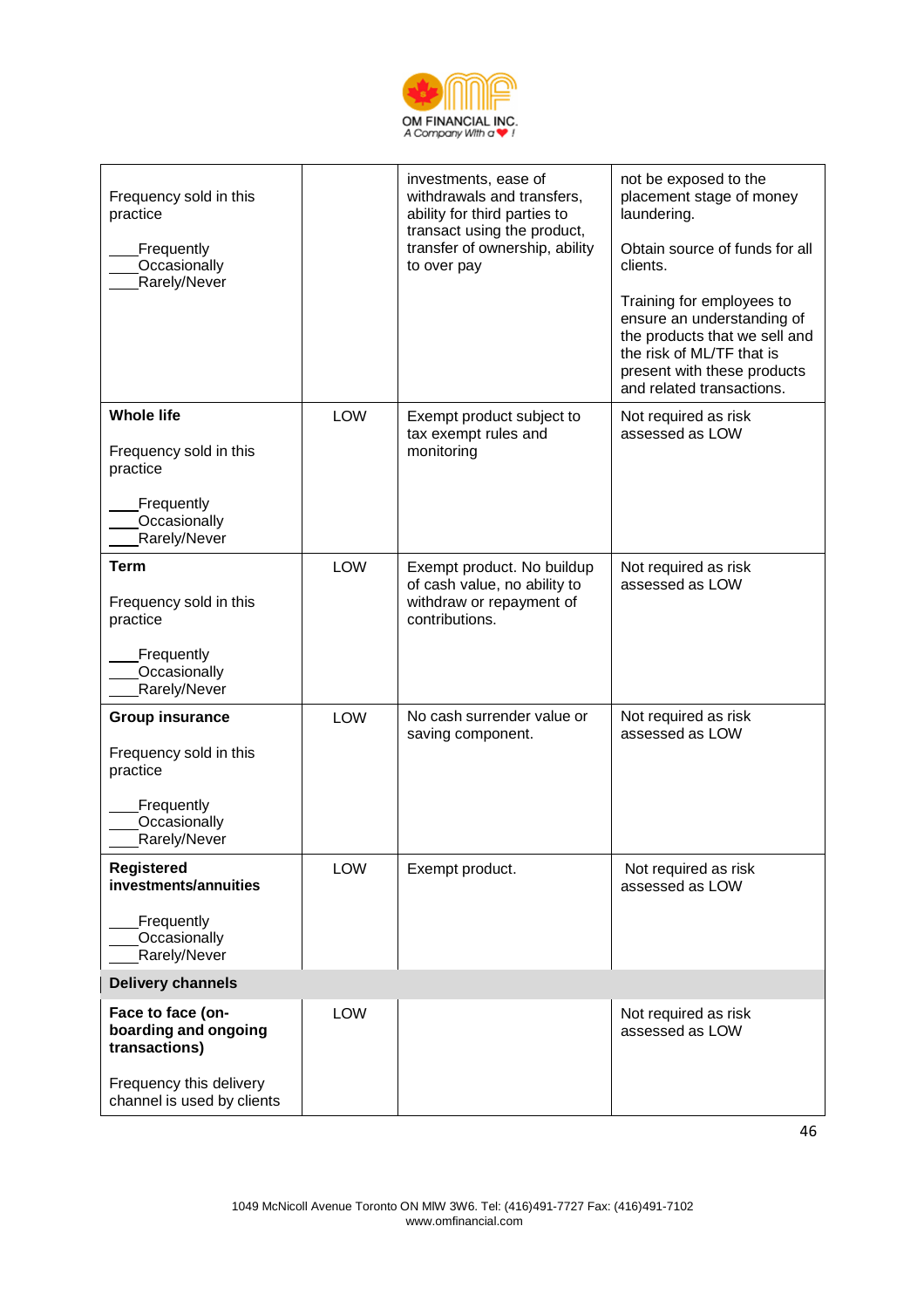| | | | |
|---|---|---|---|
| Frequency sold in this practice<br><br>\_\_\_\_Frequently<br>\_\_\_\_Occasionally<br>\_\_\_\_Rarely/Never | | investments, ease of withdrawals and transfers, ability for third parties to transact using the product, transfer of ownership, ability to over pay | not be exposed to the placement stage of money laundering.<br><br>Obtain source of funds for all clients.<br><br>Training for employees to ensure an understanding of the products that we sell and the risk of ML/TF that is present with these products and related transactions. |
| **Whole life**<br><br>Frequency sold in this practice<br><br>\_\_\_\_Frequently<br>\_\_\_\_Occasionally<br>\_\_\_\_Rarely/Never | LOW | Exempt product subject to tax exempt rules and monitoring | Not required as risk assessed as LOW |
| **Term**<br><br>Frequency sold in this practice<br><br>\_\_\_\_Frequently<br>\_\_\_\_Occasionally<br>\_\_\_\_Rarely/Never | LOW | Exempt product. No buildup of cash value, no ability to withdraw or repayment of contributions. | Not required as risk assessed as LOW |
| **Group insurance**<br><br>Frequency sold in this practice<br><br>\_\_\_\_Frequently<br>\_\_\_\_Occasionally<br>\_\_\_\_Rarely/Never | LOW | No cash surrender value or saving component. | Not required as risk assessed as LOW |
| **Registered investments/annuities**<br><br>\_\_\_\_Frequently<br>\_\_\_\_Occasionally<br>\_\_\_\_Rarely/Never | LOW | Exempt product. | Not required as risk assessed as LOW |
| **Delivery channels** | | | |
| **Face to face (on-boarding and ongoing transactions)**<br><br>Frequency this delivery channel is used by clients | LOW | | Not required as risk assessed as LOW |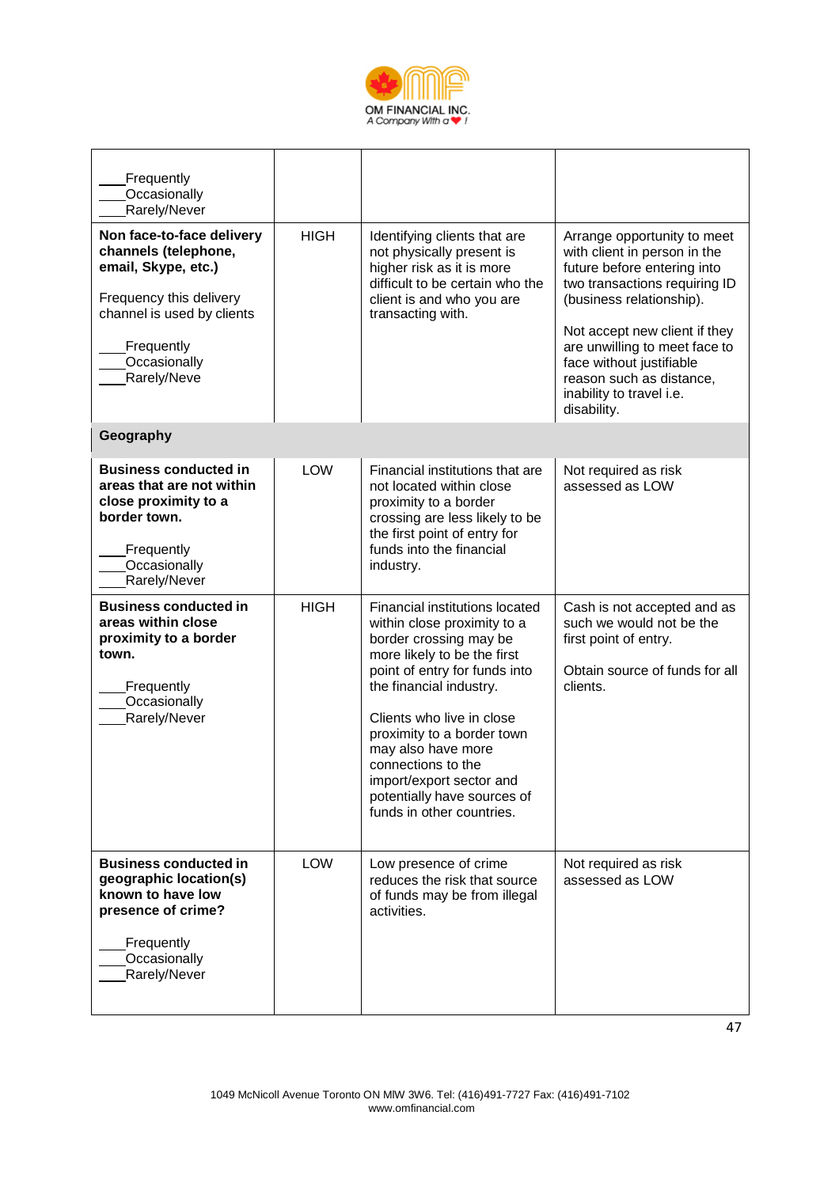| | | | |
|---|---|---|---|
| \_\_\_\_Frequently<br>\_\_\_\_Occasionally<br>\_\_\_\_Rarely/Never | | | |
| **Non face-to-face delivery channels (telephone, email, Skype, etc.)**<br><br>Frequency this delivery channel is used by clients<br><br>\_\_\_\_Frequently<br>\_\_\_\_Occasionally<br>\_\_\_\_Rarely/Neve | HIGH | Identifying clients that are not physically present is higher risk as it is more difficult to be certain who the client is and who you are transacting with. | Arrange opportunity to meet with client in person in the future before entering into two transactions requiring ID (business relationship).<br><br>Not accept new client if they are unwilling to meet face to face without justifiable reason such as distance, inability to travel i.e. disability. |
| **Geography** | | | |
| **Business conducted in areas that are not within close proximity to a border town.**<br><br>\_\_\_\_Frequently<br>\_\_\_\_Occasionally<br>\_\_\_\_Rarely/Never | LOW | Financial institutions that are not located within close proximity to a border crossing are less likely to be the first point of entry for funds into the financial industry. | Not required as risk assessed as LOW |
| **Business conducted in areas within close proximity to a border town.**<br><br>\_\_\_\_Frequently<br>\_\_\_\_Occasionally<br>\_\_\_\_Rarely/Never | HIGH | Financial institutions located within close proximity to a border crossing may be more likely to be the first point of entry for funds into the financial industry.<br><br>Clients who live in close proximity to a border town may also have more connections to the import/export sector and potentially have sources of funds in other countries. | Cash is not accepted and as such we would not be the first point of entry.<br><br>Obtain source of funds for all clients. |
| **Business conducted in geographic location(s) known to have low presence of crime?**<br><br>\_\_\_\_Frequently<br>\_\_\_\_Occasionally<br>\_\_\_\_Rarely/Never | LOW | Low presence of crime reduces the risk that source of funds may be from illegal activities. | Not required as risk assessed as LOW |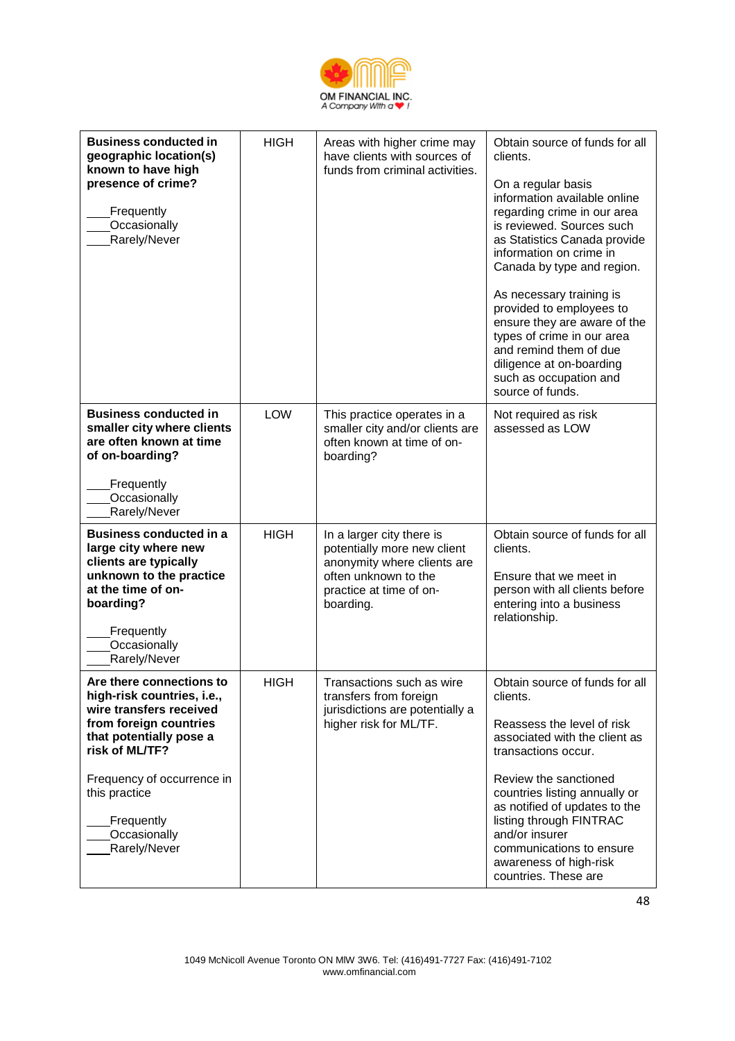| | | | |
|---|---|---|---|
| **Business conducted in geographic location(s) known to have high presence of crime?**<br><br>\_\_\_\_Frequently<br>\_\_\_\_Occasionally<br>\_\_\_\_Rarely/Never | HIGH | Areas with higher crime may have clients with sources of funds from criminal activities. | Obtain source of funds for all clients.<br><br>On a regular basis information available online regarding crime in our area is reviewed. Sources such as Statistics Canada provide information on crime in Canada by type and region.<br><br>As necessary training is provided to employees to ensure they are aware of the types of crime in our area and remind them of due diligence at on-boarding such as occupation and source of funds. |
| **Business conducted in smaller city where clients are often known at time of on-boarding?**<br><br>\_\_\_\_Frequently<br>\_\_\_\_Occasionally<br>\_\_\_\_Rarely/Never | LOW | This practice operates in a smaller city and/or clients are often known at time of on-boarding? | Not required as risk assessed as LOW |
| **Business conducted in a large city where new clients are typically unknown to the practice at the time of on-boarding?**<br><br>\_\_\_\_Frequently<br>\_\_\_\_Occasionally<br>\_\_\_\_Rarely/Never | HIGH | In a larger city there is potentially more new client anonymity where clients are often unknown to the practice at time of on-boarding. | Obtain source of funds for all clients.<br><br>Ensure that we meet in person with all clients before entering into a business relationship. |
| **Are there connections to high-risk countries, i.e., wire transfers received from foreign countries that potentially pose a risk of ML/TF?**<br><br>Frequency of occurrence in this practice<br><br>\_\_\_\_Frequently<br>\_\_\_\_Occasionally<br>\_\_\_\_Rarely/Never | HIGH | Transactions such as wire transfers from foreign jurisdictions are potentially a higher risk for ML/TF. | Obtain source of funds for all clients.<br><br>Reassess the level of risk associated with the client as transactions occur.<br><br>Review the sanctioned countries listing annually or as notified of updates to the listing through FINTRAC and/or insurer communications to ensure awareness of high-risk countries. These are |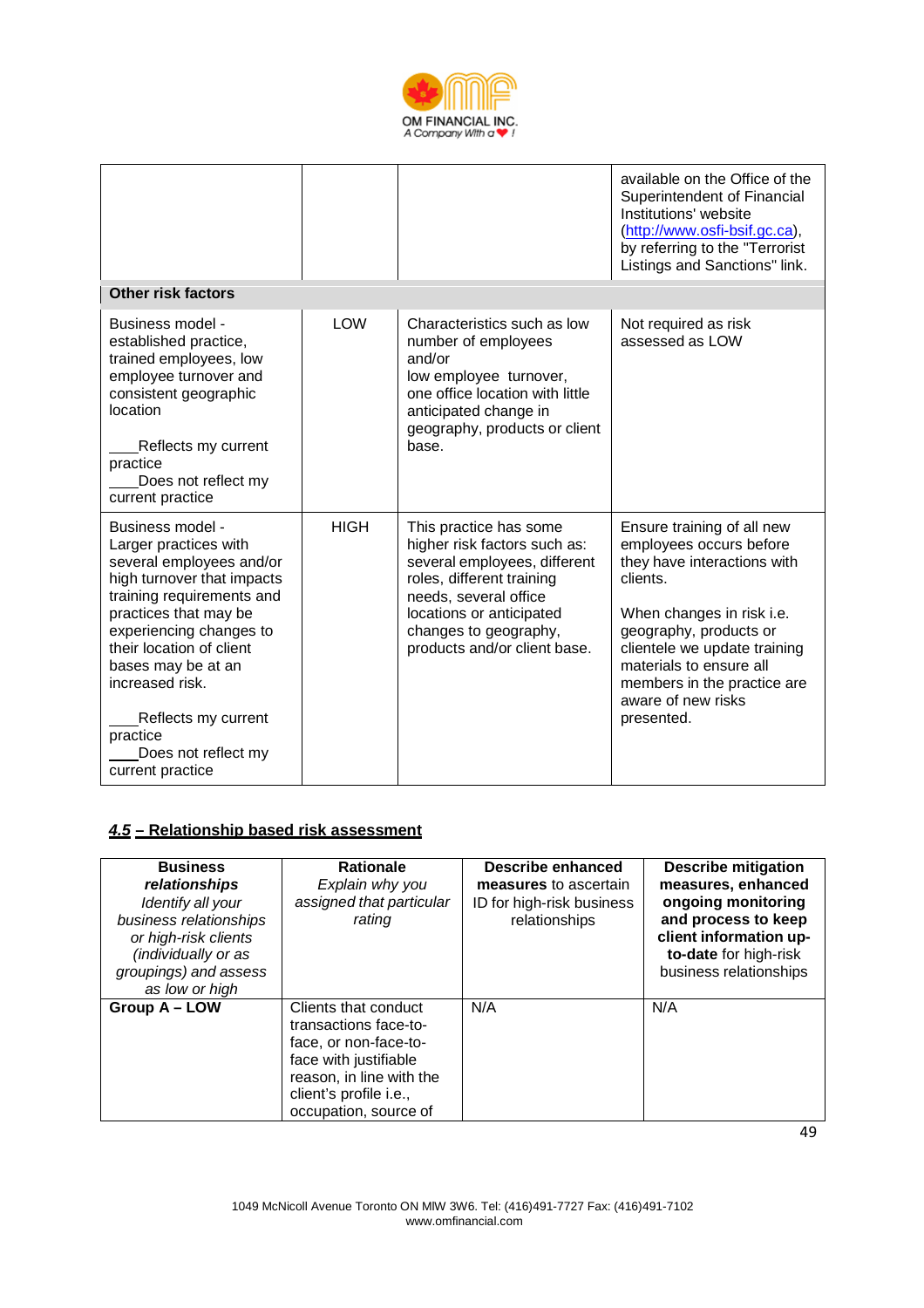| | | | |
|---|---|---|---|
| | | | available on the Office of the Superintendent of Financial Institutions' website (http://www.osfi-bsif.gc.ca), by referring to the "Terrorist Listings and Sanctions" link. |
| **Other risk factors** | | | |
| Business model - established practice, trained employees, low employee turnover and consistent geographic location<br><br>\_\_\_\_Reflects my current practice<br>\_\_\_\_Does not reflect my current practice | LOW | Characteristics such as low number of employees and/or low employee turnover, one office location with little anticipated change in geography, products or client base. | Not required as risk assessed as LOW |
| Business model - Larger practices with several employees and/or high turnover that impacts training requirements and practices that may be experiencing changes to their location of client bases may be at an increased risk.<br><br>\_\_\_\_Reflects my current practice<br>\_\_\_\_Does not reflect my current practice | HIGH | This practice has some higher risk factors such as: several employees, different roles, different training needs, several office locations or anticipated changes to geography, products and/or client base. | Ensure training of all new employees occurs before they have interactions with clients.<br><br>When changes in risk i.e. geography, products or clientele we update training materials to ensure all members in the practice are aware of new risks presented. |

## *4.5* – Relationship based risk assessment

| **Business *relationships*** *Identify all your business relationships or high-risk clients (individually or as groupings) and assess as low or high* | **Rationale** *Explain why you assigned that particular rating* | **Describe enhanced measures** to ascertain ID for high-risk business relationships | **Describe mitigation measures, enhanced ongoing monitoring and process to keep client information up-to-date** for high-risk business relationships |
|---|---|---|---|
| **Group A – LOW** | Clients that conduct transactions face-to-face, or non-face-to-face with justifiable reason, in line with the client's profile i.e., occupation, source of | N/A | N/A |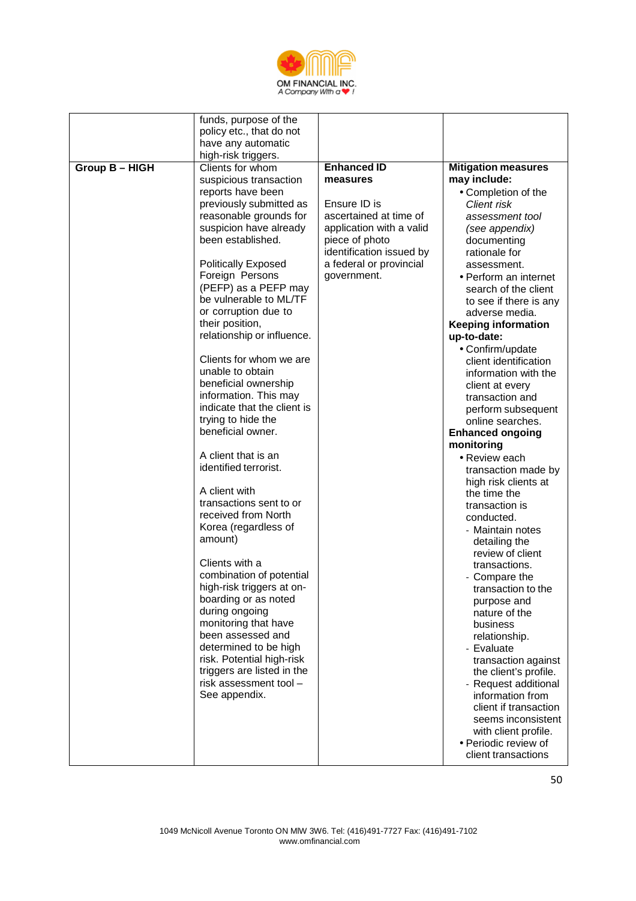| | | | |
|---|---|---|---|
| | funds, purpose of the policy etc., that do not have any automatic high-risk triggers. | | |
| **Group B – HIGH** | Clients for whom suspicious transaction reports have been previously submitted as reasonable grounds for suspicion have already been established.<br><br>Politically Exposed Foreign Persons (PEFP) as a PEFP may be vulnerable to ML/TF or corruption due to their position, relationship or influence.<br><br>Clients for whom we are unable to obtain beneficial ownership information. This may indicate that the client is trying to hide the beneficial owner.<br><br>A client that is an identified terrorist.<br><br>A client with transactions sent to or received from North Korea (regardless of amount)<br><br>Clients with a combination of potential high-risk triggers at on-boarding or as noted during ongoing monitoring that have been assessed and determined to be high risk. Potential high-risk triggers are listed in the risk assessment tool – See appendix. | **Enhanced ID measures**<br><br>Ensure ID is ascertained at time of application with a valid piece of photo identification issued by a federal or provincial government. | **Mitigation measures may include:**<br>• Completion of the *Client risk assessment tool (see appendix)* documenting rationale for assessment.<br>• Perform an internet search of the client to see if there is any adverse media.<br>**Keeping information up-to-date:**<br>• Confirm/update client identification information with the client at every transaction and perform subsequent online searches.<br>**Enhanced ongoing monitoring**<br>• Review each transaction made by high risk clients at the time the transaction is conducted.<br>- Maintain notes detailing the review of client transactions.<br>- Compare the transaction to the purpose and nature of the business relationship.<br>- Evaluate transaction against the client's profile.<br>- Request additional information from client if transaction seems inconsistent with client profile.<br>• Periodic review of client transactions |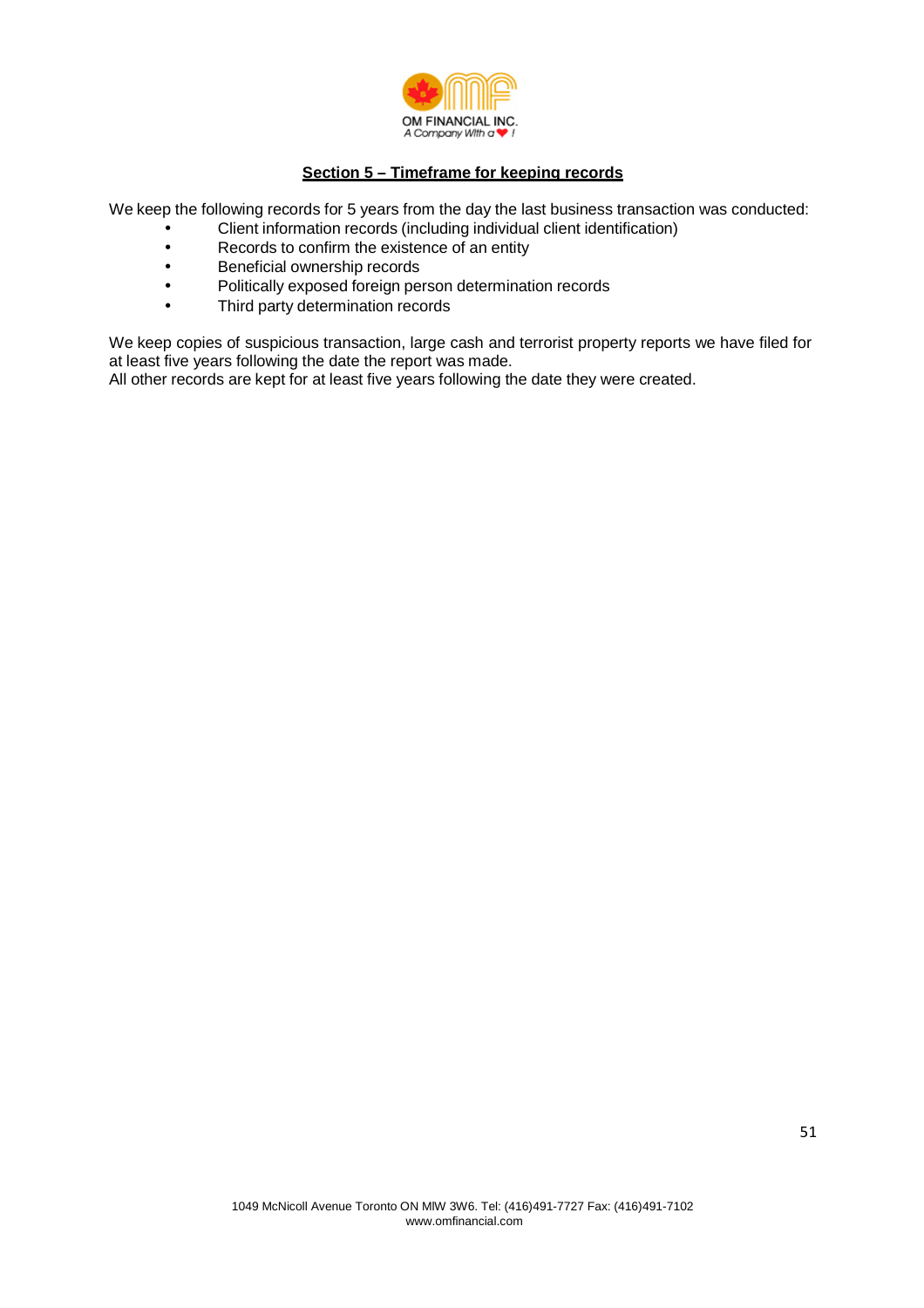## Section 5 – Timeframe for keeping records

We keep the following records for 5 years from the day the last business transaction was conducted:

- Client information records (including individual client identification)
- Records to confirm the existence of an entity
- Beneficial ownership records
- Politically exposed foreign person determination records
- Third party determination records

We keep copies of suspicious transaction, large cash and terrorist property reports we have filed for at least five years following the date the report was made.
All other records are kept for at least five years following the date they were created.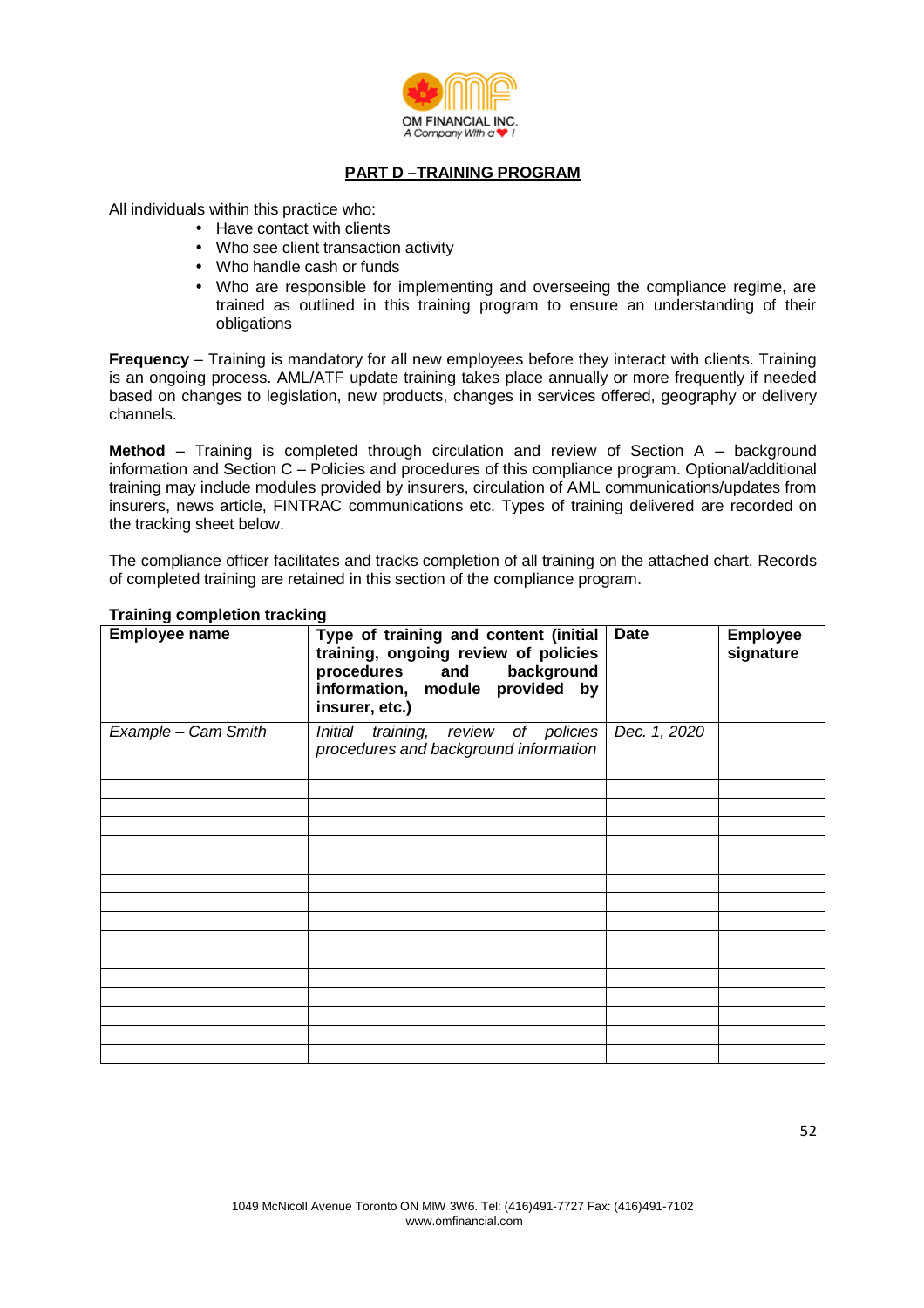## PART D –TRAINING PROGRAM

All individuals within this practice who:

- Have contact with clients
- Who see client transaction activity
- Who handle cash or funds
- Who are responsible for implementing and overseeing the compliance regime, are trained as outlined in this training program to ensure an understanding of their obligations

**Frequency** – Training is mandatory for all new employees before they interact with clients. Training is an ongoing process. AML/ATF update training takes place annually or more frequently if needed based on changes to legislation, new products, changes in services offered, geography or delivery channels.

**Method** – Training is completed through circulation and review of Section A – background information and Section C – Policies and procedures of this compliance program. Optional/additional training may include modules provided by insurers, circulation of AML communications/updates from insurers, news article, FINTRAC communications etc. Types of training delivered are recorded on the tracking sheet below.

The compliance officer facilitates and tracks completion of all training on the attached chart. Records of completed training are retained in this section of the compliance program.

**Training completion tracking**

| Employee name | Type of training and content (initial training, ongoing review of policies procedures and background information, module provided by insurer, etc.) | Date | Employee signature |
|---|---|---|---|
| *Example – Cam Smith* | *Initial training, review of policies procedures and background information* | *Dec. 1, 2020* | |
| | | | |
| | | | |
| | | | |
| | | | |
| | | | |
| | | | |
| | | | |
| | | | |
| | | | |
| | | | |
| | | | |
| | | | |
| | | | |
| | | | |
| | | | |
| | | | |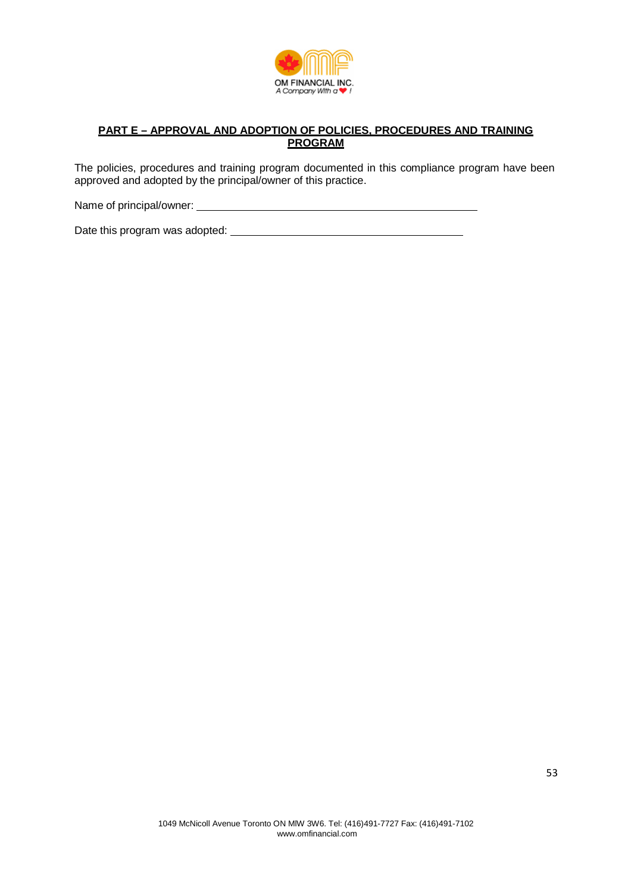## PART E – APPROVAL AND ADOPTION OF POLICIES, PROCEDURES AND TRAINING PROGRAM

The policies, procedures and training program documented in this compliance program have been approved and adopted by the principal/owner of this practice.

Name of principal/owner: ______________________________________________

Date this program was adopted: ________________________________________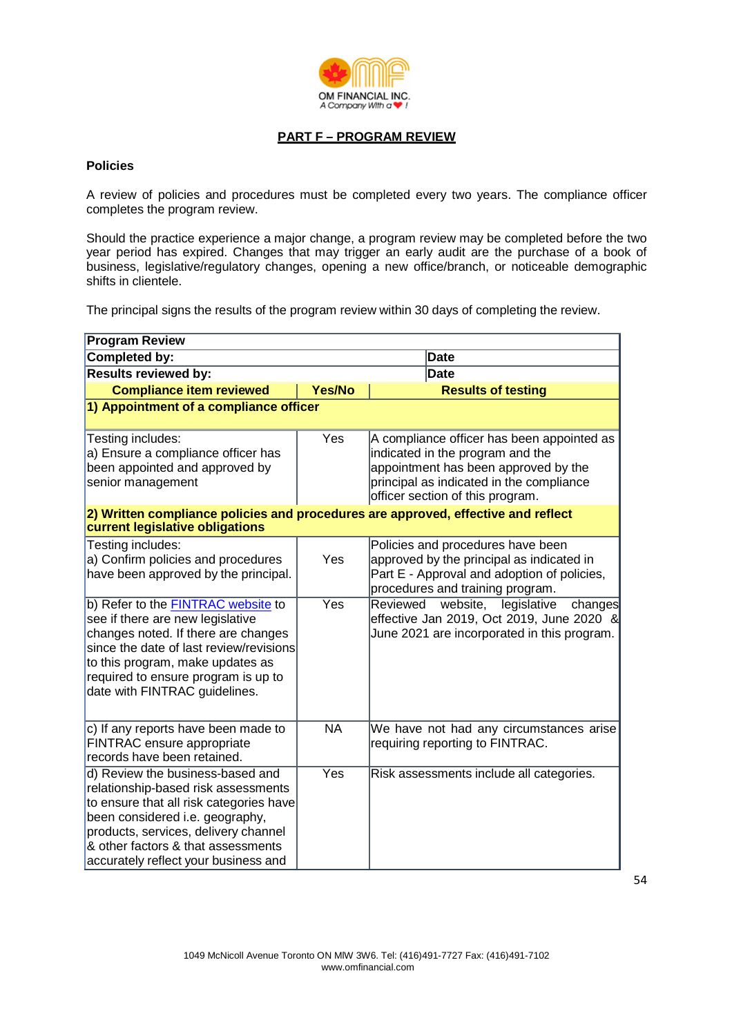## PART F – PROGRAM REVIEW

### Policies

A review of policies and procedures must be completed every two years. The compliance officer completes the program review.

Should the practice experience a major change, a program review may be completed before the two year period has expired. Changes that may trigger an early audit are the purchase of a book of business, legislative/regulatory changes, opening a new office/branch, or noticeable demographic shifts in clientele.

The principal signs the results of the program review within 30 days of completing the review.

| **Program Review** | | |
|---|---|---|
| **Completed by:** | | **Date** |
| **Results reviewed by:** | | **Date** |
| **Compliance item reviewed** | **Yes/No** | **Results of testing** |
| **1) Appointment of a compliance officer** | | |
| Testing includes:<br>a) Ensure a compliance officer has been appointed and approved by senior management | Yes | A compliance officer has been appointed as indicated in the program and the appointment has been approved by the principal as indicated in the compliance officer section of this program. |
| **2) Written compliance policies and procedures are approved, effective and reflect current legislative obligations** | | |
| Testing includes:<br>a) Confirm policies and procedures have been approved by the principal. | Yes | Policies and procedures have been approved by the principal as indicated in Part E - Approval and adoption of policies, procedures and training program. |
| b) Refer to the FINTRAC website to see if there are new legislative changes noted. If there are changes since the date of last review/revisions to this program, make updates as required to ensure program is up to date with FINTRAC guidelines. | Yes | Reviewed website, legislative changes effective Jan 2019, Oct 2019, June 2020 & June 2021 are incorporated in this program. |
| c) If any reports have been made to FINTRAC ensure appropriate records have been retained. | NA | We have not had any circumstances arise requiring reporting to FINTRAC. |
| d) Review the business-based and relationship-based risk assessments to ensure that all risk categories have been considered i.e. geography, products, services, delivery channel & other factors & that assessments accurately reflect your business and | Yes | Risk assessments include all categories. |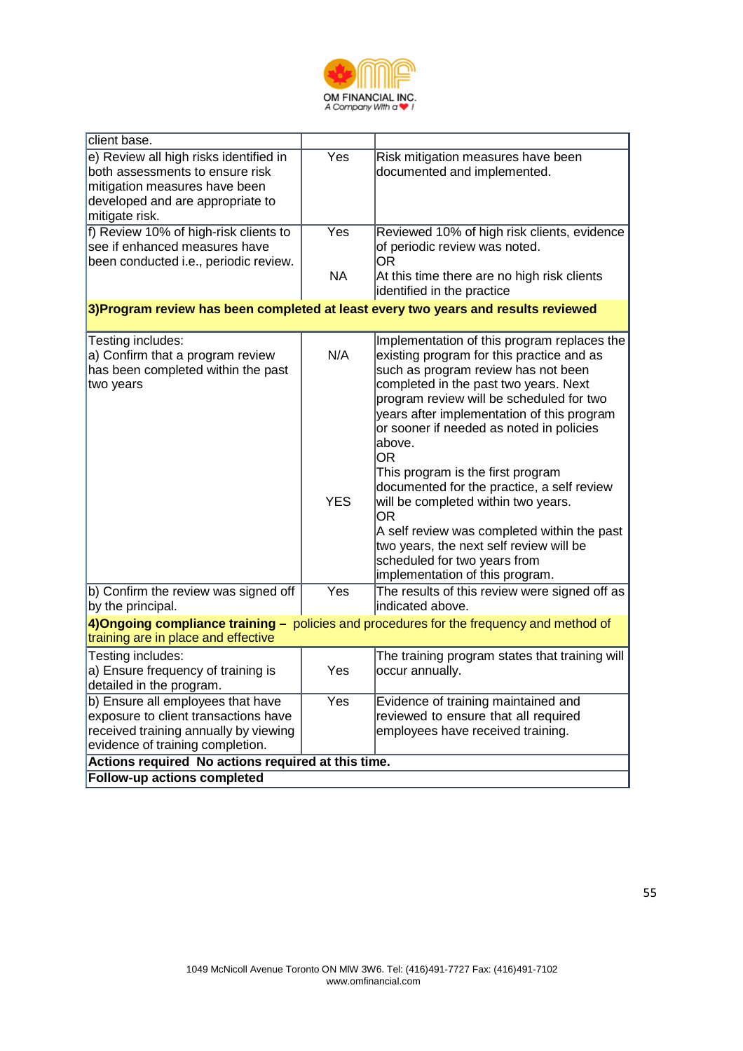| | | |
|---|---|---|
| client base. | | |
| e) Review all high risks identified in both assessments to ensure risk mitigation measures have been developed and are appropriate to mitigate risk. | Yes | Risk mitigation measures have been documented and implemented. |
| f) Review 10% of high-risk clients to see if enhanced measures have been conducted i.e., periodic review. | Yes<br><br>NA | Reviewed 10% of high risk clients, evidence of periodic review was noted.<br>OR<br>At this time there are no high risk clients identified in the practice |
| **3)Program review has been completed at least every two years and results reviewed** | | |
| Testing includes:<br>a) Confirm that a program review has been completed within the past two years | N/A<br><br><br><br><br><br><br><br>YES | Implementation of this program replaces the existing program for this practice and as such as program review has not been completed in the past two years. Next program review will be scheduled for two years after implementation of this program or sooner if needed as noted in policies above.<br>OR<br>This program is the first program documented for the practice, a self review will be completed within two years.<br>OR<br>A self review was completed within the past two years, the next self review will be scheduled for two years from implementation of this program. |
| b) Confirm the review was signed off by the principal. | Yes | The results of this review were signed off as indicated above. |
| **4)Ongoing compliance training –** policies and procedures for the frequency and method of training are in place and effective | | |
| Testing includes:<br>a) Ensure frequency of training is detailed in the program. | Yes | The training program states that training will occur annually. |
| b) Ensure all employees that have exposure to client transactions have received training annually by viewing evidence of training completion. | Yes | Evidence of training maintained and reviewed to ensure that all required employees have received training. |
| **Actions required No actions required at this time.** | | |
| **Follow-up actions completed** | | |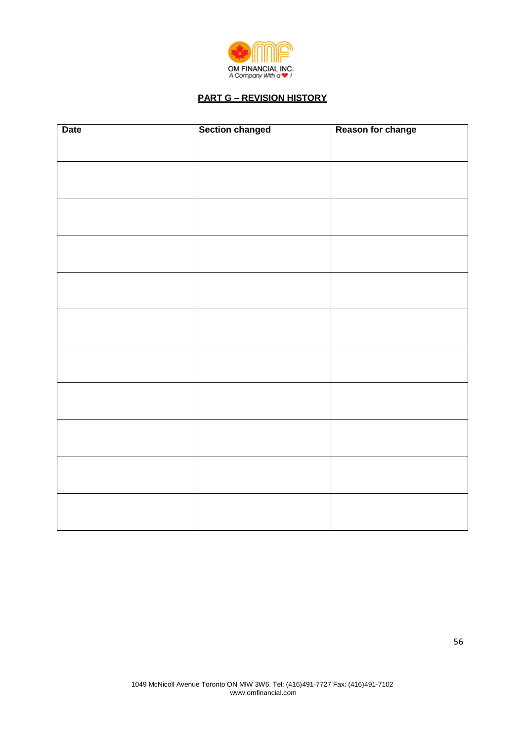## PART G – REVISION HISTORY

| Date | Section changed | Reason for change |
|---|---|---|
| | | |
| | | |
| | | |
| | | |
| | | |
| | | |
| | | |
| | | |
| | | |
| | | |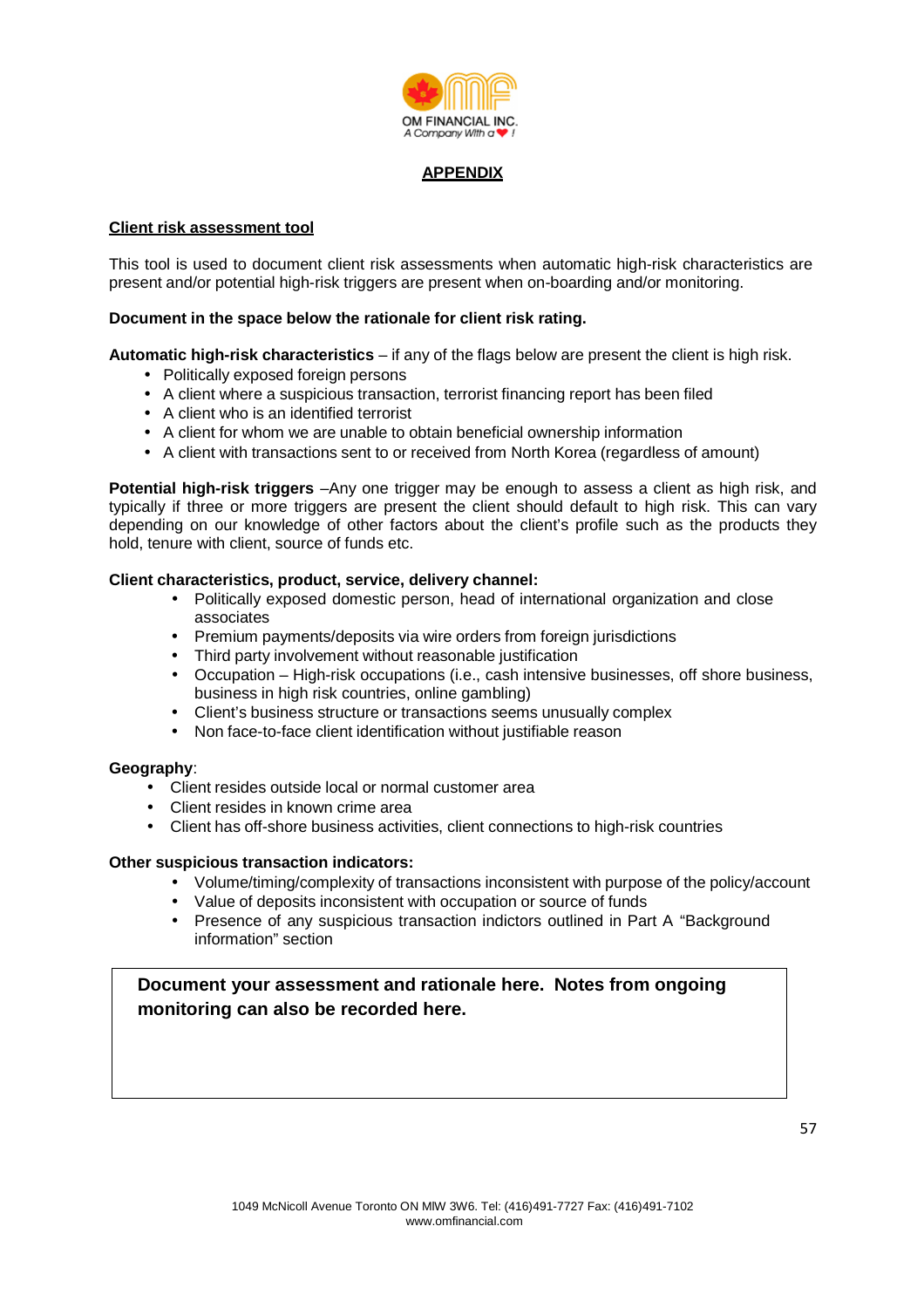# APPENDIX

## Client risk assessment tool

This tool is used to document client risk assessments when automatic high-risk characteristics are present and/or potential high-risk triggers are present when on-boarding and/or monitoring.

**Document in the space below the rationale for client risk rating.**

**Automatic high-risk characteristics** – if any of the flags below are present the client is high risk.

- Politically exposed foreign persons
- A client where a suspicious transaction, terrorist financing report has been filed
- A client who is an identified terrorist
- A client for whom we are unable to obtain beneficial ownership information
- A client with transactions sent to or received from North Korea (regardless of amount)

**Potential high-risk triggers** –Any one trigger may be enough to assess a client as high risk, and typically if three or more triggers are present the client should default to high risk. This can vary depending on our knowledge of other factors about the client's profile such as the products they hold, tenure with client, source of funds etc.

**Client characteristics, product, service, delivery channel:**

- Politically exposed domestic person, head of international organization and close associates
- Premium payments/deposits via wire orders from foreign jurisdictions
- Third party involvement without reasonable justification
- Occupation – High-risk occupations (i.e., cash intensive businesses, off shore business, business in high risk countries, online gambling)
- Client's business structure or transactions seems unusually complex
- Non face-to-face client identification without justifiable reason

**Geography**:

- Client resides outside local or normal customer area
- Client resides in known crime area
- Client has off-shore business activities, client connections to high-risk countries

**Other suspicious transaction indicators:**

- Volume/timing/complexity of transactions inconsistent with purpose of the policy/account
- Value of deposits inconsistent with occupation or source of funds
- Presence of any suspicious transaction indictors outlined in Part A "Background information" section

| |
|---|
| **Document your assessment and rationale here. Notes from ongoing monitoring can also be recorded here.** |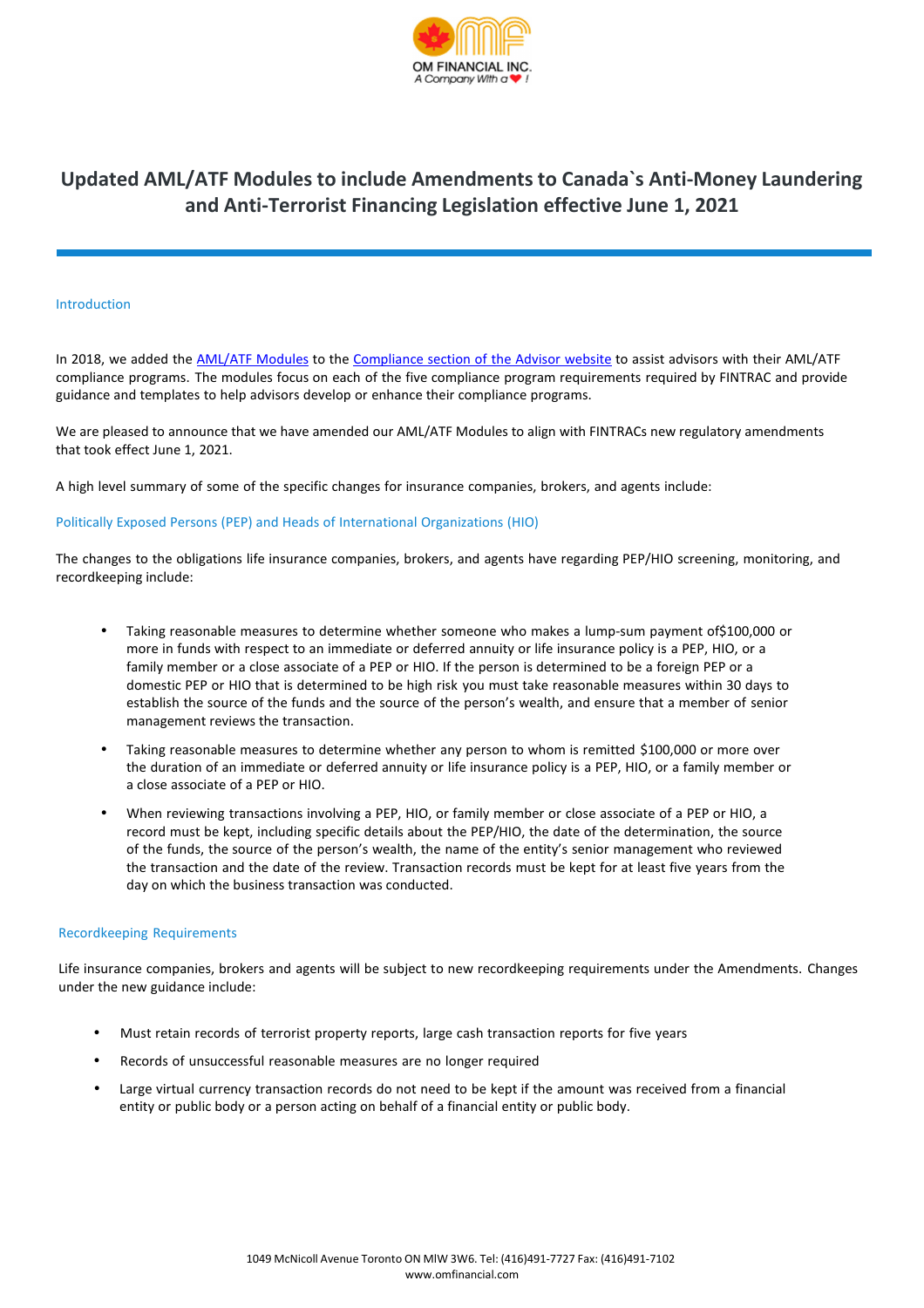OM FINANCIAL INC.
*A Company With a ❤ !*

# Updated AML/ATF Modules to include Amendments to Canada`s Anti-Money Laundering and Anti-Terrorist Financing Legislation effective June 1, 2021

## Introduction

In 2018, we added the AML/ATF Modules to the Compliance section of the Advisor website to assist advisors with their AML/ATF compliance programs. The modules focus on each of the five compliance program requirements required by FINTRAC and provide guidance and templates to help advisors develop or enhance their compliance programs.

We are pleased to announce that we have amended our AML/ATF Modules to align with FINTRACs new regulatory amendments that took effect June 1, 2021.

A high level summary of some of the specific changes for insurance companies, brokers, and agents include:

## Politically Exposed Persons (PEP) and Heads of International Organizations (HIO)

The changes to the obligations life insurance companies, brokers, and agents have regarding PEP/HIO screening, monitoring, and recordkeeping include:

- Taking reasonable measures to determine whether someone who makes a lump-sum payment of$100,000 or more in funds with respect to an immediate or deferred annuity or life insurance policy is a PEP, HIO, or a family member or a close associate of a PEP or HIO. If the person is determined to be a foreign PEP or a domestic PEP or HIO that is determined to be high risk you must take reasonable measures within 30 days to establish the source of the funds and the source of the person's wealth, and ensure that a member of senior management reviews the transaction.
- Taking reasonable measures to determine whether any person to whom is remitted $100,000 or more over the duration of an immediate or deferred annuity or life insurance policy is a PEP, HIO, or a family member or a close associate of a PEP or HIO.
- When reviewing transactions involving a PEP, HIO, or family member or close associate of a PEP or HIO, a record must be kept, including specific details about the PEP/HIO, the date of the determination, the source of the funds, the source of the person's wealth, the name of the entity's senior management who reviewed the transaction and the date of the review. Transaction records must be kept for at least five years from the day on which the business transaction was conducted.

## Recordkeeping Requirements

Life insurance companies, brokers and agents will be subject to new recordkeeping requirements under the Amendments. Changes under the new guidance include:

- Must retain records of terrorist property reports, large cash transaction reports for five years
- Records of unsuccessful reasonable measures are no longer required
- Large virtual currency transaction records do not need to be kept if the amount was received from a financial entity or public body or a person acting on behalf of a financial entity or public body.

1049 McNicoll Avenue Toronto ON MlW 3W6. Tel: (416)491-7727 Fax: (416)491-7102
www.omfinancial.com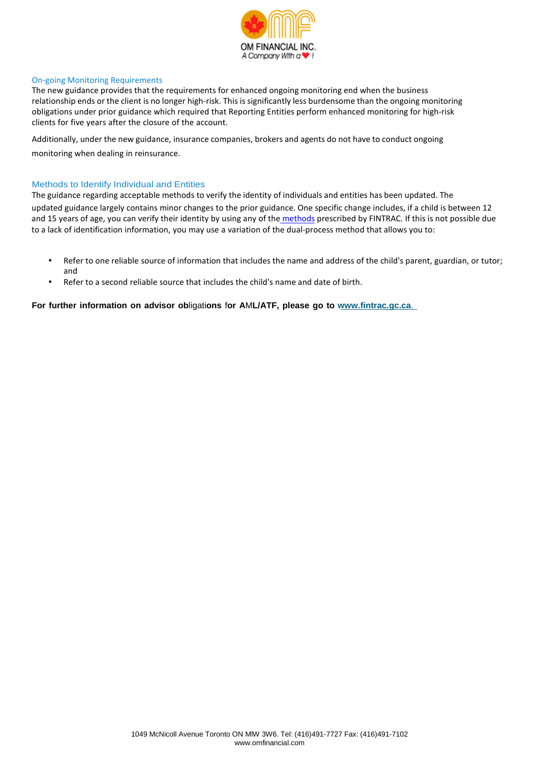### On-going Monitoring Requirements

The new guidance provides that the requirements for enhanced ongoing monitoring end when the business relationship ends or the client is no longer high-risk. This is significantly less burdensome than the ongoing monitoring obligations under prior guidance which required that Reporting Entities perform enhanced monitoring for high-risk clients for five years after the closure of the account.

Additionally, under the new guidance, insurance companies, brokers and agents do not have to conduct ongoing monitoring when dealing in reinsurance.

### Methods to Identify Individual and Entities

The guidance regarding acceptable methods to verify the identity of individuals and entities has been updated. The updated guidance largely contains minor changes to the prior guidance. One specific change includes, if a child is between 12 and 15 years of age, you can verify their identity by using any of the methods prescribed by FINTRAC. If this is not possible due to a lack of identification information, you may use a variation of the dual-process method that allows you to:

- Refer to one reliable source of information that includes the name and address of the child's parent, guardian, or tutor; and
- Refer to a second reliable source that includes the child's name and date of birth.

**For further information on advisor obligations for AML/ATF, please go to www.fintrac.gc.ca.**